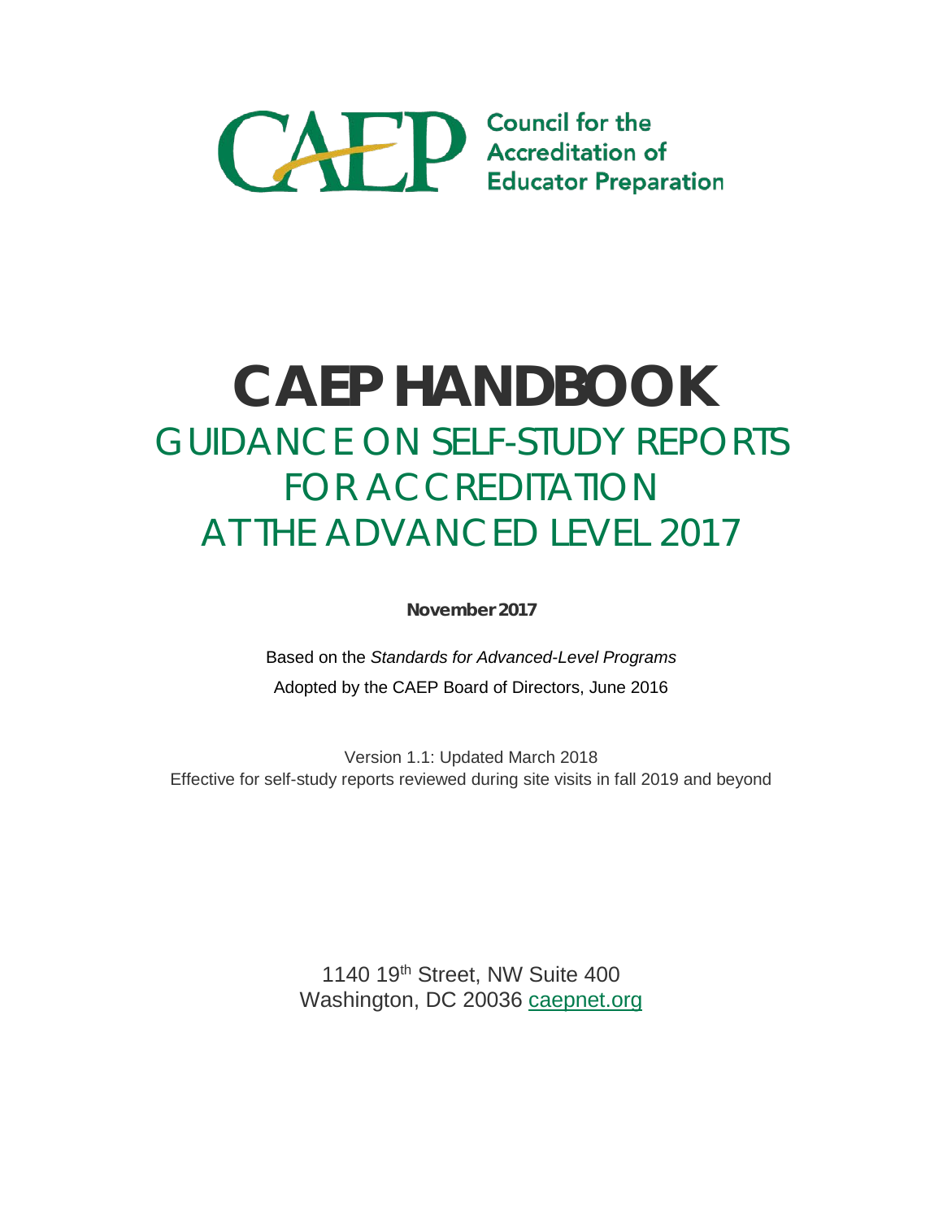CAEP Council for the Accreditation of Educator Preparation

# CAEP HANDBOOK

## GUIDANCE ON SELF-STUDY REPORTS FOR ACCREDITATION AT THE ADVANCED LEVEL 2017

**November 2017**

Based on the *Standards for Advanced-Level Programs*

Adopted by the CAEP Board of Directors, June 2016

Version 1.1: Updated March 2018

Effective for self-study reports reviewed during site visits in fall 2019 and beyond

1140 19th Street, NW Suite 400

Washington, DC 20036 caepnet.org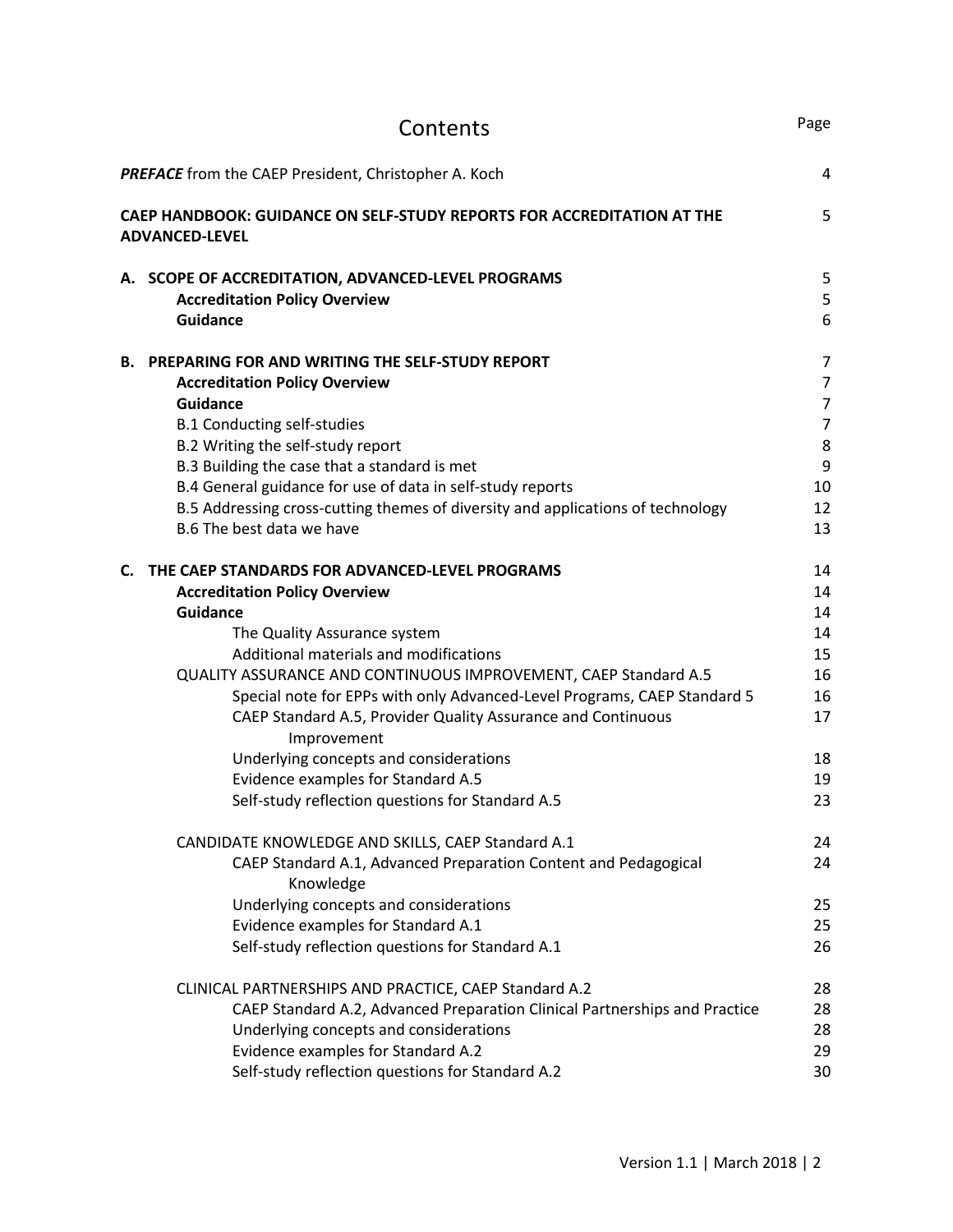# Contents

| | Page |
|---|---|
| ***PREFACE*** from the CAEP President, Christopher A. Koch | 4 |
| **CAEP HANDBOOK: GUIDANCE ON SELF-STUDY REPORTS FOR ACCREDITATION AT THE ADVANCED-LEVEL** | 5 |
| **A. SCOPE OF ACCREDITATION, ADVANCED-LEVEL PROGRAMS** | 5 |
| **Accreditation Policy Overview** | 5 |
| **Guidance** | 6 |
| **B. PREPARING FOR AND WRITING THE SELF-STUDY REPORT** | 7 |
| **Accreditation Policy Overview** | 7 |
| **Guidance** | 7 |
| B.1 Conducting self-studies | 7 |
| B.2 Writing the self-study report | 8 |
| B.3 Building the case that a standard is met | 9 |
| B.4 General guidance for use of data in self-study reports | 10 |
| B.5 Addressing cross-cutting themes of diversity and applications of technology | 12 |
| B.6 The best data we have | 13 |
| **C. THE CAEP STANDARDS FOR ADVANCED-LEVEL PROGRAMS** | 14 |
| **Accreditation Policy Overview** | 14 |
| **Guidance** | 14 |
| The Quality Assurance system | 14 |
| Additional materials and modifications | 15 |
| QUALITY ASSURANCE AND CONTINUOUS IMPROVEMENT, CAEP Standard A.5 | 16 |
| Special note for EPPs with only Advanced-Level Programs, CAEP Standard 5 | 16 |
| CAEP Standard A.5, Provider Quality Assurance and Continuous Improvement | 17 |
| Underlying concepts and considerations | 18 |
| Evidence examples for Standard A.5 | 19 |
| Self-study reflection questions for Standard A.5 | 23 |
| CANDIDATE KNOWLEDGE AND SKILLS, CAEP Standard A.1 | 24 |
| CAEP Standard A.1, Advanced Preparation Content and Pedagogical Knowledge | 24 |
| Underlying concepts and considerations | 25 |
| Evidence examples for Standard A.1 | 25 |
| Self-study reflection questions for Standard A.1 | 26 |
| CLINICAL PARTNERSHIPS AND PRACTICE, CAEP Standard A.2 | 28 |
| CAEP Standard A.2, Advanced Preparation Clinical Partnerships and Practice | 28 |
| Underlying concepts and considerations | 28 |
| Evidence examples for Standard A.2 | 29 |
| Self-study reflection questions for Standard A.2 | 30 |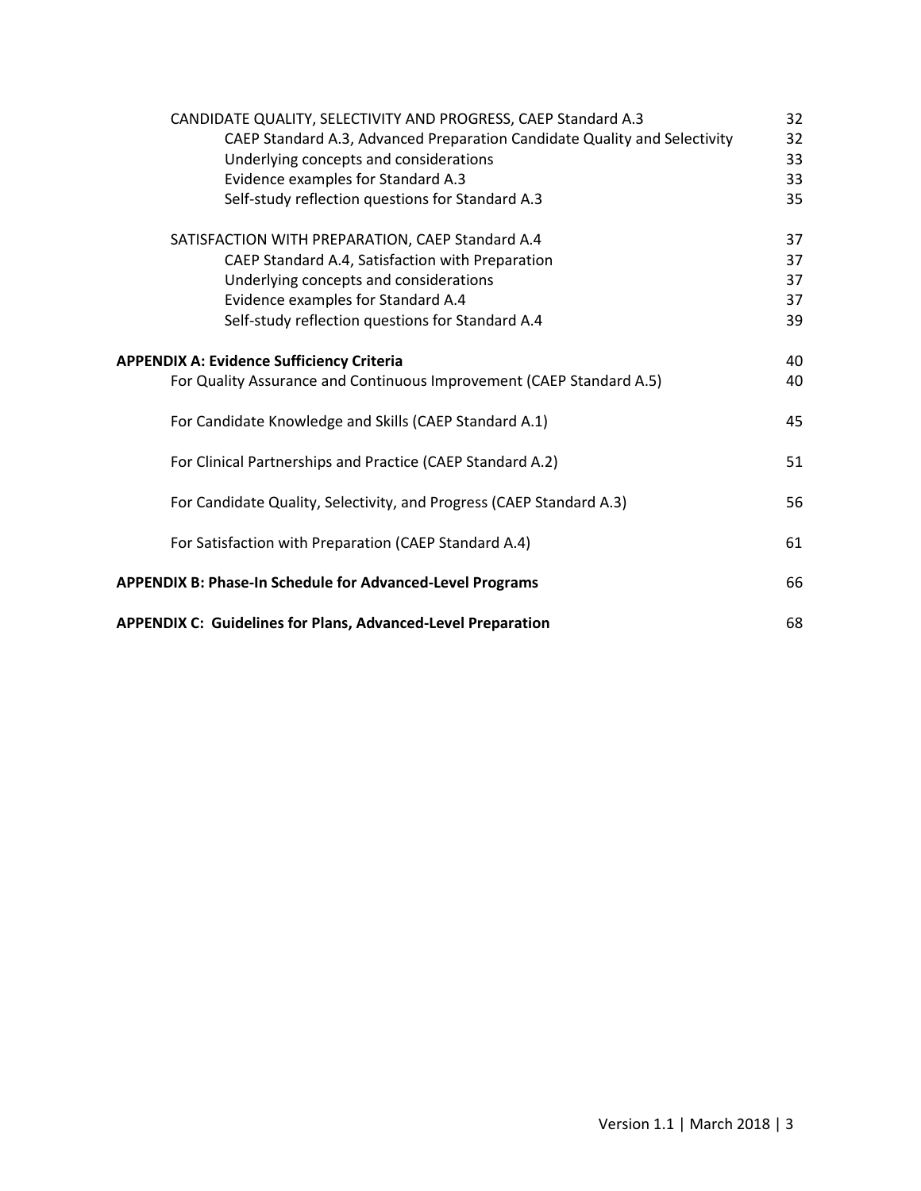| | |
|---|---|
| CANDIDATE QUALITY, SELECTIVITY AND PROGRESS, CAEP Standard A.3 | 32 |
| CAEP Standard A.3, Advanced Preparation Candidate Quality and Selectivity | 32 |
| Underlying concepts and considerations | 33 |
| Evidence examples for Standard A.3 | 33 |
| Self-study reflection questions for Standard A.3 | 35 |
| SATISFACTION WITH PREPARATION, CAEP Standard A.4 | 37 |
| CAEP Standard A.4, Satisfaction with Preparation | 37 |
| Underlying concepts and considerations | 37 |
| Evidence examples for Standard A.4 | 37 |
| Self-study reflection questions for Standard A.4 | 39 |
| **APPENDIX A: Evidence Sufficiency Criteria** | 40 |
| For Quality Assurance and Continuous Improvement (CAEP Standard A.5) | 40 |
| For Candidate Knowledge and Skills (CAEP Standard A.1) | 45 |
| For Clinical Partnerships and Practice (CAEP Standard A.2) | 51 |
| For Candidate Quality, Selectivity, and Progress (CAEP Standard A.3) | 56 |
| For Satisfaction with Preparation (CAEP Standard A.4) | 61 |
| **APPENDIX B: Phase-In Schedule for Advanced-Level Programs** | 66 |
| **APPENDIX C: Guidelines for Plans, Advanced-Level Preparation** | 68 |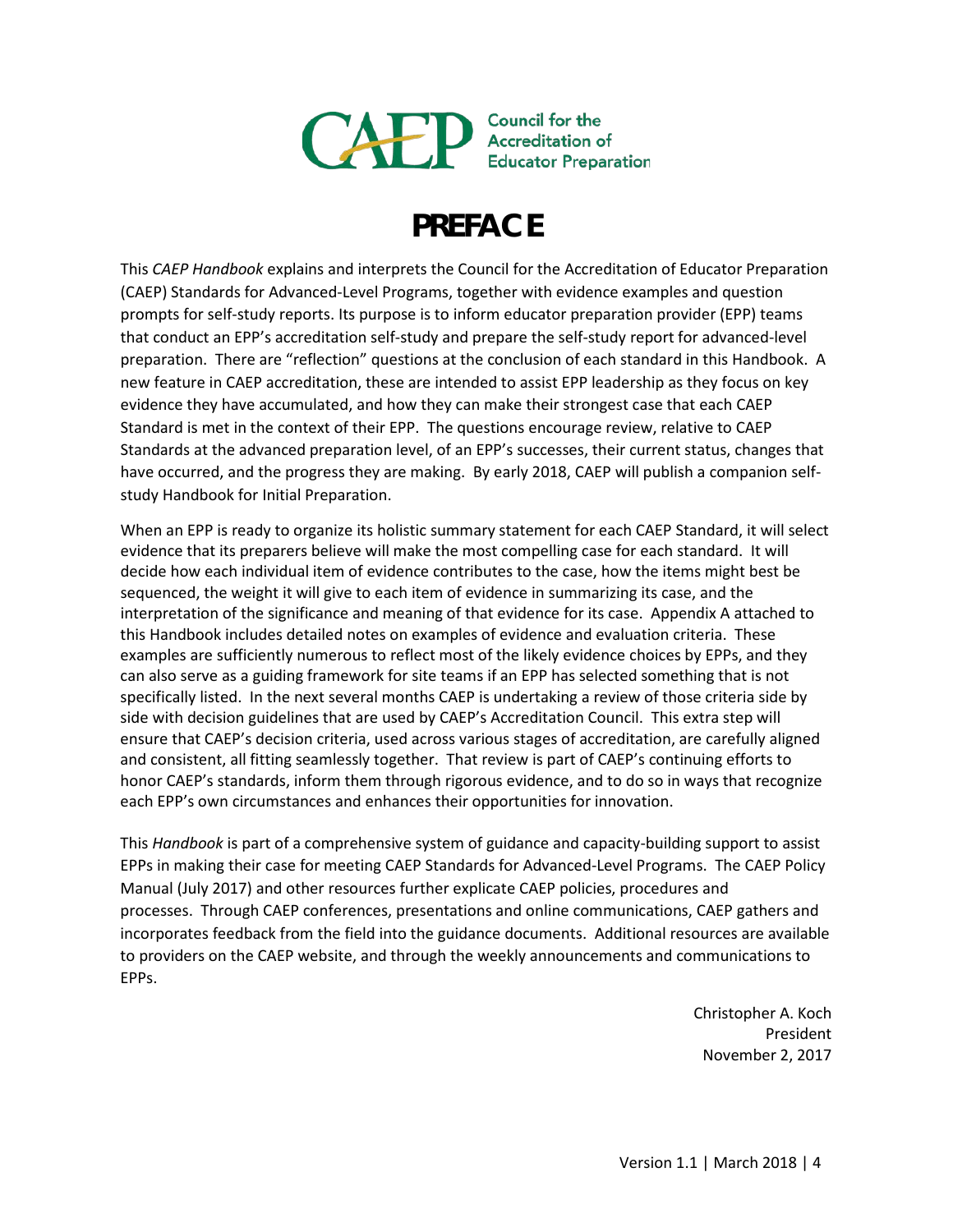# PREFACE

This *CAEP Handbook* explains and interprets the Council for the Accreditation of Educator Preparation (CAEP) Standards for Advanced-Level Programs, together with evidence examples and question prompts for self-study reports. Its purpose is to inform educator preparation provider (EPP) teams that conduct an EPP's accreditation self-study and prepare the self-study report for advanced-level preparation. There are "reflection" questions at the conclusion of each standard in this Handbook. A new feature in CAEP accreditation, these are intended to assist EPP leadership as they focus on key evidence they have accumulated, and how they can make their strongest case that each CAEP Standard is met in the context of their EPP. The questions encourage review, relative to CAEP Standards at the advanced preparation level, of an EPP's successes, their current status, changes that have occurred, and the progress they are making. By early 2018, CAEP will publish a companion self-study Handbook for Initial Preparation.

When an EPP is ready to organize its holistic summary statement for each CAEP Standard, it will select evidence that its preparers believe will make the most compelling case for each standard. It will decide how each individual item of evidence contributes to the case, how the items might best be sequenced, the weight it will give to each item of evidence in summarizing its case, and the interpretation of the significance and meaning of that evidence for its case. Appendix A attached to this Handbook includes detailed notes on examples of evidence and evaluation criteria. These examples are sufficiently numerous to reflect most of the likely evidence choices by EPPs, and they can also serve as a guiding framework for site teams if an EPP has selected something that is not specifically listed. In the next several months CAEP is undertaking a review of those criteria side by side with decision guidelines that are used by CAEP's Accreditation Council. This extra step will ensure that CAEP's decision criteria, used across various stages of accreditation, are carefully aligned and consistent, all fitting seamlessly together. That review is part of CAEP's continuing efforts to honor CAEP's standards, inform them through rigorous evidence, and to do so in ways that recognize each EPP's own circumstances and enhances their opportunities for innovation.

This *Handbook* is part of a comprehensive system of guidance and capacity-building support to assist EPPs in making their case for meeting CAEP Standards for Advanced-Level Programs. The CAEP Policy Manual (July 2017) and other resources further explicate CAEP policies, procedures and processes. Through CAEP conferences, presentations and online communications, CAEP gathers and incorporates feedback from the field into the guidance documents. Additional resources are available to providers on the CAEP website, and through the weekly announcements and communications to EPPs.

Christopher A. Koch
President
November 2, 2017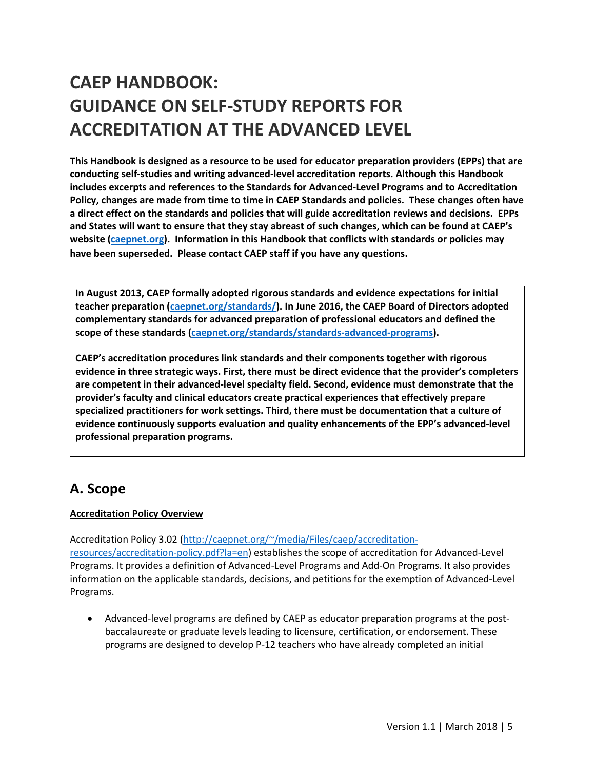# CAEP HANDBOOK: GUIDANCE ON SELF-STUDY REPORTS FOR ACCREDITATION AT THE ADVANCED LEVEL

**This Handbook is designed as a resource to be used for educator preparation providers (EPPs) that are conducting self-studies and writing advanced-level accreditation reports. Although this Handbook includes excerpts and references to the Standards for Advanced-Level Programs and to Accreditation Policy, changes are made from time to time in CAEP Standards and policies. These changes often have a direct effect on the standards and policies that will guide accreditation reviews and decisions. EPPs and States will want to ensure that they stay abreast of such changes, which can be found at CAEP's website ([caepnet.org](caepnet.org)). Information in this Handbook that conflicts with standards or policies may have been superseded. Please contact CAEP staff if you have any questions.**

**In August 2013, CAEP formally adopted rigorous standards and evidence expectations for initial teacher preparation ([caepnet.org/standards/](caepnet.org/standards/)). In June 2016, the CAEP Board of Directors adopted complementary standards for advanced preparation of professional educators and defined the scope of these standards ([caepnet.org/standards/standards-advanced-programs](caepnet.org/standards/standards-advanced-programs)).**

**CAEP's accreditation procedures link standards and their components together with rigorous evidence in three strategic ways. First, there must be direct evidence that the provider's completers are competent in their advanced-level specialty field. Second, evidence must demonstrate that the provider's faculty and clinical educators create practical experiences that effectively prepare specialized practitioners for work settings. Third, there must be documentation that a culture of evidence continuously supports evaluation and quality enhancements of the EPP's advanced-level professional preparation programs.**

## A. Scope

**<u>Accreditation Policy Overview</u>**

Accreditation Policy 3.02 ([http://caepnet.org/~/media/Files/caep/accreditation-resources/accreditation-policy.pdf?la=en](http://caepnet.org/~/media/Files/caep/accreditation-resources/accreditation-policy.pdf?la=en)) establishes the scope of accreditation for Advanced-Level Programs. It provides a definition of Advanced-Level Programs and Add-On Programs. It also provides information on the applicable standards, decisions, and petitions for the exemption of Advanced-Level Programs.

- Advanced-level programs are defined by CAEP as educator preparation programs at the post-baccalaureate or graduate levels leading to licensure, certification, or endorsement. These programs are designed to develop P-12 teachers who have already completed an initial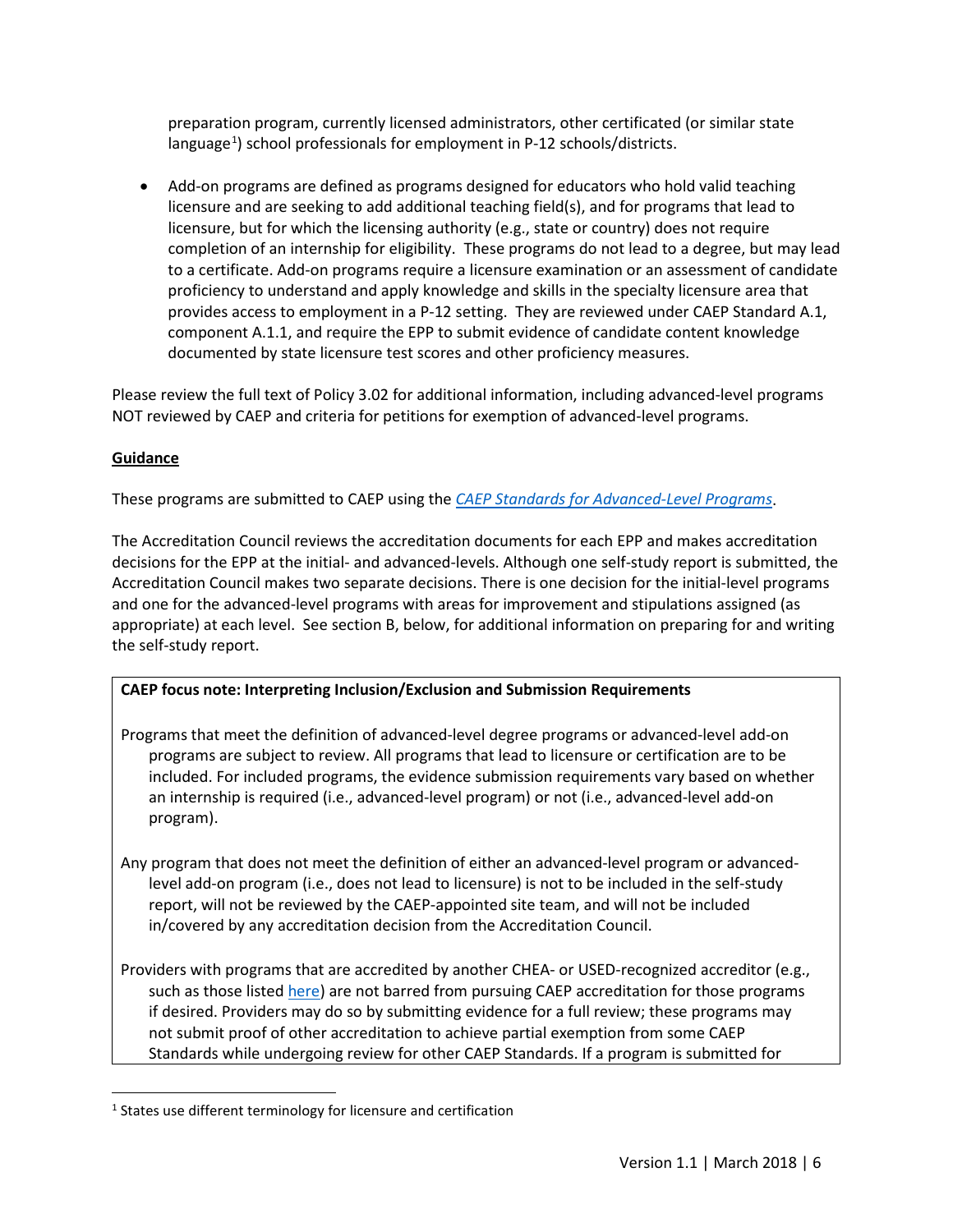preparation program, currently licensed administrators, other certificated (or similar state language[1]) school professionals for employment in P-12 schools/districts.

- Add-on programs are defined as programs designed for educators who hold valid teaching licensure and are seeking to add additional teaching field(s), and for programs that lead to licensure, but for which the licensing authority (e.g., state or country) does not require completion of an internship for eligibility. These programs do not lead to a degree, but may lead to a certificate. Add-on programs require a licensure examination or an assessment of candidate proficiency to understand and apply knowledge and skills in the specialty licensure area that provides access to employment in a P-12 setting. They are reviewed under CAEP Standard A.1, component A.1.1, and require the EPP to submit evidence of candidate content knowledge documented by state licensure test scores and other proficiency measures.

Please review the full text of Policy 3.02 for additional information, including advanced-level programs NOT reviewed by CAEP and criteria for petitions for exemption of advanced-level programs.

**Guidance**

These programs are submitted to CAEP using the *CAEP Standards for Advanced-Level Programs*.

The Accreditation Council reviews the accreditation documents for each EPP and makes accreditation decisions for the EPP at the initial- and advanced-levels. Although one self-study report is submitted, the Accreditation Council makes two separate decisions. There is one decision for the initial-level programs and one for the advanced-level programs with areas for improvement and stipulations assigned (as appropriate) at each level. See section B, below, for additional information on preparing for and writing the self-study report.

**CAEP focus note: Interpreting Inclusion/Exclusion and Submission Requirements**

Programs that meet the definition of advanced-level degree programs or advanced-level add-on programs are subject to review. All programs that lead to licensure or certification are to be included. For included programs, the evidence submission requirements vary based on whether an internship is required (i.e., advanced-level program) or not (i.e., advanced-level add-on program).

Any program that does not meet the definition of either an advanced-level program or advanced-level add-on program (i.e., does not lead to licensure) is not to be included in the self-study report, will not be reviewed by the CAEP-appointed site team, and will not be included in/covered by any accreditation decision from the Accreditation Council.

Providers with programs that are accredited by another CHEA- or USED-recognized accreditor (e.g., such as those listed here) are not barred from pursuing CAEP accreditation for those programs if desired. Providers may do so by submitting evidence for a full review; these programs may not submit proof of other accreditation to achieve partial exemption from some CAEP Standards while undergoing review for other CAEP Standards. If a program is submitted for

[1] States use different terminology for licensure and certification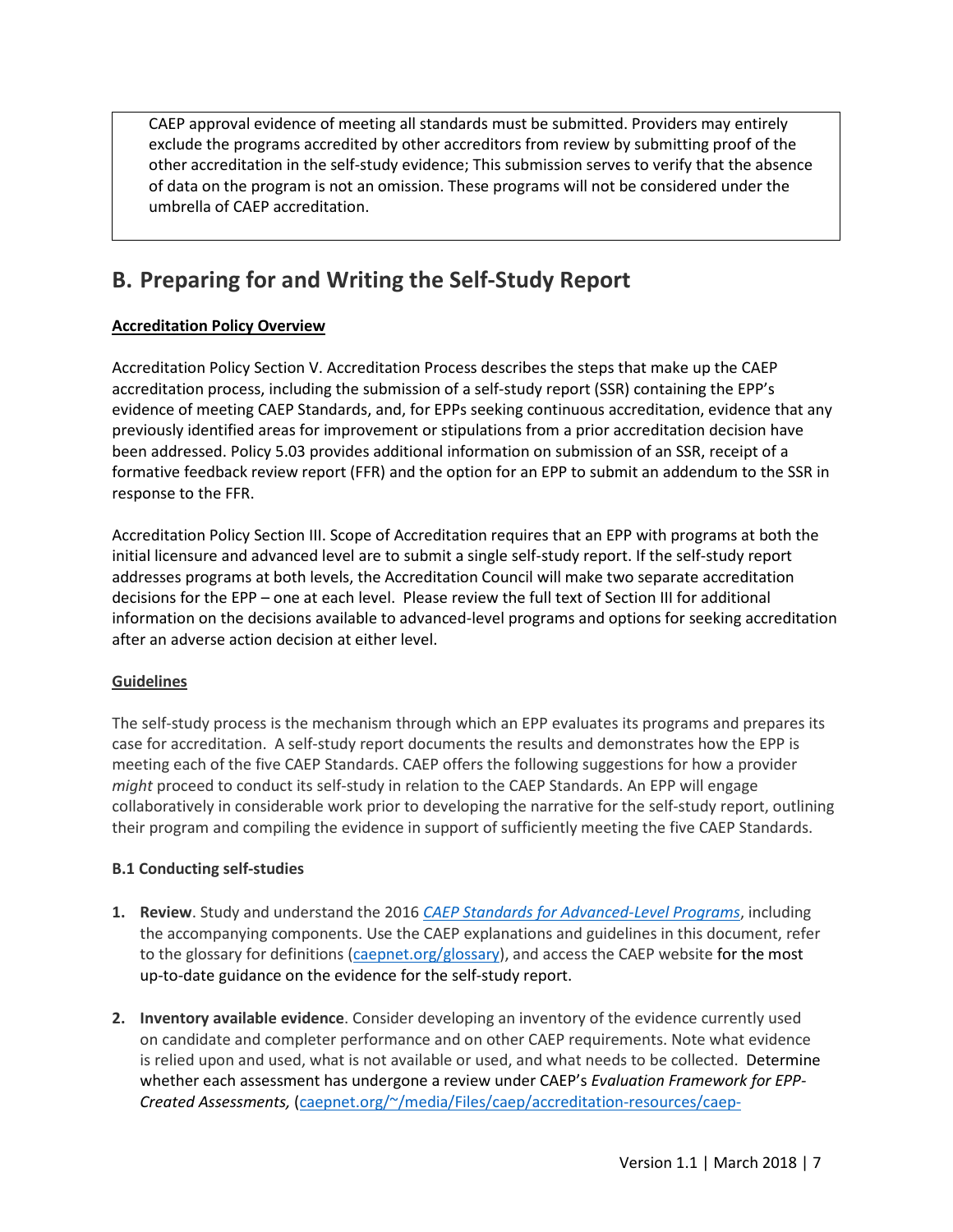CAEP approval evidence of meeting all standards must be submitted. Providers may entirely exclude the programs accredited by other accreditors from review by submitting proof of the other accreditation in the self-study evidence; This submission serves to verify that the absence of data on the program is not an omission. These programs will not be considered under the umbrella of CAEP accreditation.

## B. Preparing for and Writing the Self-Study Report

**Accreditation Policy Overview**

Accreditation Policy Section V. Accreditation Process describes the steps that make up the CAEP accreditation process, including the submission of a self-study report (SSR) containing the EPP's evidence of meeting CAEP Standards, and, for EPPs seeking continuous accreditation, evidence that any previously identified areas for improvement or stipulations from a prior accreditation decision have been addressed. Policy 5.03 provides additional information on submission of an SSR, receipt of a formative feedback review report (FFR) and the option for an EPP to submit an addendum to the SSR in response to the FFR.

Accreditation Policy Section III. Scope of Accreditation requires that an EPP with programs at both the initial licensure and advanced level are to submit a single self-study report. If the self-study report addresses programs at both levels, the Accreditation Council will make two separate accreditation decisions for the EPP – one at each level. Please review the full text of Section III for additional information on the decisions available to advanced-level programs and options for seeking accreditation after an adverse action decision at either level.

**Guidelines**

The self-study process is the mechanism through which an EPP evaluates its programs and prepares its case for accreditation. A self-study report documents the results and demonstrates how the EPP is meeting each of the five CAEP Standards. CAEP offers the following suggestions for how a provider *might* proceed to conduct its self-study in relation to the CAEP Standards. An EPP will engage collaboratively in considerable work prior to developing the narrative for the self-study report, outlining their program and compiling the evidence in support of sufficiently meeting the five CAEP Standards.

**B.1 Conducting self-studies**

1. **Review**. Study and understand the 2016 *CAEP Standards for Advanced-Level Programs*, including the accompanying components. Use the CAEP explanations and guidelines in this document, refer to the glossary for definitions (caepnet.org/glossary), and access the CAEP website for the most up-to-date guidance on the evidence for the self-study report.

2. **Inventory available evidence**. Consider developing an inventory of the evidence currently used on candidate and completer performance and on other CAEP requirements. Note what evidence is relied upon and used, what is not available or used, and what needs to be collected. Determine whether each assessment has undergone a review under CAEP's *Evaluation Framework for EPP-Created Assessments,* (caepnet.org/~/media/Files/caep/accreditation-resources/caep-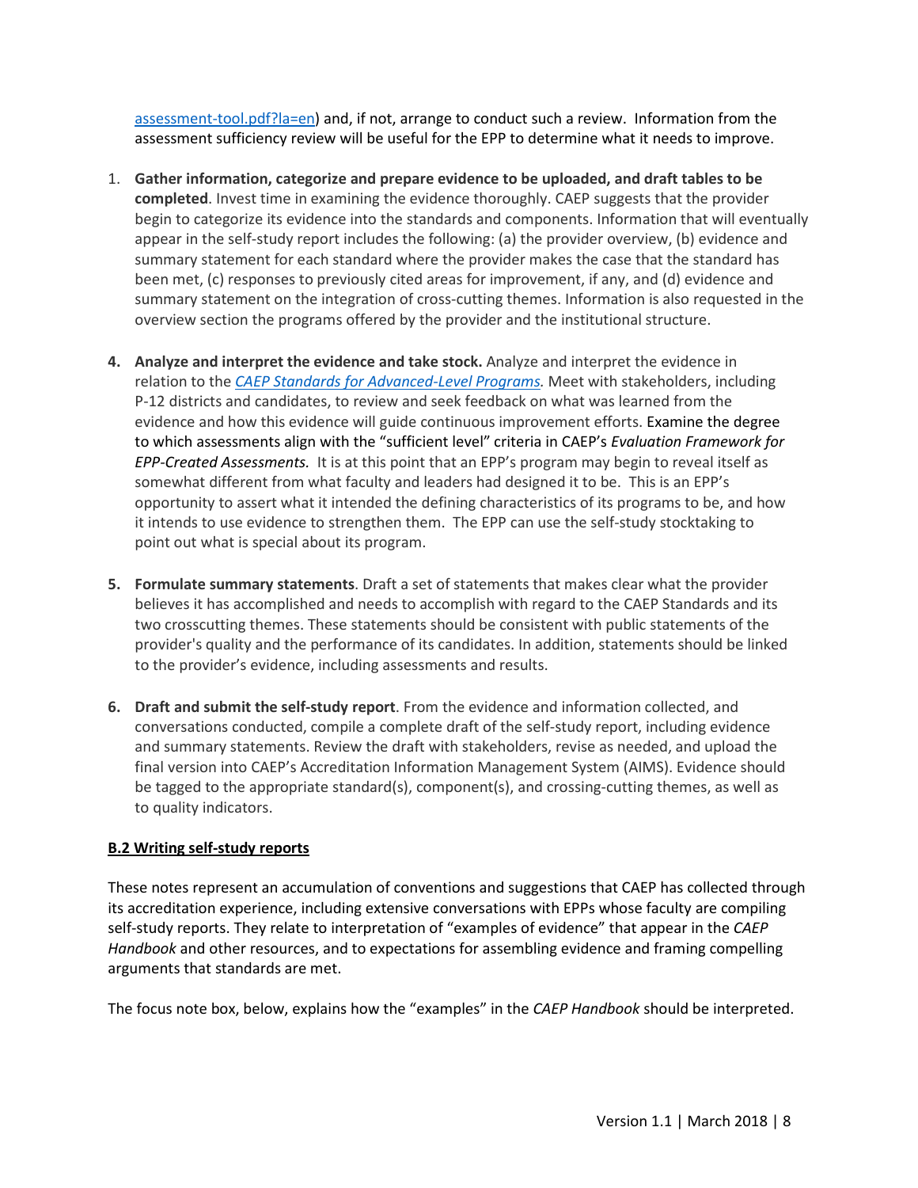assessment-tool.pdf?la=en) and, if not, arrange to conduct such a review. Information from the assessment sufficiency review will be useful for the EPP to determine what it needs to improve.

1. **Gather information, categorize and prepare evidence to be uploaded, and draft tables to be completed**. Invest time in examining the evidence thoroughly. CAEP suggests that the provider begin to categorize its evidence into the standards and components. Information that will eventually appear in the self-study report includes the following: (a) the provider overview, (b) evidence and summary statement for each standard where the provider makes the case that the standard has been met, (c) responses to previously cited areas for improvement, if any, and (d) evidence and summary statement on the integration of cross-cutting themes. Information is also requested in the overview section the programs offered by the provider and the institutional structure.

4. **Analyze and interpret the evidence and take stock.** Analyze and interpret the evidence in relation to the *CAEP Standards for Advanced-Level Programs.* Meet with stakeholders, including P-12 districts and candidates, to review and seek feedback on what was learned from the evidence and how this evidence will guide continuous improvement efforts. Examine the degree to which assessments align with the "sufficient level" criteria in CAEP's *Evaluation Framework for EPP-Created Assessments.* It is at this point that an EPP's program may begin to reveal itself as somewhat different from what faculty and leaders had designed it to be. This is an EPP's opportunity to assert what it intended the defining characteristics of its programs to be, and how it intends to use evidence to strengthen them. The EPP can use the self-study stocktaking to point out what is special about its program.

5. **Formulate summary statements**. Draft a set of statements that makes clear what the provider believes it has accomplished and needs to accomplish with regard to the CAEP Standards and its two crosscutting themes. These statements should be consistent with public statements of the provider's quality and the performance of its candidates. In addition, statements should be linked to the provider's evidence, including assessments and results.

6. **Draft and submit the self-study report**. From the evidence and information collected, and conversations conducted, compile a complete draft of the self-study report, including evidence and summary statements. Review the draft with stakeholders, revise as needed, and upload the final version into CAEP's Accreditation Information Management System (AIMS). Evidence should be tagged to the appropriate standard(s), component(s), and crossing-cutting themes, as well as to quality indicators.

## B.2 Writing self-study reports

These notes represent an accumulation of conventions and suggestions that CAEP has collected through its accreditation experience, including extensive conversations with EPPs whose faculty are compiling self-study reports. They relate to interpretation of "examples of evidence" that appear in the *CAEP Handbook* and other resources, and to expectations for assembling evidence and framing compelling arguments that standards are met.

The focus note box, below, explains how the "examples" in the *CAEP Handbook* should be interpreted.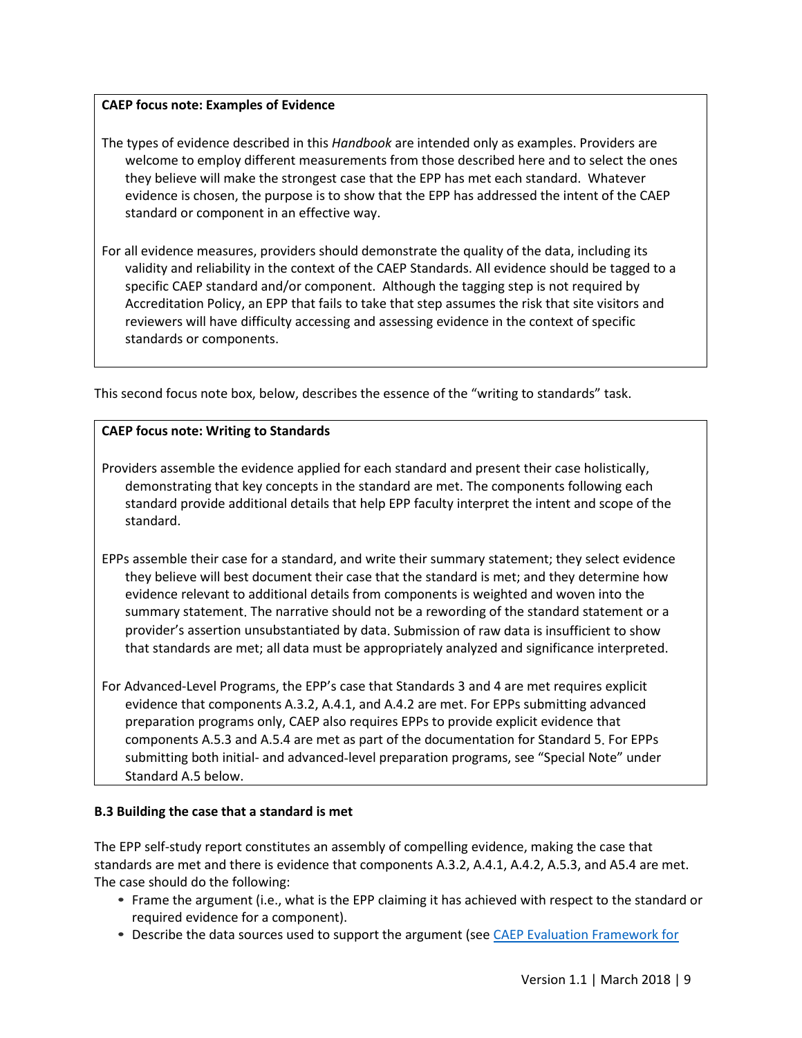**CAEP focus note: Examples of Evidence**

The types of evidence described in this *Handbook* are intended only as examples. Providers are welcome to employ different measurements from those described here and to select the ones they believe will make the strongest case that the EPP has met each standard. Whatever evidence is chosen, the purpose is to show that the EPP has addressed the intent of the CAEP standard or component in an effective way.

For all evidence measures, providers should demonstrate the quality of the data, including its validity and reliability in the context of the CAEP Standards. All evidence should be tagged to a specific CAEP standard and/or component. Although the tagging step is not required by Accreditation Policy, an EPP that fails to take that step assumes the risk that site visitors and reviewers will have difficulty accessing and assessing evidence in the context of specific standards or components.

This second focus note box, below, describes the essence of the "writing to standards" task.

**CAEP focus note: Writing to Standards**

Providers assemble the evidence applied for each standard and present their case holistically, demonstrating that key concepts in the standard are met. The components following each standard provide additional details that help EPP faculty interpret the intent and scope of the standard.

EPPs assemble their case for a standard, and write their summary statement; they select evidence they believe will best document their case that the standard is met; and they determine how evidence relevant to additional details from components is weighted and woven into the summary statement. The narrative should not be a rewording of the standard statement or a provider's assertion unsubstantiated by data. Submission of raw data is insufficient to show that standards are met; all data must be appropriately analyzed and significance interpreted.

For Advanced-Level Programs, the EPP's case that Standards 3 and 4 are met requires explicit evidence that components A.3.2, A.4.1, and A.4.2 are met. For EPPs submitting advanced preparation programs only, CAEP also requires EPPs to provide explicit evidence that components A.5.3 and A.5.4 are met as part of the documentation for Standard 5. For EPPs submitting both initial- and advanced-level preparation programs, see "Special Note" under Standard A.5 below.

### B.3 Building the case that a standard is met

The EPP self-study report constitutes an assembly of compelling evidence, making the case that standards are met and there is evidence that components A.3.2, A.4.1, A.4.2, A.5.3, and A5.4 are met. The case should do the following:

- Frame the argument (i.e., what is the EPP claiming it has achieved with respect to the standard or required evidence for a component).
- Describe the data sources used to support the argument (see CAEP Evaluation Framework for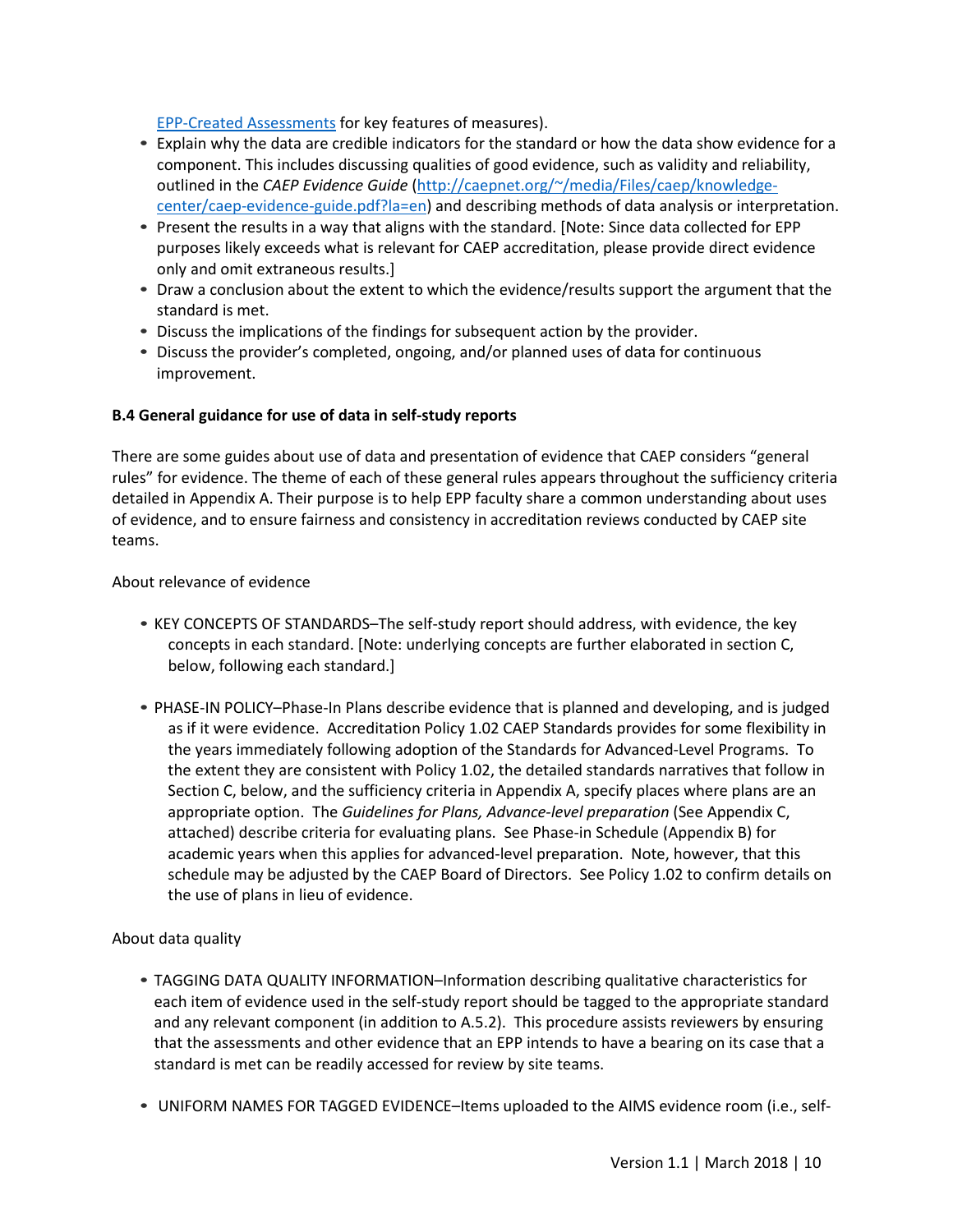EPP-Created Assessments for key features of measures).

- Explain why the data are credible indicators for the standard or how the data show evidence for a component. This includes discussing qualities of good evidence, such as validity and reliability, outlined in the *CAEP Evidence Guide* (http://caepnet.org/~/media/Files/caep/knowledge-center/caep-evidence-guide.pdf?la=en) and describing methods of data analysis or interpretation.
- Present the results in a way that aligns with the standard. [Note: Since data collected for EPP purposes likely exceeds what is relevant for CAEP accreditation, please provide direct evidence only and omit extraneous results.]
- Draw a conclusion about the extent to which the evidence/results support the argument that the standard is met.
- Discuss the implications of the findings for subsequent action by the provider.
- Discuss the provider's completed, ongoing, and/or planned uses of data for continuous improvement.

**B.4 General guidance for use of data in self-study reports**

There are some guides about use of data and presentation of evidence that CAEP considers "general rules" for evidence. The theme of each of these general rules appears throughout the sufficiency criteria detailed in Appendix A. Their purpose is to help EPP faculty share a common understanding about uses of evidence, and to ensure fairness and consistency in accreditation reviews conducted by CAEP site teams.

About relevance of evidence

- KEY CONCEPTS OF STANDARDS–The self-study report should address, with evidence, the key concepts in each standard. [Note: underlying concepts are further elaborated in section C, below, following each standard.]

- PHASE-IN POLICY–Phase-In Plans describe evidence that is planned and developing, and is judged as if it were evidence. Accreditation Policy 1.02 CAEP Standards provides for some flexibility in the years immediately following adoption of the Standards for Advanced-Level Programs. To the extent they are consistent with Policy 1.02, the detailed standards narratives that follow in Section C, below, and the sufficiency criteria in Appendix A, specify places where plans are an appropriate option. The *Guidelines for Plans, Advance-level preparation* (See Appendix C, attached) describe criteria for evaluating plans. See Phase-in Schedule (Appendix B) for academic years when this applies for advanced-level preparation. Note, however, that this schedule may be adjusted by the CAEP Board of Directors. See Policy 1.02 to confirm details on the use of plans in lieu of evidence.

About data quality

- TAGGING DATA QUALITY INFORMATION–Information describing qualitative characteristics for each item of evidence used in the self-study report should be tagged to the appropriate standard and any relevant component (in addition to A.5.2). This procedure assists reviewers by ensuring that the assessments and other evidence that an EPP intends to have a bearing on its case that a standard is met can be readily accessed for review by site teams.

- UNIFORM NAMES FOR TAGGED EVIDENCE–Items uploaded to the AIMS evidence room (i.e., self-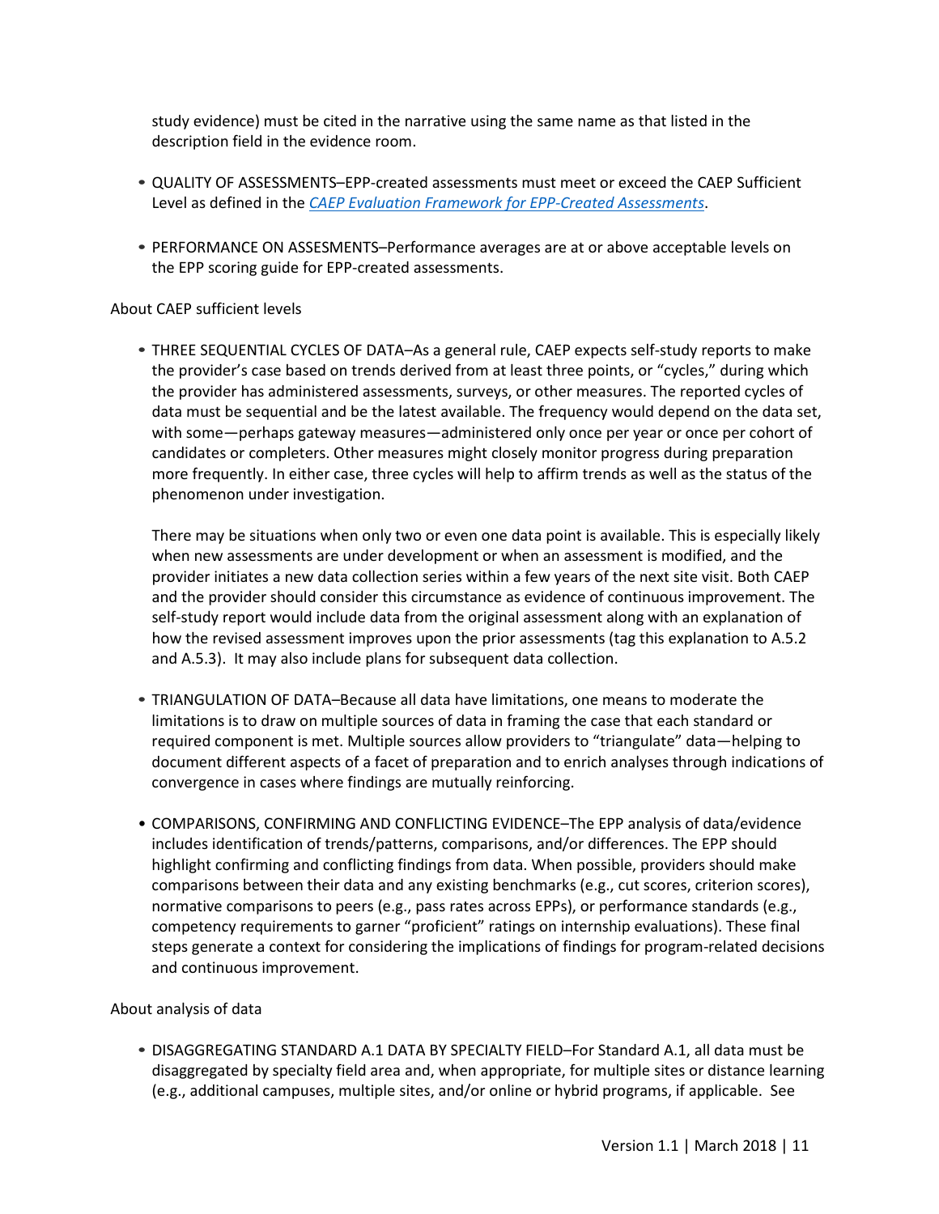study evidence) must be cited in the narrative using the same name as that listed in the description field in the evidence room.

- QUALITY OF ASSESSMENTS–EPP-created assessments must meet or exceed the CAEP Sufficient Level as defined in the *CAEP Evaluation Framework for EPP-Created Assessments*.

- PERFORMANCE ON ASSESMENTS–Performance averages are at or above acceptable levels on the EPP scoring guide for EPP-created assessments.

About CAEP sufficient levels

- THREE SEQUENTIAL CYCLES OF DATA–As a general rule, CAEP expects self-study reports to make the provider's case based on trends derived from at least three points, or "cycles," during which the provider has administered assessments, surveys, or other measures. The reported cycles of data must be sequential and be the latest available. The frequency would depend on the data set, with some—perhaps gateway measures—administered only once per year or once per cohort of candidates or completers. Other measures might closely monitor progress during preparation more frequently. In either case, three cycles will help to affirm trends as well as the status of the phenomenon under investigation.

  There may be situations when only two or even one data point is available. This is especially likely when new assessments are under development or when an assessment is modified, and the provider initiates a new data collection series within a few years of the next site visit. Both CAEP and the provider should consider this circumstance as evidence of continuous improvement. The self-study report would include data from the original assessment along with an explanation of how the revised assessment improves upon the prior assessments (tag this explanation to A.5.2 and A.5.3). It may also include plans for subsequent data collection.

- TRIANGULATION OF DATA–Because all data have limitations, one means to moderate the limitations is to draw on multiple sources of data in framing the case that each standard or required component is met. Multiple sources allow providers to "triangulate" data—helping to document different aspects of a facet of preparation and to enrich analyses through indications of convergence in cases where findings are mutually reinforcing.

- COMPARISONS, CONFIRMING AND CONFLICTING EVIDENCE–The EPP analysis of data/evidence includes identification of trends/patterns, comparisons, and/or differences. The EPP should highlight confirming and conflicting findings from data. When possible, providers should make comparisons between their data and any existing benchmarks (e.g., cut scores, criterion scores), normative comparisons to peers (e.g., pass rates across EPPs), or performance standards (e.g., competency requirements to garner "proficient" ratings on internship evaluations). These final steps generate a context for considering the implications of findings for program-related decisions and continuous improvement.

About analysis of data

- DISAGGREGATING STANDARD A.1 DATA BY SPECIALTY FIELD–For Standard A.1, all data must be disaggregated by specialty field area and, when appropriate, for multiple sites or distance learning (e.g., additional campuses, multiple sites, and/or online or hybrid programs, if applicable. See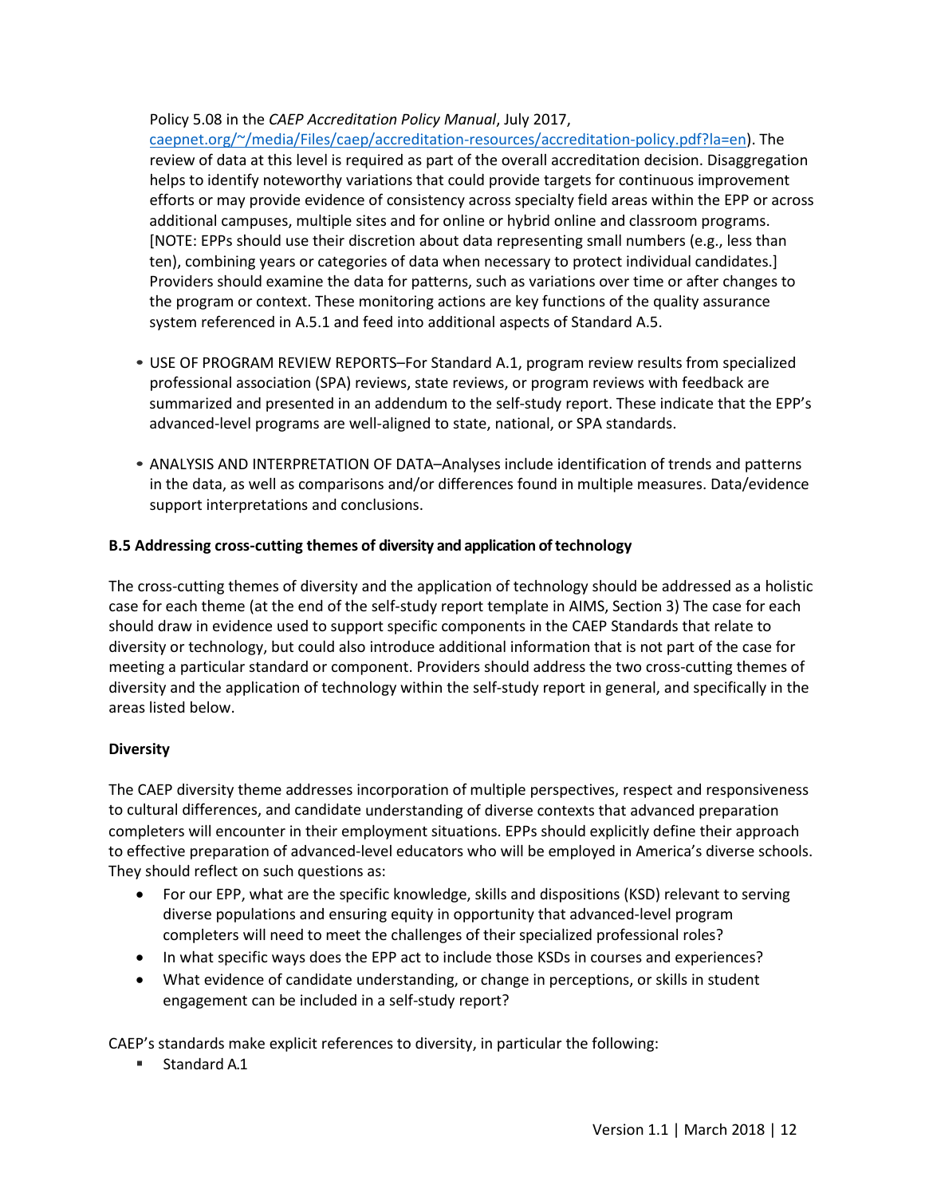Policy 5.08 in the *CAEP Accreditation Policy Manual*, July 2017, caepnet.org/~/media/Files/caep/accreditation-resources/accreditation-policy.pdf?la=en). The review of data at this level is required as part of the overall accreditation decision. Disaggregation helps to identify noteworthy variations that could provide targets for continuous improvement efforts or may provide evidence of consistency across specialty field areas within the EPP or across additional campuses, multiple sites and for online or hybrid online and classroom programs. [NOTE: EPPs should use their discretion about data representing small numbers (e.g., less than ten), combining years or categories of data when necessary to protect individual candidates.] Providers should examine the data for patterns, such as variations over time or after changes to the program or context. These monitoring actions are key functions of the quality assurance system referenced in A.5.1 and feed into additional aspects of Standard A.5.

- USE OF PROGRAM REVIEW REPORTS–For Standard A.1, program review results from specialized professional association (SPA) reviews, state reviews, or program reviews with feedback are summarized and presented in an addendum to the self-study report. These indicate that the EPP's advanced-level programs are well-aligned to state, national, or SPA standards.

- ANALYSIS AND INTERPRETATION OF DATA–Analyses include identification of trends and patterns in the data, as well as comparisons and/or differences found in multiple measures. Data/evidence support interpretations and conclusions.

### B.5 Addressing cross-cutting themes of diversity and application of technology

The cross-cutting themes of diversity and the application of technology should be addressed as a holistic case for each theme (at the end of the self-study report template in AIMS, Section 3) The case for each should draw in evidence used to support specific components in the CAEP Standards that relate to diversity or technology, but could also introduce additional information that is not part of the case for meeting a particular standard or component. Providers should address the two cross-cutting themes of diversity and the application of technology within the self-study report in general, and specifically in the areas listed below.

#### Diversity

The CAEP diversity theme addresses incorporation of multiple perspectives, respect and responsiveness to cultural differences, and candidate understanding of diverse contexts that advanced preparation completers will encounter in their employment situations. EPPs should explicitly define their approach to effective preparation of advanced-level educators who will be employed in America's diverse schools. They should reflect on such questions as:

- For our EPP, what are the specific knowledge, skills and dispositions (KSD) relevant to serving diverse populations and ensuring equity in opportunity that advanced-level program completers will need to meet the challenges of their specialized professional roles?
- In what specific ways does the EPP act to include those KSDs in courses and experiences?
- What evidence of candidate understanding, or change in perceptions, or skills in student engagement can be included in a self-study report?

CAEP's standards make explicit references to diversity, in particular the following:

- Standard A.1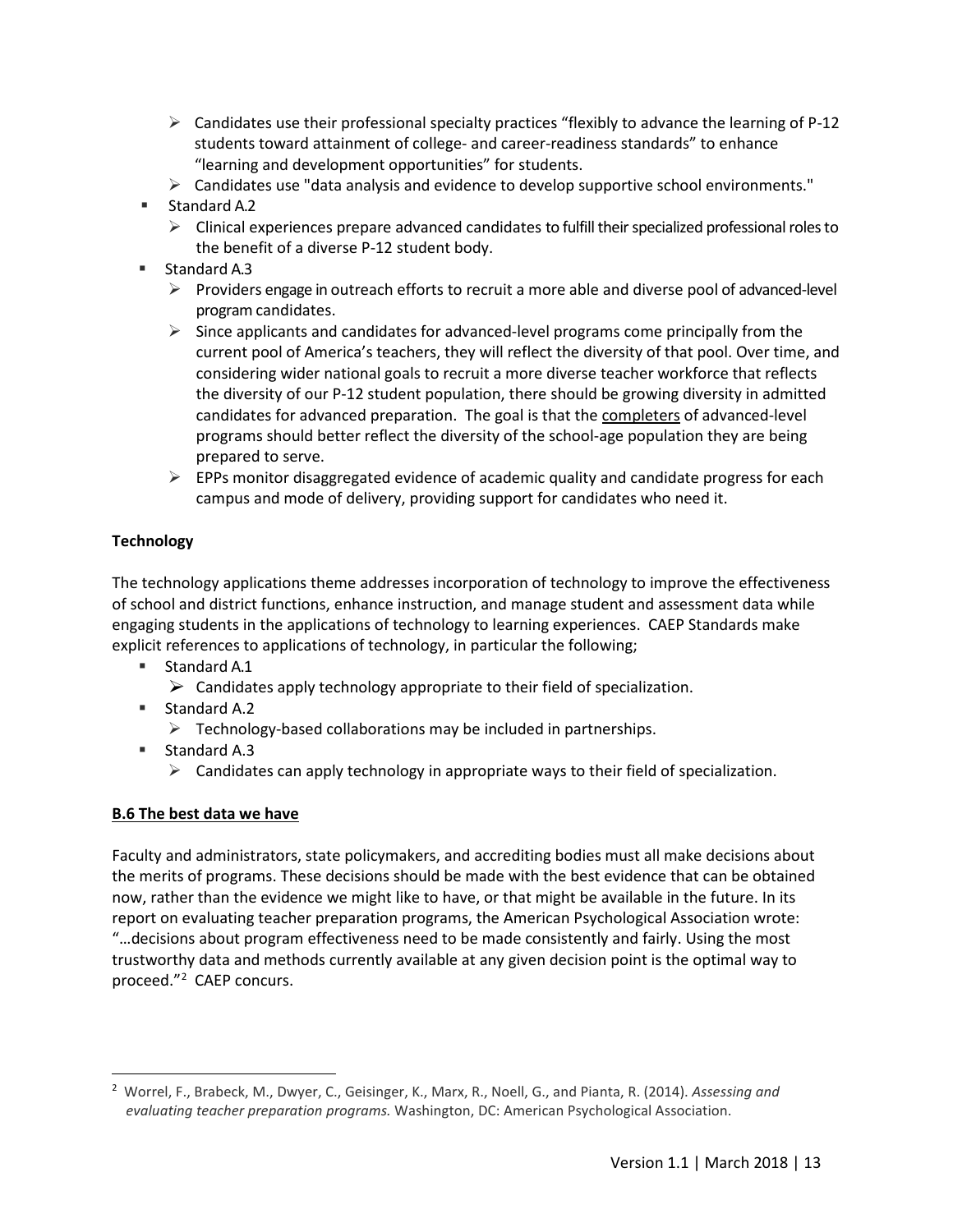- Candidates use their professional specialty practices “flexibly to advance the learning of P-12 students toward attainment of college- and career-readiness standards” to enhance “learning and development opportunities” for students.
  - Candidates use "data analysis and evidence to develop supportive school environments."
- Standard A.2
  - Clinical experiences prepare advanced candidates to fulfill their specialized professional roles to the benefit of a diverse P-12 student body.
- Standard A.3
  - Providers engage in outreach efforts to recruit a more able and diverse pool of advanced-level program candidates.
  - Since applicants and candidates for advanced-level programs come principally from the current pool of America’s teachers, they will reflect the diversity of that pool. Over time, and considering wider national goals to recruit a more diverse teacher workforce that reflects the diversity of our P-12 student population, there should be growing diversity in admitted candidates for advanced preparation. The goal is that the completers of advanced-level programs should better reflect the diversity of the school-age population they are being prepared to serve.
  - EPPs monitor disaggregated evidence of academic quality and candidate progress for each campus and mode of delivery, providing support for candidates who need it.

**Technology**

The technology applications theme addresses incorporation of technology to improve the effectiveness of school and district functions, enhance instruction, and manage student and assessment data while engaging students in the applications of technology to learning experiences. CAEP Standards make explicit references to applications of technology, in particular the following;

- Standard A.1
  - Candidates apply technology appropriate to their field of specialization.
- Standard A.2
  - Technology-based collaborations may be included in partnerships.
- Standard A.3
  - Candidates can apply technology in appropriate ways to their field of specialization.

## B.6 The best data we have

Faculty and administrators, state policymakers, and accrediting bodies must all make decisions about the merits of programs. These decisions should be made with the best evidence that can be obtained now, rather than the evidence we might like to have, or that might be available in the future. In its report on evaluating teacher preparation programs, the American Psychological Association wrote: “…decisions about program effectiveness need to be made consistently and fairly. Using the most trustworthy data and methods currently available at any given decision point is the optimal way to proceed.”[2] CAEP concurs.

[2] Worrel, F., Brabeck, M., Dwyer, C., Geisinger, K., Marx, R., Noell, G., and Pianta, R. (2014). *Assessing and evaluating teacher preparation programs.* Washington, DC: American Psychological Association.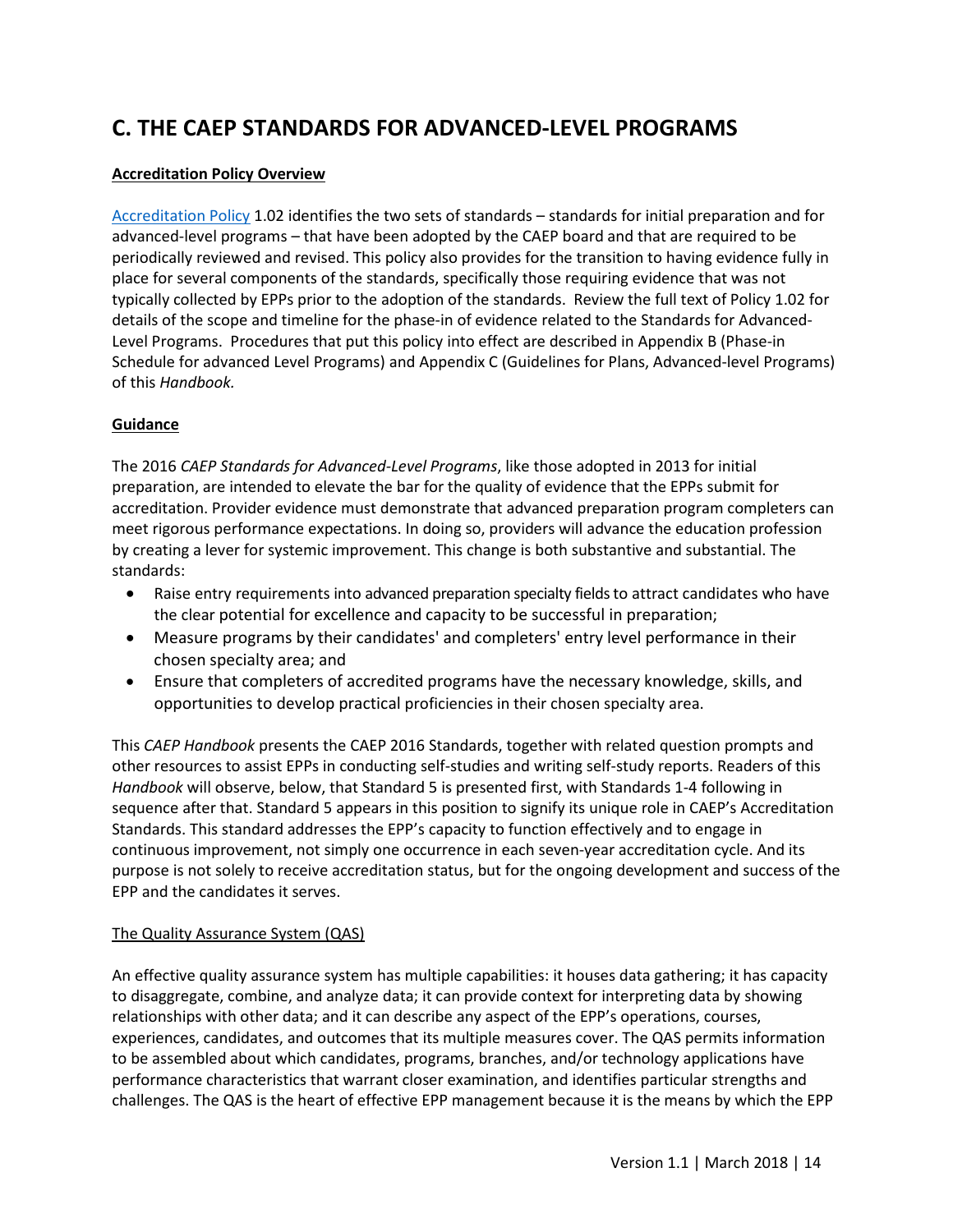# C. THE CAEP STANDARDS FOR ADVANCED-LEVEL PROGRAMS

**Accreditation Policy Overview**

Accreditation Policy 1.02 identifies the two sets of standards – standards for initial preparation and for advanced-level programs – that have been adopted by the CAEP board and that are required to be periodically reviewed and revised. This policy also provides for the transition to having evidence fully in place for several components of the standards, specifically those requiring evidence that was not typically collected by EPPs prior to the adoption of the standards. Review the full text of Policy 1.02 for details of the scope and timeline for the phase-in of evidence related to the Standards for Advanced-Level Programs. Procedures that put this policy into effect are described in Appendix B (Phase-in Schedule for advanced Level Programs) and Appendix C (Guidelines for Plans, Advanced-level Programs) of this *Handbook.*

**Guidance**

The 2016 *CAEP Standards for Advanced-Level Programs*, like those adopted in 2013 for initial preparation, are intended to elevate the bar for the quality of evidence that the EPPs submit for accreditation. Provider evidence must demonstrate that advanced preparation program completers can meet rigorous performance expectations. In doing so, providers will advance the education profession by creating a lever for systemic improvement. This change is both substantive and substantial. The standards:

- Raise entry requirements into advanced preparation specialty fields to attract candidates who have the clear potential for excellence and capacity to be successful in preparation;
- Measure programs by their candidates' and completers' entry level performance in their chosen specialty area; and
- Ensure that completers of accredited programs have the necessary knowledge, skills, and opportunities to develop practical proficiencies in their chosen specialty area.

This *CAEP Handbook* presents the CAEP 2016 Standards, together with related question prompts and other resources to assist EPPs in conducting self-studies and writing self-study reports. Readers of this *Handbook* will observe, below, that Standard 5 is presented first, with Standards 1-4 following in sequence after that. Standard 5 appears in this position to signify its unique role in CAEP's Accreditation Standards. This standard addresses the EPP's capacity to function effectively and to engage in continuous improvement, not simply one occurrence in each seven-year accreditation cycle. And its purpose is not solely to receive accreditation status, but for the ongoing development and success of the EPP and the candidates it serves.

The Quality Assurance System (QAS)

An effective quality assurance system has multiple capabilities: it houses data gathering; it has capacity to disaggregate, combine, and analyze data; it can provide context for interpreting data by showing relationships with other data; and it can describe any aspect of the EPP's operations, courses, experiences, candidates, and outcomes that its multiple measures cover. The QAS permits information to be assembled about which candidates, programs, branches, and/or technology applications have performance characteristics that warrant closer examination, and identifies particular strengths and challenges. The QAS is the heart of effective EPP management because it is the means by which the EPP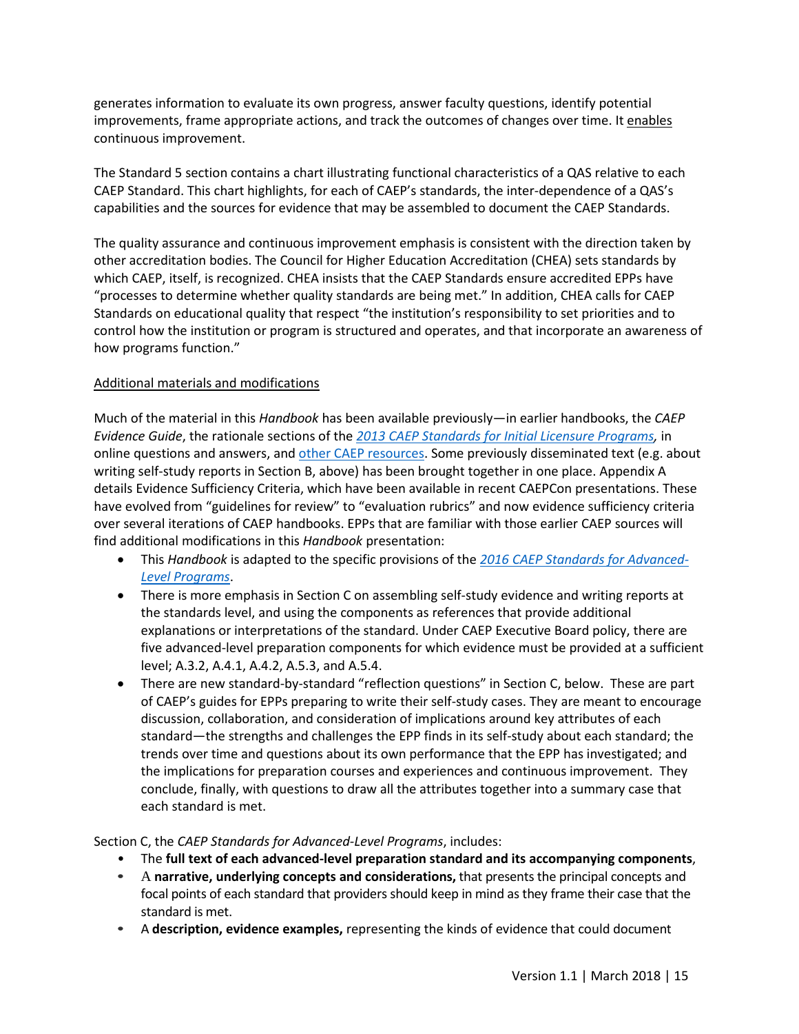generates information to evaluate its own progress, answer faculty questions, identify potential improvements, frame appropriate actions, and track the outcomes of changes over time. It enables continuous improvement.

The Standard 5 section contains a chart illustrating functional characteristics of a QAS relative to each CAEP Standard. This chart highlights, for each of CAEP's standards, the inter-dependence of a QAS's capabilities and the sources for evidence that may be assembled to document the CAEP Standards.

The quality assurance and continuous improvement emphasis is consistent with the direction taken by other accreditation bodies. The Council for Higher Education Accreditation (CHEA) sets standards by which CAEP, itself, is recognized. CHEA insists that the CAEP Standards ensure accredited EPPs have "processes to determine whether quality standards are being met." In addition, CHEA calls for CAEP Standards on educational quality that respect "the institution's responsibility to set priorities and to control how the institution or program is structured and operates, and that incorporate an awareness of how programs function."

Additional materials and modifications

Much of the material in this *Handbook* has been available previously—in earlier handbooks, the *CAEP Evidence Guide*, the rationale sections of the *2013 CAEP Standards for Initial Licensure Programs,* in online questions and answers, and other CAEP resources. Some previously disseminated text (e.g. about writing self-study reports in Section B, above) has been brought together in one place. Appendix A details Evidence Sufficiency Criteria, which have been available in recent CAEPCon presentations. These have evolved from "guidelines for review" to "evaluation rubrics" and now evidence sufficiency criteria over several iterations of CAEP handbooks. EPPs that are familiar with those earlier CAEP sources will find additional modifications in this *Handbook* presentation:

- This *Handbook* is adapted to the specific provisions of the *2016 CAEP Standards for Advanced-Level Programs*.
- There is more emphasis in Section C on assembling self-study evidence and writing reports at the standards level, and using the components as references that provide additional explanations or interpretations of the standard. Under CAEP Executive Board policy, there are five advanced-level preparation components for which evidence must be provided at a sufficient level; A.3.2, A.4.1, A.4.2, A.5.3, and A.5.4.
- There are new standard-by-standard "reflection questions" in Section C, below. These are part of CAEP's guides for EPPs preparing to write their self-study cases. They are meant to encourage discussion, collaboration, and consideration of implications around key attributes of each standard—the strengths and challenges the EPP finds in its self-study about each standard; the trends over time and questions about its own performance that the EPP has investigated; and the implications for preparation courses and experiences and continuous improvement. They conclude, finally, with questions to draw all the attributes together into a summary case that each standard is met.

Section C, the *CAEP Standards for Advanced-Level Programs*, includes:

- The **full text of each advanced-level preparation standard and its accompanying components**,
- A **narrative, underlying concepts and considerations,** that presents the principal concepts and focal points of each standard that providers should keep in mind as they frame their case that the standard is met.
- A **description, evidence examples,** representing the kinds of evidence that could document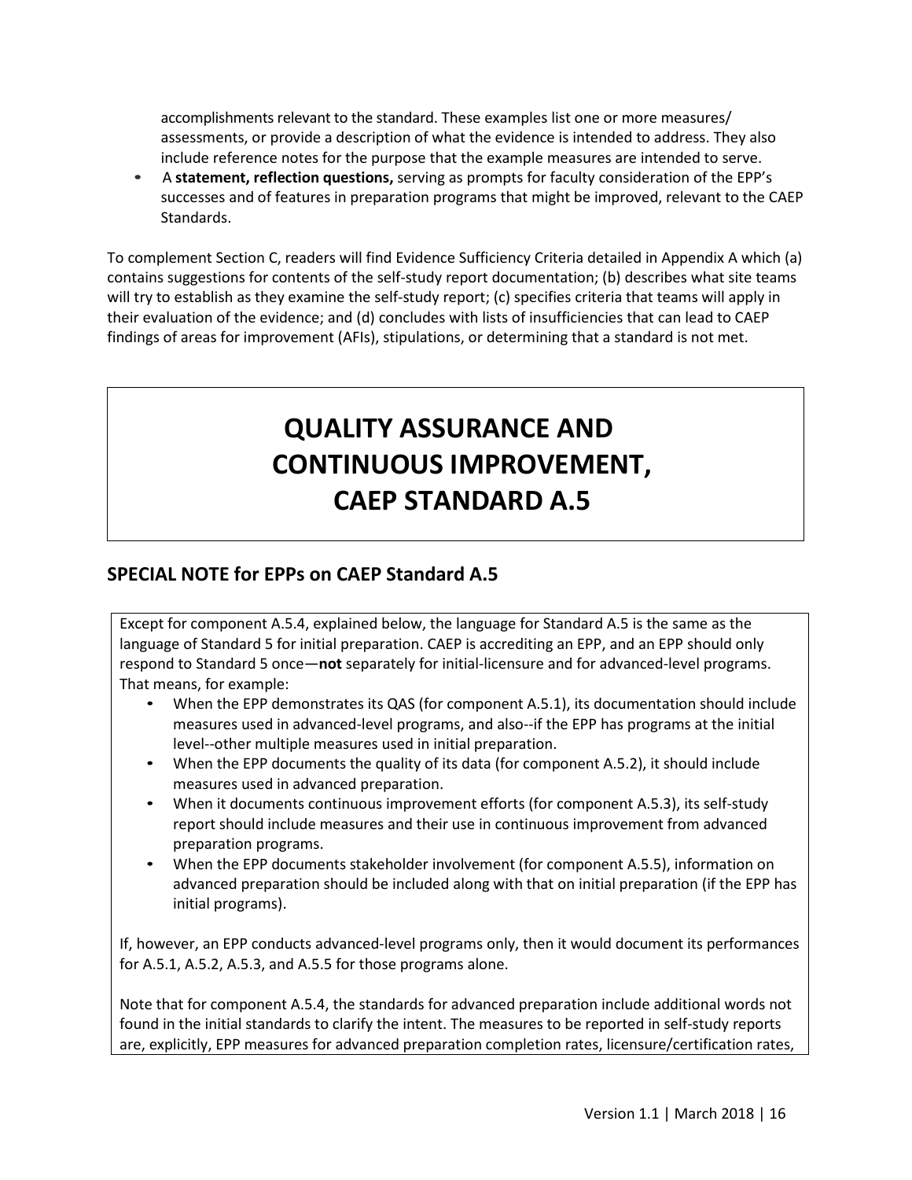accomplishments relevant to the standard. These examples list one or more measures/ assessments, or provide a description of what the evidence is intended to address. They also include reference notes for the purpose that the example measures are intended to serve.

- A **statement, reflection questions,** serving as prompts for faculty consideration of the EPP's successes and of features in preparation programs that might be improved, relevant to the CAEP Standards.

To complement Section C, readers will find Evidence Sufficiency Criteria detailed in Appendix A which (a) contains suggestions for contents of the self-study report documentation; (b) describes what site teams will try to establish as they examine the self-study report; (c) specifies criteria that teams will apply in their evaluation of the evidence; and (d) concludes with lists of insufficiencies that can lead to CAEP findings of areas for improvement (AFIs), stipulations, or determining that a standard is not met.

# QUALITY ASSURANCE AND CONTINUOUS IMPROVEMENT, CAEP STANDARD A.5

## SPECIAL NOTE for EPPs on CAEP Standard A.5

Except for component A.5.4, explained below, the language for Standard A.5 is the same as the language of Standard 5 for initial preparation. CAEP is accrediting an EPP, and an EPP should only respond to Standard 5 once—**not** separately for initial-licensure and for advanced-level programs. That means, for example:

- When the EPP demonstrates its QAS (for component A.5.1), its documentation should include measures used in advanced-level programs, and also--if the EPP has programs at the initial level--other multiple measures used in initial preparation.
- When the EPP documents the quality of its data (for component A.5.2), it should include measures used in advanced preparation.
- When it documents continuous improvement efforts (for component A.5.3), its self-study report should include measures and their use in continuous improvement from advanced preparation programs.
- When the EPP documents stakeholder involvement (for component A.5.5), information on advanced preparation should be included along with that on initial preparation (if the EPP has initial programs).

If, however, an EPP conducts advanced-level programs only, then it would document its performances for A.5.1, A.5.2, A.5.3, and A.5.5 for those programs alone.

Note that for component A.5.4, the standards for advanced preparation include additional words not found in the initial standards to clarify the intent. The measures to be reported in self-study reports are, explicitly, EPP measures for advanced preparation completion rates, licensure/certification rates,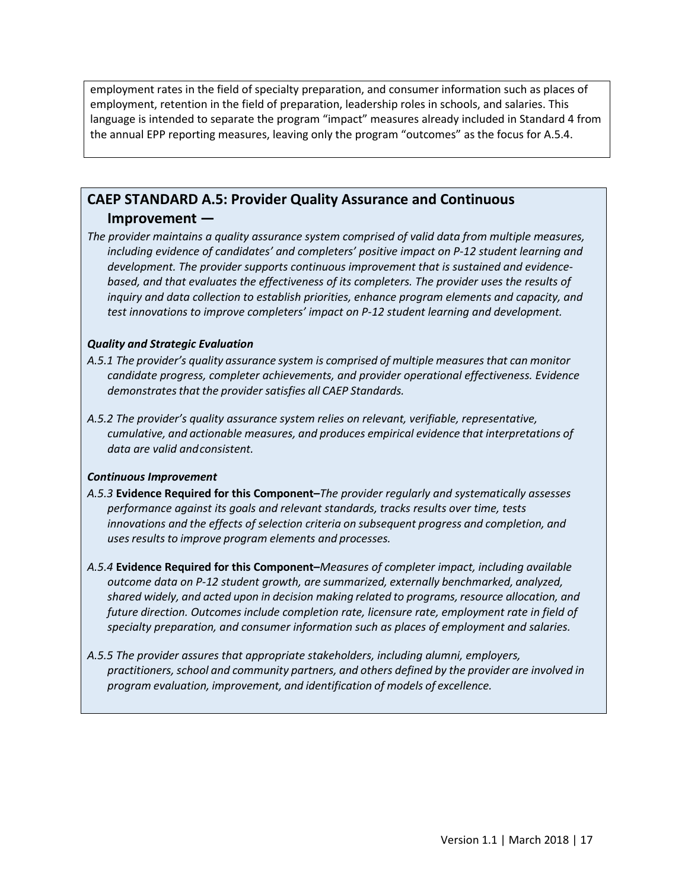employment rates in the field of specialty preparation, and consumer information such as places of employment, retention in the field of preparation, leadership roles in schools, and salaries. This language is intended to separate the program "impact" measures already included in Standard 4 from the annual EPP reporting measures, leaving only the program "outcomes" as the focus for A.5.4.

## CAEP STANDARD A.5: Provider Quality Assurance and Continuous Improvement —

*The provider maintains a quality assurance system comprised of valid data from multiple measures, including evidence of candidates' and completers' positive impact on P-12 student learning and development. The provider supports continuous improvement that is sustained and evidence-based, and that evaluates the effectiveness of its completers. The provider uses the results of inquiry and data collection to establish priorities, enhance program elements and capacity, and test innovations to improve completers' impact on P-12 student learning and development.*

***Quality and Strategic Evaluation***

*A.5.1 The provider's quality assurance system is comprised of multiple measures that can monitor candidate progress, completer achievements, and provider operational effectiveness. Evidence demonstrates that the provider satisfies all CAEP Standards.*

*A.5.2 The provider's quality assurance system relies on relevant, verifiable, representative, cumulative, and actionable measures, and produces empirical evidence that interpretations of data are valid and consistent.*

***Continuous Improvement***

*A.5.3* **Evidence Required for this Component–***The provider regularly and systematically assesses performance against its goals and relevant standards, tracks results over time, tests innovations and the effects of selection criteria on subsequent progress and completion, and uses results to improve program elements and processes.*

*A.5.4* **Evidence Required for this Component–***Measures of completer impact, including available outcome data on P-12 student growth, are summarized, externally benchmarked, analyzed, shared widely, and acted upon in decision making related to programs, resource allocation, and future direction. Outcomes include completion rate, licensure rate, employment rate in field of specialty preparation, and consumer information such as places of employment and salaries.*

*A.5.5 The provider assures that appropriate stakeholders, including alumni, employers, practitioners, school and community partners, and others defined by the provider are involved in program evaluation, improvement, and identification of models of excellence.*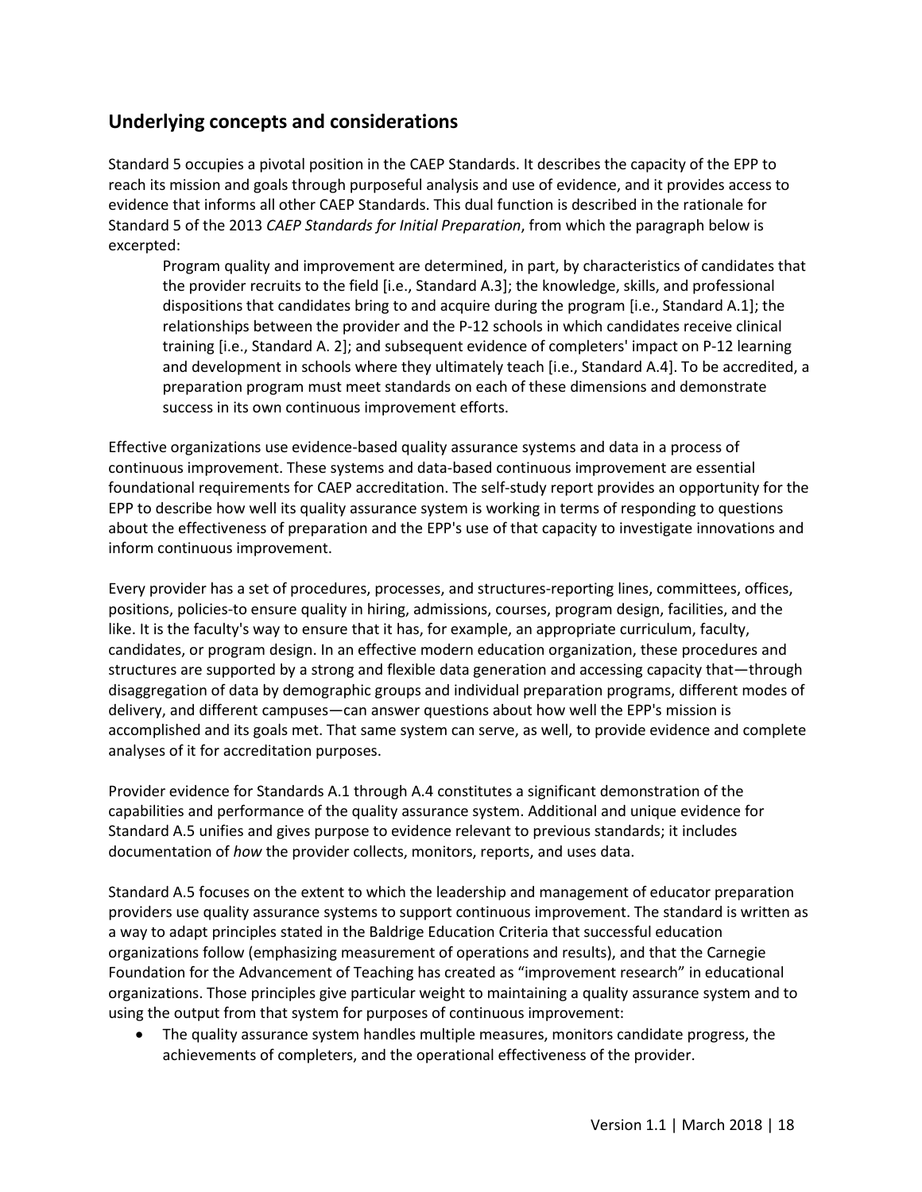## Underlying concepts and considerations

Standard 5 occupies a pivotal position in the CAEP Standards. It describes the capacity of the EPP to reach its mission and goals through purposeful analysis and use of evidence, and it provides access to evidence that informs all other CAEP Standards. This dual function is described in the rationale for Standard 5 of the 2013 *CAEP Standards for Initial Preparation*, from which the paragraph below is excerpted:

> Program quality and improvement are determined, in part, by characteristics of candidates that the provider recruits to the field [i.e., Standard A.3]; the knowledge, skills, and professional dispositions that candidates bring to and acquire during the program [i.e., Standard A.1]; the relationships between the provider and the P-12 schools in which candidates receive clinical training [i.e., Standard A. 2]; and subsequent evidence of completers' impact on P-12 learning and development in schools where they ultimately teach [i.e., Standard A.4]. To be accredited, a preparation program must meet standards on each of these dimensions and demonstrate success in its own continuous improvement efforts.

Effective organizations use evidence-based quality assurance systems and data in a process of continuous improvement. These systems and data-based continuous improvement are essential foundational requirements for CAEP accreditation. The self-study report provides an opportunity for the EPP to describe how well its quality assurance system is working in terms of responding to questions about the effectiveness of preparation and the EPP's use of that capacity to investigate innovations and inform continuous improvement.

Every provider has a set of procedures, processes, and structures-reporting lines, committees, offices, positions, policies-to ensure quality in hiring, admissions, courses, program design, facilities, and the like. It is the faculty's way to ensure that it has, for example, an appropriate curriculum, faculty, candidates, or program design. In an effective modern education organization, these procedures and structures are supported by a strong and flexible data generation and accessing capacity that—through disaggregation of data by demographic groups and individual preparation programs, different modes of delivery, and different campuses—can answer questions about how well the EPP's mission is accomplished and its goals met. That same system can serve, as well, to provide evidence and complete analyses of it for accreditation purposes.

Provider evidence for Standards A.1 through A.4 constitutes a significant demonstration of the capabilities and performance of the quality assurance system. Additional and unique evidence for Standard A.5 unifies and gives purpose to evidence relevant to previous standards; it includes documentation of *how* the provider collects, monitors, reports, and uses data.

Standard A.5 focuses on the extent to which the leadership and management of educator preparation providers use quality assurance systems to support continuous improvement. The standard is written as a way to adapt principles stated in the Baldrige Education Criteria that successful education organizations follow (emphasizing measurement of operations and results), and that the Carnegie Foundation for the Advancement of Teaching has created as "improvement research" in educational organizations. Those principles give particular weight to maintaining a quality assurance system and to using the output from that system for purposes of continuous improvement:

- The quality assurance system handles multiple measures, monitors candidate progress, the achievements of completers, and the operational effectiveness of the provider.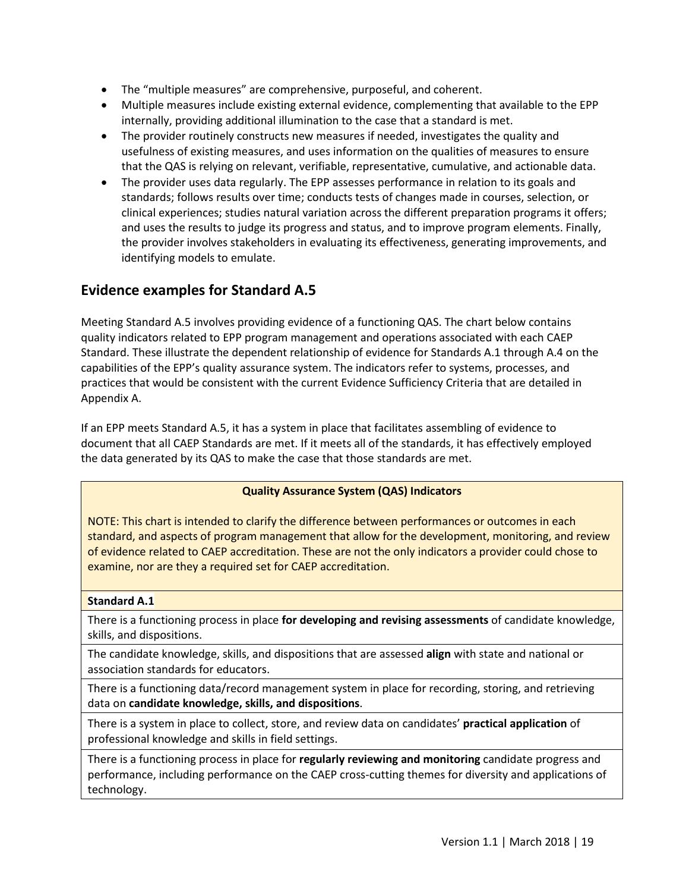- The "multiple measures" are comprehensive, purposeful, and coherent.
- Multiple measures include existing external evidence, complementing that available to the EPP internally, providing additional illumination to the case that a standard is met.
- The provider routinely constructs new measures if needed, investigates the quality and usefulness of existing measures, and uses information on the qualities of measures to ensure that the QAS is relying on relevant, verifiable, representative, cumulative, and actionable data.
- The provider uses data regularly. The EPP assesses performance in relation to its goals and standards; follows results over time; conducts tests of changes made in courses, selection, or clinical experiences; studies natural variation across the different preparation programs it offers; and uses the results to judge its progress and status, and to improve program elements. Finally, the provider involves stakeholders in evaluating its effectiveness, generating improvements, and identifying models to emulate.

## Evidence examples for Standard A.5

Meeting Standard A.5 involves providing evidence of a functioning QAS. The chart below contains quality indicators related to EPP program management and operations associated with each CAEP Standard. These illustrate the dependent relationship of evidence for Standards A.1 through A.4 on the capabilities of the EPP's quality assurance system. The indicators refer to systems, processes, and practices that would be consistent with the current Evidence Sufficiency Criteria that are detailed in Appendix A.

If an EPP meets Standard A.5, it has a system in place that facilitates assembling of evidence to document that all CAEP Standards are met. If it meets all of the standards, it has effectively employed the data generated by its QAS to make the case that those standards are met.

| **Quality Assurance System (QAS) Indicators**<br><br>NOTE: This chart is intended to clarify the difference between performances or outcomes in each standard, and aspects of program management that allow for the development, monitoring, and review of evidence related to CAEP accreditation. These are not the only indicators a provider could chose to examine, nor are they a required set for CAEP accreditation. |
|---|
| **Standard A.1** |
| There is a functioning process in place **for developing and revising assessments** of candidate knowledge, skills, and dispositions. |
| The candidate knowledge, skills, and dispositions that are assessed **align** with state and national or association standards for educators. |
| There is a functioning data/record management system in place for recording, storing, and retrieving data on **candidate knowledge, skills, and dispositions**. |
| There is a system in place to collect, store, and review data on candidates' **practical application** of professional knowledge and skills in field settings. |
| There is a functioning process in place for **regularly reviewing and monitoring** candidate progress and performance, including performance on the CAEP cross-cutting themes for diversity and applications of technology. |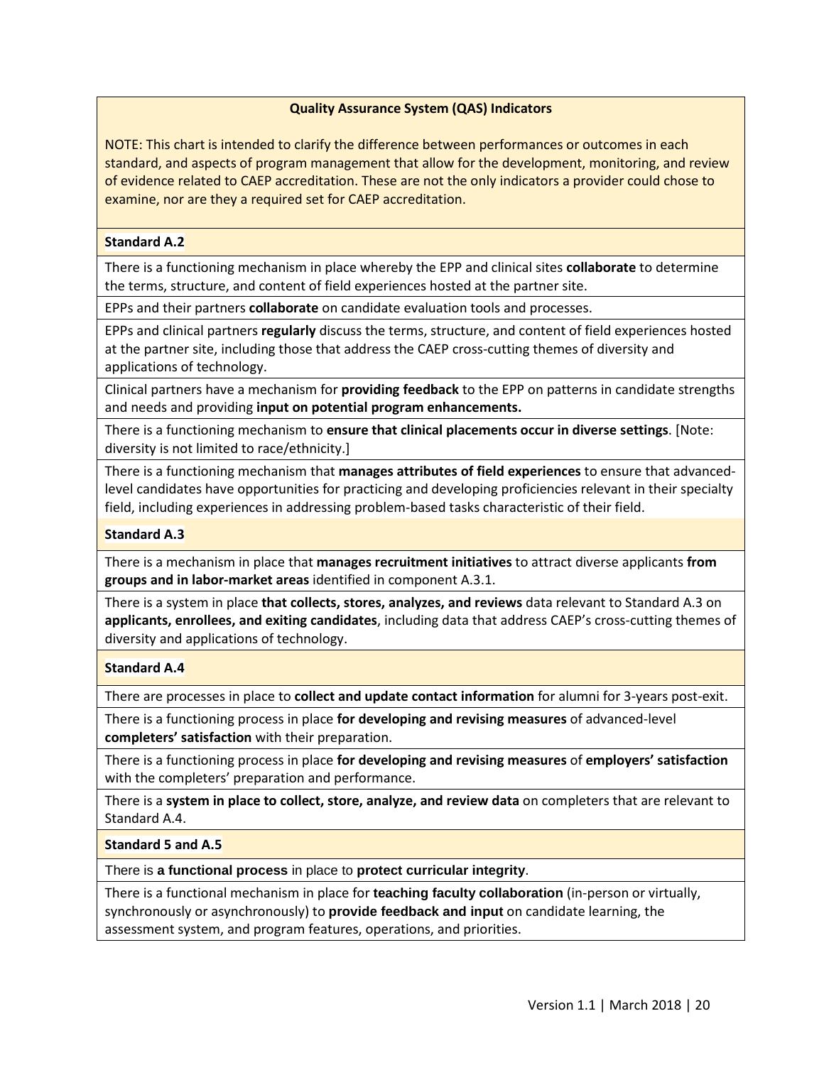| Quality Assurance System (QAS) Indicators |
| --- |
| NOTE: This chart is intended to clarify the difference between performances or outcomes in each standard, and aspects of program management that allow for the development, monitoring, and review of evidence related to CAEP accreditation. These are not the only indicators a provider could chose to examine, nor are they a required set for CAEP accreditation. |
| **Standard A.2** |
| There is a functioning mechanism in place whereby the EPP and clinical sites **collaborate** to determine the terms, structure, and content of field experiences hosted at the partner site. |
| EPPs and their partners **collaborate** on candidate evaluation tools and processes. |
| EPPs and clinical partners **regularly** discuss the terms, structure, and content of field experiences hosted at the partner site, including those that address the CAEP cross-cutting themes of diversity and applications of technology. |
| Clinical partners have a mechanism for **providing feedback** to the EPP on patterns in candidate strengths and needs and providing **input on potential program enhancements.** |
| There is a functioning mechanism to **ensure that clinical placements occur in diverse settings**. [Note: diversity is not limited to race/ethnicity.] |
| There is a functioning mechanism that **manages attributes of field experiences** to ensure that advanced-level candidates have opportunities for practicing and developing proficiencies relevant in their specialty field, including experiences in addressing problem-based tasks characteristic of their field. |
| **Standard A.3** |
| There is a mechanism in place that **manages recruitment initiatives** to attract diverse applicants **from groups and in labor-market areas** identified in component A.3.1. |
| There is a system in place **that collects, stores, analyzes, and reviews** data relevant to Standard A.3 on **applicants, enrollees, and exiting candidates**, including data that address CAEP's cross-cutting themes of diversity and applications of technology. |
| **Standard A.4** |
| There are processes in place to **collect and update contact information** for alumni for 3-years post-exit. |
| There is a functioning process in place **for developing and revising measures** of advanced-level **completers' satisfaction** with their preparation. |
| There is a functioning process in place **for developing and revising measures** of **employers' satisfaction** with the completers' preparation and performance. |
| There is a **system in place to collect, store, analyze, and review data** on completers that are relevant to Standard A.4. |
| **Standard 5 and A.5** |
| There is **a functional process** in place to **protect curricular integrity**. |
| There is a functional mechanism in place for **teaching faculty collaboration** (in-person or virtually, synchronously or asynchronously) to **provide feedback and input** on candidate learning, the assessment system, and program features, operations, and priorities. |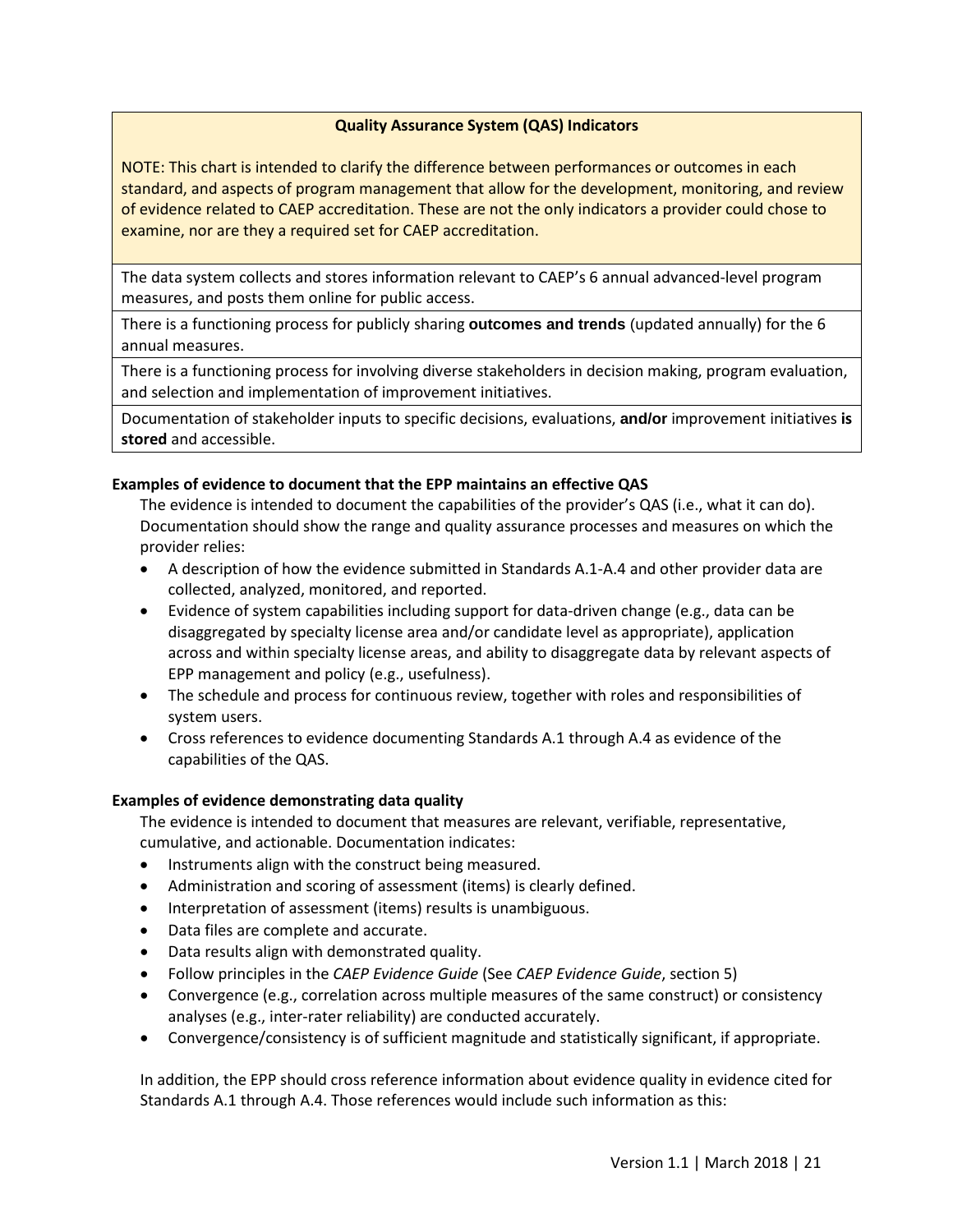| **Quality Assurance System (QAS) Indicators** |
|---|
| NOTE: This chart is intended to clarify the difference between performances or outcomes in each standard, and aspects of program management that allow for the development, monitoring, and review of evidence related to CAEP accreditation. These are not the only indicators a provider could chose to examine, nor are they a required set for CAEP accreditation. |
| The data system collects and stores information relevant to CAEP's 6 annual advanced-level program measures, and posts them online for public access. |
| There is a functioning process for publicly sharing **outcomes and trends** (updated annually) for the 6 annual measures. |
| There is a functioning process for involving diverse stakeholders in decision making, program evaluation, and selection and implementation of improvement initiatives. |
| Documentation of stakeholder inputs to specific decisions, evaluations, **and/or** improvement initiatives **is stored** and accessible. |

**Examples of evidence to document that the EPP maintains an effective QAS**

The evidence is intended to document the capabilities of the provider's QAS (i.e., what it can do). Documentation should show the range and quality assurance processes and measures on which the provider relies:

- A description of how the evidence submitted in Standards A.1-A.4 and other provider data are collected, analyzed, monitored, and reported.
- Evidence of system capabilities including support for data-driven change (e.g., data can be disaggregated by specialty license area and/or candidate level as appropriate), application across and within specialty license areas, and ability to disaggregate data by relevant aspects of EPP management and policy (e.g., usefulness).
- The schedule and process for continuous review, together with roles and responsibilities of system users.
- Cross references to evidence documenting Standards A.1 through A.4 as evidence of the capabilities of the QAS.

**Examples of evidence demonstrating data quality**

The evidence is intended to document that measures are relevant, verifiable, representative, cumulative, and actionable. Documentation indicates:

- Instruments align with the construct being measured.
- Administration and scoring of assessment (items) is clearly defined.
- Interpretation of assessment (items) results is unambiguous.
- Data files are complete and accurate.
- Data results align with demonstrated quality.
- Follow principles in the *CAEP Evidence Guide* (See *CAEP Evidence Guide*, section 5)
- Convergence (e.g., correlation across multiple measures of the same construct) or consistency analyses (e.g., inter-rater reliability) are conducted accurately.
- Convergence/consistency is of sufficient magnitude and statistically significant, if appropriate.

In addition, the EPP should cross reference information about evidence quality in evidence cited for Standards A.1 through A.4. Those references would include such information as this: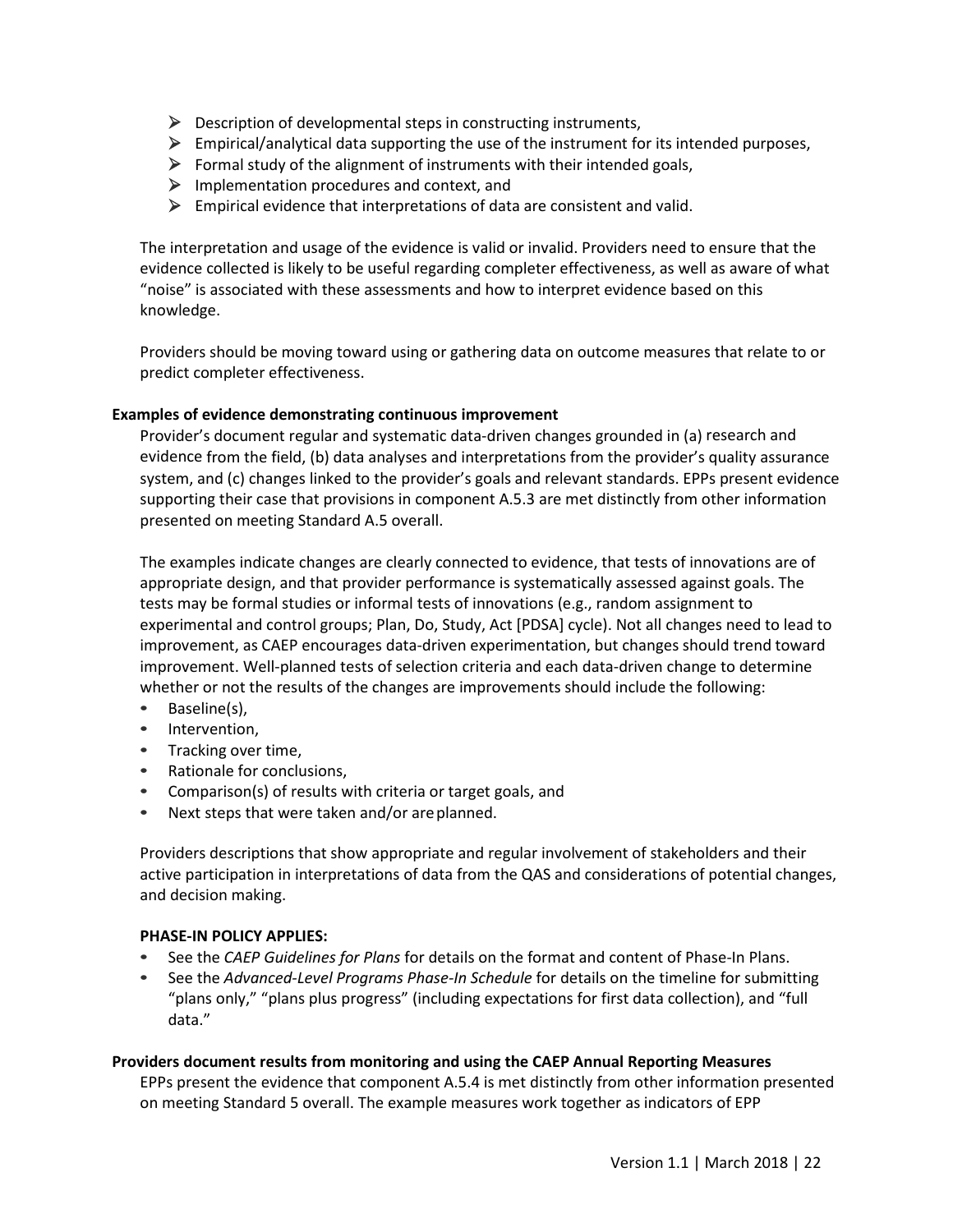- Description of developmental steps in constructing instruments,
- Empirical/analytical data supporting the use of the instrument for its intended purposes,
- Formal study of the alignment of instruments with their intended goals,
- Implementation procedures and context, and
- Empirical evidence that interpretations of data are consistent and valid.

The interpretation and usage of the evidence is valid or invalid. Providers need to ensure that the evidence collected is likely to be useful regarding completer effectiveness, as well as aware of what "noise" is associated with these assessments and how to interpret evidence based on this knowledge.

Providers should be moving toward using or gathering data on outcome measures that relate to or predict completer effectiveness.

**Examples of evidence demonstrating continuous improvement**

Provider's document regular and systematic data-driven changes grounded in (a) research and evidence from the field, (b) data analyses and interpretations from the provider's quality assurance system, and (c) changes linked to the provider's goals and relevant standards. EPPs present evidence supporting their case that provisions in component A.5.3 are met distinctly from other information presented on meeting Standard A.5 overall.

The examples indicate changes are clearly connected to evidence, that tests of innovations are of appropriate design, and that provider performance is systematically assessed against goals. The tests may be formal studies or informal tests of innovations (e.g., random assignment to experimental and control groups; Plan, Do, Study, Act [PDSA] cycle). Not all changes need to lead to improvement, as CAEP encourages data-driven experimentation, but changes should trend toward improvement. Well-planned tests of selection criteria and each data-driven change to determine whether or not the results of the changes are improvements should include the following:

- Baseline(s),
- Intervention,
- Tracking over time,
- Rationale for conclusions,
- Comparison(s) of results with criteria or target goals, and
- Next steps that were taken and/or are planned.

Providers descriptions that show appropriate and regular involvement of stakeholders and their active participation in interpretations of data from the QAS and considerations of potential changes, and decision making.

**PHASE-IN POLICY APPLIES:**

- See the *CAEP Guidelines for Plans* for details on the format and content of Phase-In Plans.
- See the *Advanced-Level Programs Phase-In Schedule* for details on the timeline for submitting "plans only," "plans plus progress" (including expectations for first data collection), and "full data."

**Providers document results from monitoring and using the CAEP Annual Reporting Measures**

EPPs present the evidence that component A.5.4 is met distinctly from other information presented on meeting Standard 5 overall. The example measures work together as indicators of EPP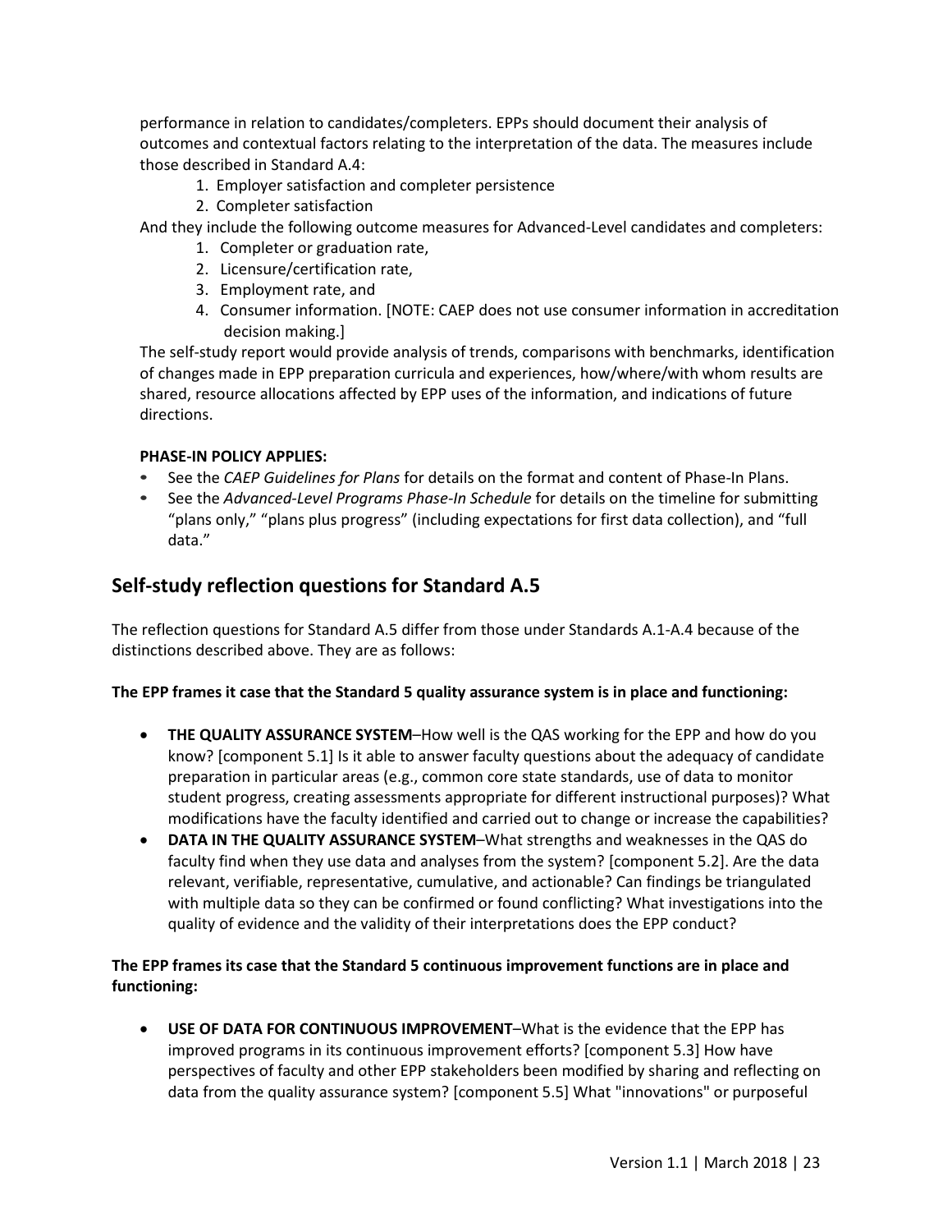performance in relation to candidates/completers. EPPs should document their analysis of outcomes and contextual factors relating to the interpretation of the data. The measures include those described in Standard A.4:

1. Employer satisfaction and completer persistence
2. Completer satisfaction

And they include the following outcome measures for Advanced-Level candidates and completers:

1. Completer or graduation rate,
2. Licensure/certification rate,
3. Employment rate, and
4. Consumer information. [NOTE: CAEP does not use consumer information in accreditation decision making.]

The self-study report would provide analysis of trends, comparisons with benchmarks, identification of changes made in EPP preparation curricula and experiences, how/where/with whom results are shared, resource allocations affected by EPP uses of the information, and indications of future directions.

**PHASE-IN POLICY APPLIES:**

- See the *CAEP Guidelines for Plans* for details on the format and content of Phase-In Plans.
- See the *Advanced-Level Programs Phase-In Schedule* for details on the timeline for submitting "plans only," "plans plus progress" (including expectations for first data collection), and "full data."

## Self-study reflection questions for Standard A.5

The reflection questions for Standard A.5 differ from those under Standards A.1-A.4 because of the distinctions described above. They are as follows:

**The EPP frames it case that the Standard 5 quality assurance system is in place and functioning:**

- **THE QUALITY ASSURANCE SYSTEM**–How well is the QAS working for the EPP and how do you know? [component 5.1] Is it able to answer faculty questions about the adequacy of candidate preparation in particular areas (e.g., common core state standards, use of data to monitor student progress, creating assessments appropriate for different instructional purposes)? What modifications have the faculty identified and carried out to change or increase the capabilities?
- **DATA IN THE QUALITY ASSURANCE SYSTEM**–What strengths and weaknesses in the QAS do faculty find when they use data and analyses from the system? [component 5.2]. Are the data relevant, verifiable, representative, cumulative, and actionable? Can findings be triangulated with multiple data so they can be confirmed or found conflicting? What investigations into the quality of evidence and the validity of their interpretations does the EPP conduct?

**The EPP frames its case that the Standard 5 continuous improvement functions are in place and functioning:**

- **USE OF DATA FOR CONTINUOUS IMPROVEMENT**–What is the evidence that the EPP has improved programs in its continuous improvement efforts? [component 5.3] How have perspectives of faculty and other EPP stakeholders been modified by sharing and reflecting on data from the quality assurance system? [component 5.5] What "innovations" or purposeful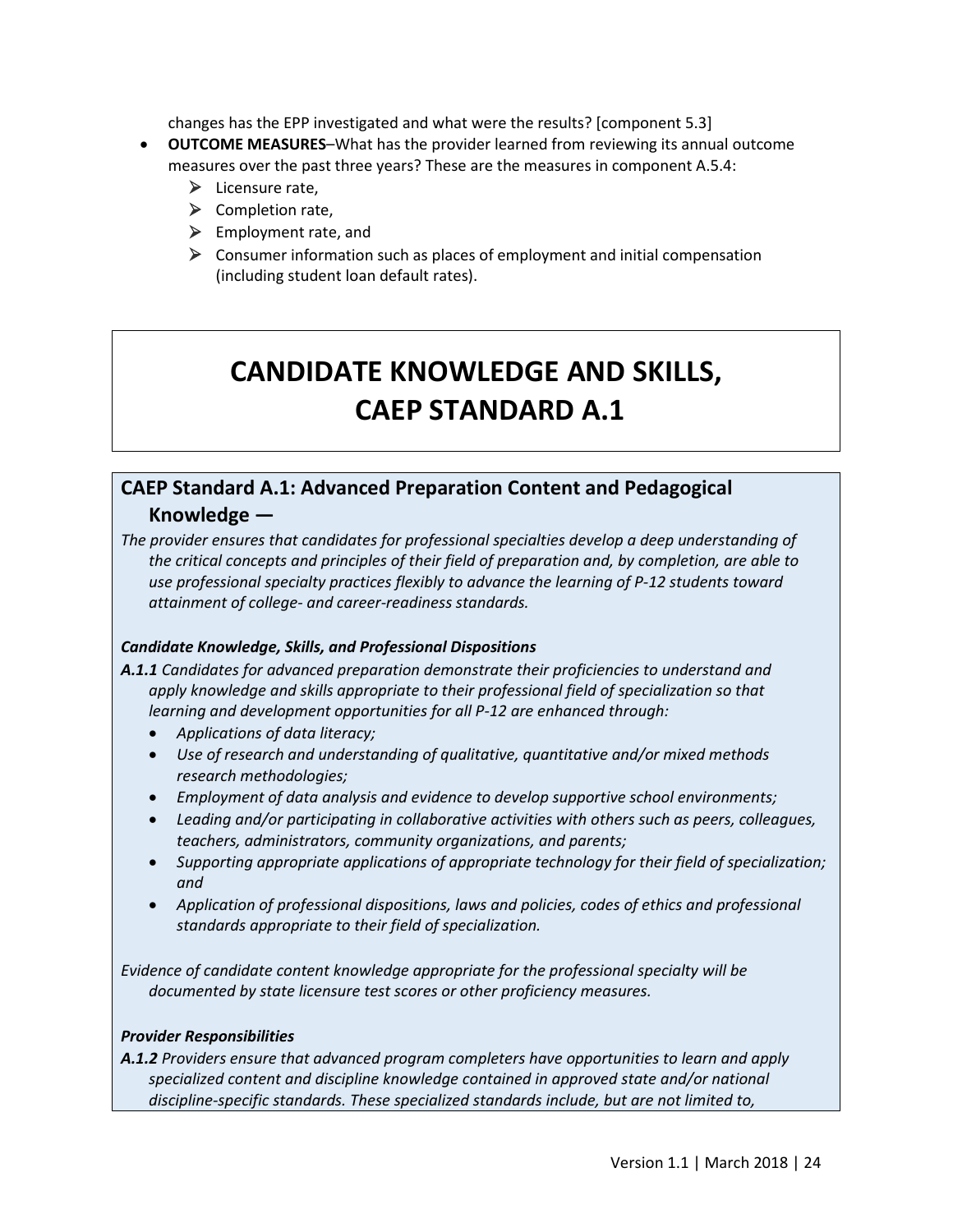changes has the EPP investigated and what were the results? [component 5.3]

- **OUTCOME MEASURES**–What has the provider learned from reviewing its annual outcome measures over the past three years? These are the measures in component A.5.4:
  - Licensure rate,
  - Completion rate,
  - Employment rate, and
  - Consumer information such as places of employment and initial compensation (including student loan default rates).

# CANDIDATE KNOWLEDGE AND SKILLS, CAEP STANDARD A.1

## CAEP Standard A.1: Advanced Preparation Content and Pedagogical Knowledge —

*The provider ensures that candidates for professional specialties develop a deep understanding of the critical concepts and principles of their field of preparation and, by completion, are able to use professional specialty practices flexibly to advance the learning of P-12 students toward attainment of college- and career-readiness standards.*

***Candidate Knowledge, Skills, and Professional Dispositions***

***A.1.1*** *Candidates for advanced preparation demonstrate their proficiencies to understand and apply knowledge and skills appropriate to their professional field of specialization so that learning and development opportunities for all P-12 are enhanced through:*

- *Applications of data literacy;*
- *Use of research and understanding of qualitative, quantitative and/or mixed methods research methodologies;*
- *Employment of data analysis and evidence to develop supportive school environments;*
- *Leading and/or participating in collaborative activities with others such as peers, colleagues, teachers, administrators, community organizations, and parents;*
- *Supporting appropriate applications of appropriate technology for their field of specialization; and*
- *Application of professional dispositions, laws and policies, codes of ethics and professional standards appropriate to their field of specialization.*

*Evidence of candidate content knowledge appropriate for the professional specialty will be documented by state licensure test scores or other proficiency measures.*

***Provider Responsibilities***

***A.1.2*** *Providers ensure that advanced program completers have opportunities to learn and apply specialized content and discipline knowledge contained in approved state and/or national discipline-specific standards. These specialized standards include, but are not limited to,*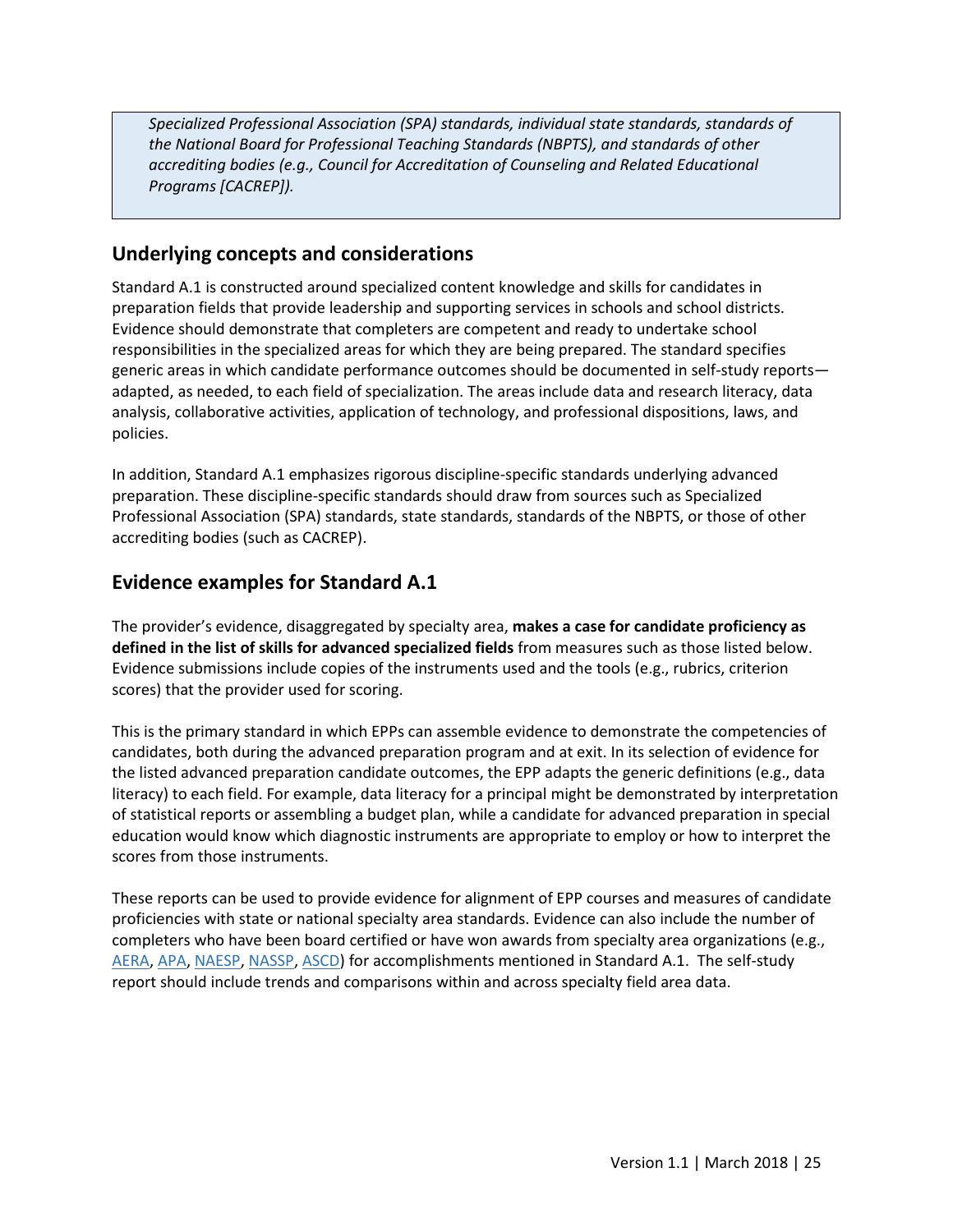*Specialized Professional Association (SPA) standards, individual state standards, standards of the National Board for Professional Teaching Standards (NBPTS), and standards of other accrediting bodies (e.g., Council for Accreditation of Counseling and Related Educational Programs [CACREP]).*

## Underlying concepts and considerations

Standard A.1 is constructed around specialized content knowledge and skills for candidates in preparation fields that provide leadership and supporting services in schools and school districts. Evidence should demonstrate that completers are competent and ready to undertake school responsibilities in the specialized areas for which they are being prepared. The standard specifies generic areas in which candidate performance outcomes should be documented in self-study reports—adapted, as needed, to each field of specialization. The areas include data and research literacy, data analysis, collaborative activities, application of technology, and professional dispositions, laws, and policies.

In addition, Standard A.1 emphasizes rigorous discipline-specific standards underlying advanced preparation. These discipline-specific standards should draw from sources such as Specialized Professional Association (SPA) standards, state standards, standards of the NBPTS, or those of other accrediting bodies (such as CACREP).

## Evidence examples for Standard A.1

The provider's evidence, disaggregated by specialty area, **makes a case for candidate proficiency as defined in the list of skills for advanced specialized fields** from measures such as those listed below. Evidence submissions include copies of the instruments used and the tools (e.g., rubrics, criterion scores) that the provider used for scoring.

This is the primary standard in which EPPs can assemble evidence to demonstrate the competencies of candidates, both during the advanced preparation program and at exit. In its selection of evidence for the listed advanced preparation candidate outcomes, the EPP adapts the generic definitions (e.g., data literacy) to each field. For example, data literacy for a principal might be demonstrated by interpretation of statistical reports or assembling a budget plan, while a candidate for advanced preparation in special education would know which diagnostic instruments are appropriate to employ or how to interpret the scores from those instruments.

These reports can be used to provide evidence for alignment of EPP courses and measures of candidate proficiencies with state or national specialty area standards. Evidence can also include the number of completers who have been board certified or have won awards from specialty area organizations (e.g., AERA, APA, NAESP, NASSP, ASCD) for accomplishments mentioned in Standard A.1. The self-study report should include trends and comparisons within and across specialty field area data.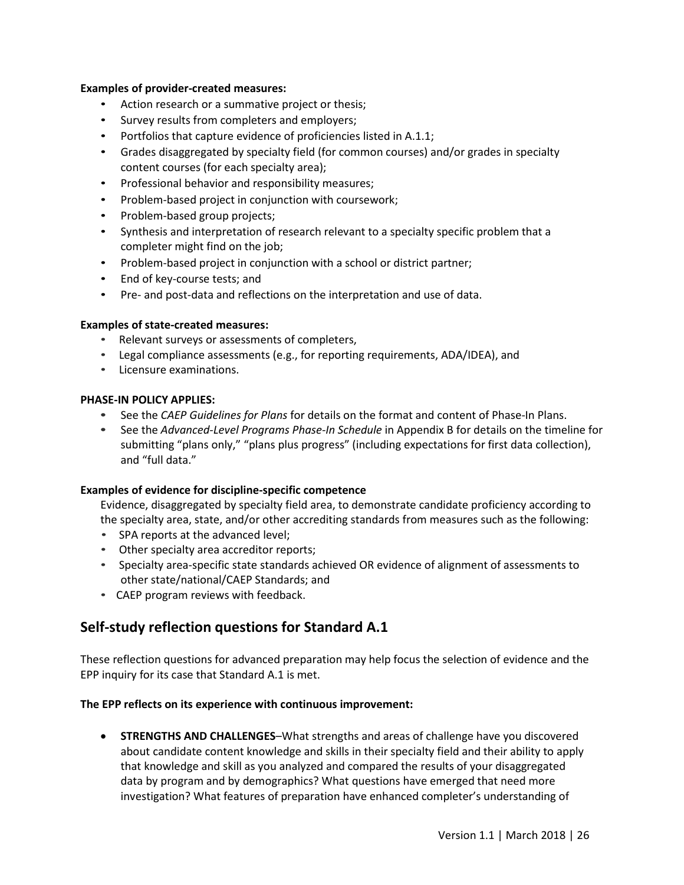**Examples of provider-created measures:**

- Action research or a summative project or thesis;
- Survey results from completers and employers;
- Portfolios that capture evidence of proficiencies listed in A.1.1;
- Grades disaggregated by specialty field (for common courses) and/or grades in specialty content courses (for each specialty area);
- Professional behavior and responsibility measures;
- Problem-based project in conjunction with coursework;
- Problem-based group projects;
- Synthesis and interpretation of research relevant to a specialty specific problem that a completer might find on the job;
- Problem-based project in conjunction with a school or district partner;
- End of key-course tests; and
- Pre- and post-data and reflections on the interpretation and use of data.

**Examples of state-created measures:**

- Relevant surveys or assessments of completers,
- Legal compliance assessments (e.g., for reporting requirements, ADA/IDEA), and
- Licensure examinations.

**PHASE-IN POLICY APPLIES:**

- See the *CAEP Guidelines for Plans* for details on the format and content of Phase-In Plans.
- See the *Advanced-Level Programs Phase-In Schedule* in Appendix B for details on the timeline for submitting "plans only," "plans plus progress" (including expectations for first data collection), and "full data."

**Examples of evidence for discipline-specific competence**

Evidence, disaggregated by specialty field area, to demonstrate candidate proficiency according to the specialty area, state, and/or other accrediting standards from measures such as the following:

- SPA reports at the advanced level;
- Other specialty area accreditor reports;
- Specialty area-specific state standards achieved OR evidence of alignment of assessments to other state/national/CAEP Standards; and
- CAEP program reviews with feedback.

## Self-study reflection questions for Standard A.1

These reflection questions for advanced preparation may help focus the selection of evidence and the EPP inquiry for its case that Standard A.1 is met.

**The EPP reflects on its experience with continuous improvement:**

- **STRENGTHS AND CHALLENGES**–What strengths and areas of challenge have you discovered about candidate content knowledge and skills in their specialty field and their ability to apply that knowledge and skill as you analyzed and compared the results of your disaggregated data by program and by demographics? What questions have emerged that need more investigation? What features of preparation have enhanced completer's understanding of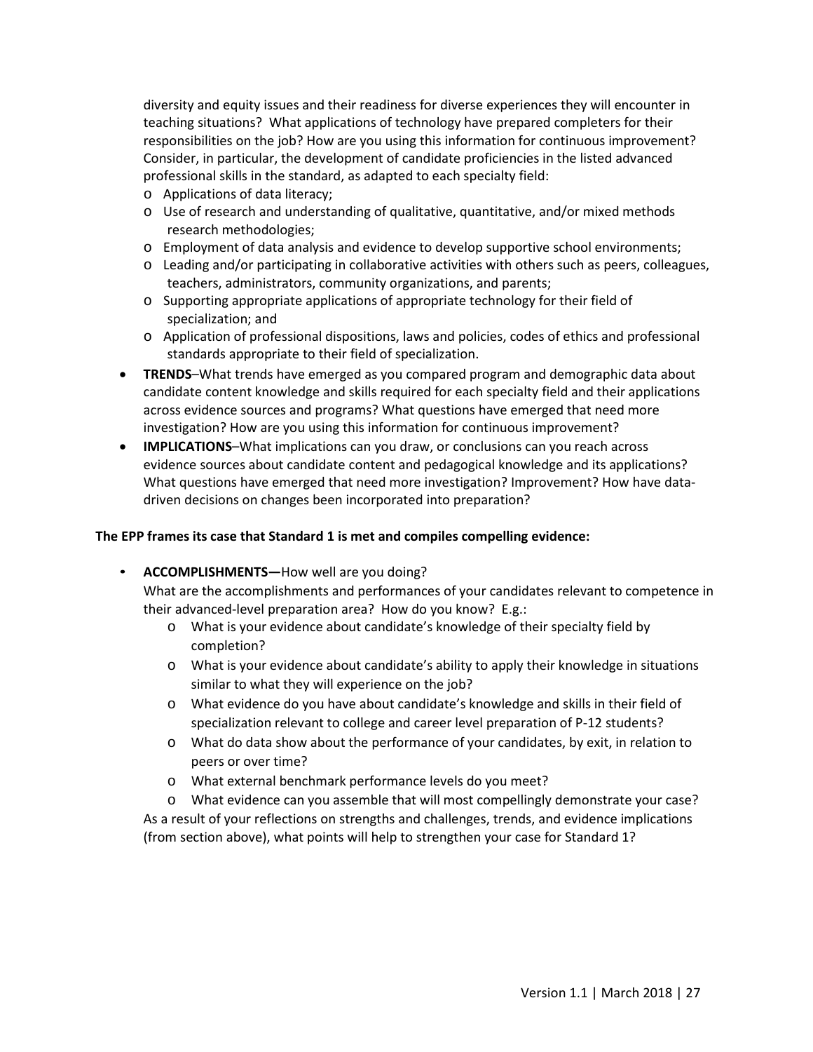diversity and equity issues and their readiness for diverse experiences they will encounter in teaching situations? What applications of technology have prepared completers for their responsibilities on the job? How are you using this information for continuous improvement? Consider, in particular, the development of candidate proficiencies in the listed advanced professional skills in the standard, as adapted to each specialty field:

- Applications of data literacy;
- Use of research and understanding of qualitative, quantitative, and/or mixed methods research methodologies;
- Employment of data analysis and evidence to develop supportive school environments;
- Leading and/or participating in collaborative activities with others such as peers, colleagues, teachers, administrators, community organizations, and parents;
- Supporting appropriate applications of appropriate technology for their field of specialization; and
- Application of professional dispositions, laws and policies, codes of ethics and professional standards appropriate to their field of specialization.

- **TRENDS**–What trends have emerged as you compared program and demographic data about candidate content knowledge and skills required for each specialty field and their applications across evidence sources and programs? What questions have emerged that need more investigation? How are you using this information for continuous improvement?
- **IMPLICATIONS**–What implications can you draw, or conclusions can you reach across evidence sources about candidate content and pedagogical knowledge and its applications? What questions have emerged that need more investigation? Improvement? How have data-driven decisions on changes been incorporated into preparation?

**The EPP frames its case that Standard 1 is met and compiles compelling evidence:**

- **ACCOMPLISHMENTS—**How well are you doing?
  What are the accomplishments and performances of your candidates relevant to competence in their advanced-level preparation area? How do you know? E.g.:
  - What is your evidence about candidate's knowledge of their specialty field by completion?
  - What is your evidence about candidate's ability to apply their knowledge in situations similar to what they will experience on the job?
  - What evidence do you have about candidate's knowledge and skills in their field of specialization relevant to college and career level preparation of P-12 students?
  - What do data show about the performance of your candidates, by exit, in relation to peers or over time?
  - What external benchmark performance levels do you meet?
  - What evidence can you assemble that will most compellingly demonstrate your case?

  As a result of your reflections on strengths and challenges, trends, and evidence implications (from section above), what points will help to strengthen your case for Standard 1?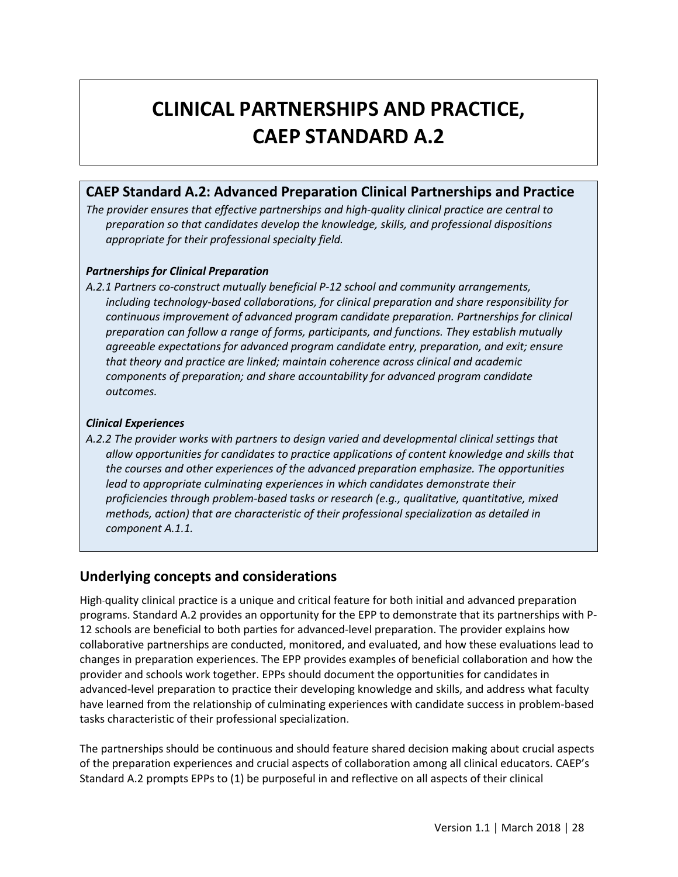# CLINICAL PARTNERSHIPS AND PRACTICE, CAEP STANDARD A.2

## CAEP Standard A.2: Advanced Preparation Clinical Partnerships and Practice

*The provider ensures that effective partnerships and high-quality clinical practice are central to preparation so that candidates develop the knowledge, skills, and professional dispositions appropriate for their professional specialty field.*

***Partnerships for Clinical Preparation***

*A.2.1 Partners co-construct mutually beneficial P-12 school and community arrangements, including technology-based collaborations, for clinical preparation and share responsibility for continuous improvement of advanced program candidate preparation. Partnerships for clinical preparation can follow a range of forms, participants, and functions. They establish mutually agreeable expectations for advanced program candidate entry, preparation, and exit; ensure that theory and practice are linked; maintain coherence across clinical and academic components of preparation; and share accountability for advanced program candidate outcomes.*

***Clinical Experiences***

*A.2.2 The provider works with partners to design varied and developmental clinical settings that allow opportunities for candidates to practice applications of content knowledge and skills that the courses and other experiences of the advanced preparation emphasize. The opportunities lead to appropriate culminating experiences in which candidates demonstrate their proficiencies through problem-based tasks or research (e.g., qualitative, quantitative, mixed methods, action) that are characteristic of their professional specialization as detailed in component A.1.1.*

## Underlying concepts and considerations

High-quality clinical practice is a unique and critical feature for both initial and advanced preparation programs. Standard A.2 provides an opportunity for the EPP to demonstrate that its partnerships with P-12 schools are beneficial to both parties for advanced-level preparation. The provider explains how collaborative partnerships are conducted, monitored, and evaluated, and how these evaluations lead to changes in preparation experiences. The EPP provides examples of beneficial collaboration and how the provider and schools work together. EPPs should document the opportunities for candidates in advanced-level preparation to practice their developing knowledge and skills, and address what faculty have learned from the relationship of culminating experiences with candidate success in problem-based tasks characteristic of their professional specialization.

The partnerships should be continuous and should feature shared decision making about crucial aspects of the preparation experiences and crucial aspects of collaboration among all clinical educators. CAEP's Standard A.2 prompts EPPs to (1) be purposeful in and reflective on all aspects of their clinical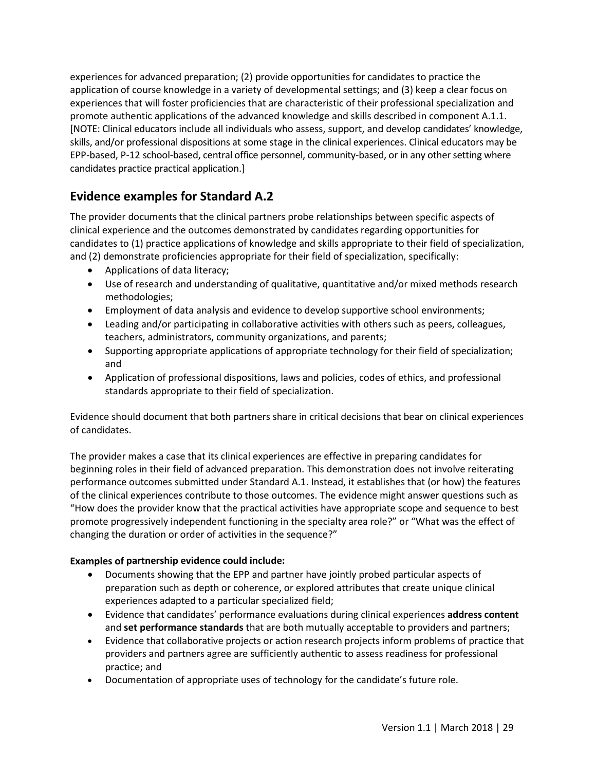experiences for advanced preparation; (2) provide opportunities for candidates to practice the application of course knowledge in a variety of developmental settings; and (3) keep a clear focus on experiences that will foster proficiencies that are characteristic of their professional specialization and promote authentic applications of the advanced knowledge and skills described in component A.1.1. [NOTE: Clinical educators include all individuals who assess, support, and develop candidates' knowledge, skills, and/or professional dispositions at some stage in the clinical experiences. Clinical educators may be EPP-based, P-12 school-based, central office personnel, community-based, or in any other setting where candidates practice practical application.]

## Evidence examples for Standard A.2

The provider documents that the clinical partners probe relationships between specific aspects of clinical experience and the outcomes demonstrated by candidates regarding opportunities for candidates to (1) practice applications of knowledge and skills appropriate to their field of specialization, and (2) demonstrate proficiencies appropriate for their field of specialization, specifically:

- Applications of data literacy;
- Use of research and understanding of qualitative, quantitative and/or mixed methods research methodologies;
- Employment of data analysis and evidence to develop supportive school environments;
- Leading and/or participating in collaborative activities with others such as peers, colleagues, teachers, administrators, community organizations, and parents;
- Supporting appropriate applications of appropriate technology for their field of specialization; and
- Application of professional dispositions, laws and policies, codes of ethics, and professional standards appropriate to their field of specialization.

Evidence should document that both partners share in critical decisions that bear on clinical experiences of candidates.

The provider makes a case that its clinical experiences are effective in preparing candidates for beginning roles in their field of advanced preparation. This demonstration does not involve reiterating performance outcomes submitted under Standard A.1. Instead, it establishes that (or how) the features of the clinical experiences contribute to those outcomes. The evidence might answer questions such as "How does the provider know that the practical activities have appropriate scope and sequence to best promote progressively independent functioning in the specialty area role?" or "What was the effect of changing the duration or order of activities in the sequence?"

**Examples of partnership evidence could include:**

- Documents showing that the EPP and partner have jointly probed particular aspects of preparation such as depth or coherence, or explored attributes that create unique clinical experiences adapted to a particular specialized field;
- Evidence that candidates' performance evaluations during clinical experiences **address content** and **set performance standards** that are both mutually acceptable to providers and partners;
- Evidence that collaborative projects or action research projects inform problems of practice that providers and partners agree are sufficiently authentic to assess readiness for professional practice; and
- Documentation of appropriate uses of technology for the candidate's future role.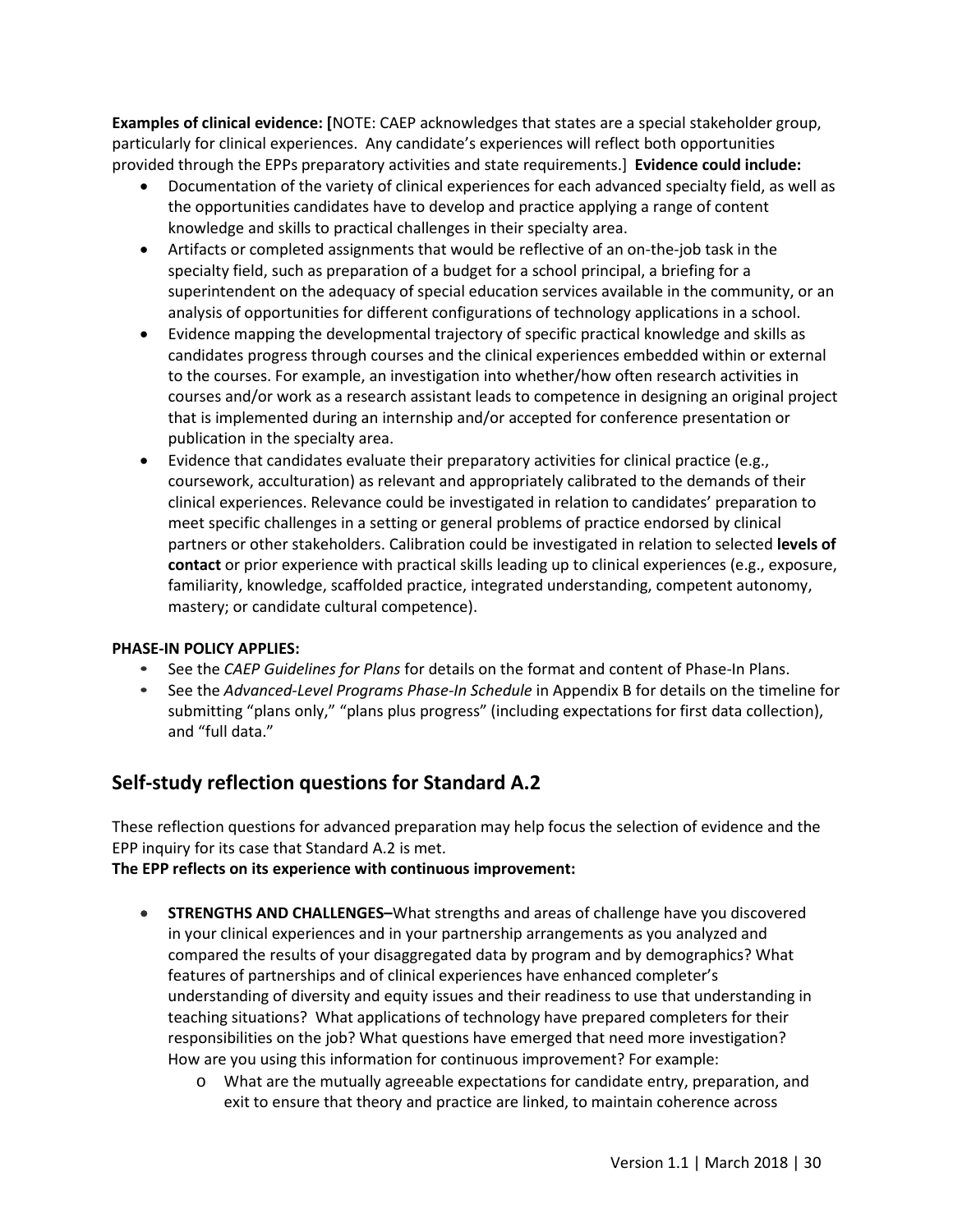**Examples of clinical evidence: [**NOTE: CAEP acknowledges that states are a special stakeholder group, particularly for clinical experiences. Any candidate's experiences will reflect both opportunities provided through the EPPs preparatory activities and state requirements.] **Evidence could include:**

- Documentation of the variety of clinical experiences for each advanced specialty field, as well as the opportunities candidates have to develop and practice applying a range of content knowledge and skills to practical challenges in their specialty area.
- Artifacts or completed assignments that would be reflective of an on-the-job task in the specialty field, such as preparation of a budget for a school principal, a briefing for a superintendent on the adequacy of special education services available in the community, or an analysis of opportunities for different configurations of technology applications in a school.
- Evidence mapping the developmental trajectory of specific practical knowledge and skills as candidates progress through courses and the clinical experiences embedded within or external to the courses. For example, an investigation into whether/how often research activities in courses and/or work as a research assistant leads to competence in designing an original project that is implemented during an internship and/or accepted for conference presentation or publication in the specialty area.
- Evidence that candidates evaluate their preparatory activities for clinical practice (e.g., coursework, acculturation) as relevant and appropriately calibrated to the demands of their clinical experiences. Relevance could be investigated in relation to candidates' preparation to meet specific challenges in a setting or general problems of practice endorsed by clinical partners or other stakeholders. Calibration could be investigated in relation to selected **levels of contact** or prior experience with practical skills leading up to clinical experiences (e.g., exposure, familiarity, knowledge, scaffolded practice, integrated understanding, competent autonomy, mastery; or candidate cultural competence).

**PHASE-IN POLICY APPLIES:**

- See the *CAEP Guidelines for Plans* for details on the format and content of Phase-In Plans.
- See the *Advanced-Level Programs Phase-In Schedule* in Appendix B for details on the timeline for submitting "plans only," "plans plus progress" (including expectations for first data collection), and "full data."

## Self-study reflection questions for Standard A.2

These reflection questions for advanced preparation may help focus the selection of evidence and the EPP inquiry for its case that Standard A.2 is met.

**The EPP reflects on its experience with continuous improvement:**

- **STRENGTHS AND CHALLENGES–**What strengths and areas of challenge have you discovered in your clinical experiences and in your partnership arrangements as you analyzed and compared the results of your disaggregated data by program and by demographics? What features of partnerships and of clinical experiences have enhanced completer's understanding of diversity and equity issues and their readiness to use that understanding in teaching situations? What applications of technology have prepared completers for their responsibilities on the job? What questions have emerged that need more investigation? How are you using this information for continuous improvement? For example:
    - What are the mutually agreeable expectations for candidate entry, preparation, and exit to ensure that theory and practice are linked, to maintain coherence across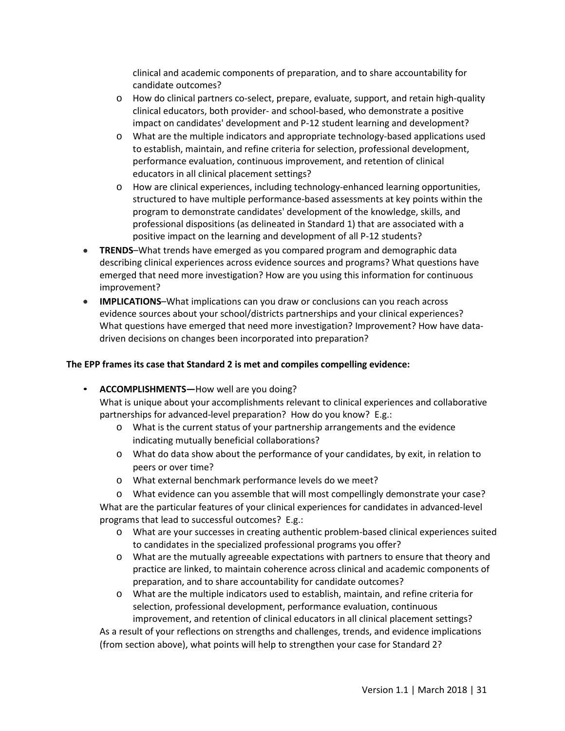clinical and academic components of preparation, and to share accountability for candidate outcomes?

  - How do clinical partners co-select, prepare, evaluate, support, and retain high-quality clinical educators, both provider- and school-based, who demonstrate a positive impact on candidates' development and P-12 student learning and development?
  - What are the multiple indicators and appropriate technology-based applications used to establish, maintain, and refine criteria for selection, professional development, performance evaluation, continuous improvement, and retention of clinical educators in all clinical placement settings?
  - How are clinical experiences, including technology-enhanced learning opportunities, structured to have multiple performance-based assessments at key points within the program to demonstrate candidates' development of the knowledge, skills, and professional dispositions (as delineated in Standard 1) that are associated with a positive impact on the learning and development of all P-12 students?

- **TRENDS**–What trends have emerged as you compared program and demographic data describing clinical experiences across evidence sources and programs? What questions have emerged that need more investigation? How are you using this information for continuous improvement?
- **IMPLICATIONS**–What implications can you draw or conclusions can you reach across evidence sources about your school/districts partnerships and your clinical experiences? What questions have emerged that need more investigation? Improvement? How have data-driven decisions on changes been incorporated into preparation?

**The EPP frames its case that Standard 2 is met and compiles compelling evidence:**

- **ACCOMPLISHMENTS—**How well are you doing?
  What is unique about your accomplishments relevant to clinical experiences and collaborative partnerships for advanced-level preparation? How do you know? E.g.:
  - What is the current status of your partnership arrangements and the evidence indicating mutually beneficial collaborations?
  - What do data show about the performance of your candidates, by exit, in relation to peers or over time?
  - What external benchmark performance levels do we meet?
  - What evidence can you assemble that will most compellingly demonstrate your case?

  What are the particular features of your clinical experiences for candidates in advanced-level programs that lead to successful outcomes? E.g.:
  - What are your successes in creating authentic problem-based clinical experiences suited to candidates in the specialized professional programs you offer?
  - What are the mutually agreeable expectations with partners to ensure that theory and practice are linked, to maintain coherence across clinical and academic components of preparation, and to share accountability for candidate outcomes?
  - What are the multiple indicators used to establish, maintain, and refine criteria for selection, professional development, performance evaluation, continuous improvement, and retention of clinical educators in all clinical placement settings?

  As a result of your reflections on strengths and challenges, trends, and evidence implications (from section above), what points will help to strengthen your case for Standard 2?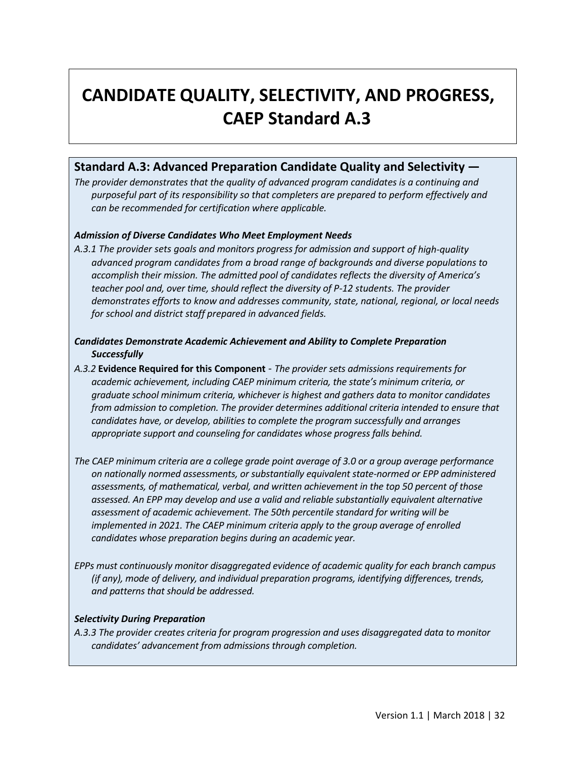# CANDIDATE QUALITY, SELECTIVITY, AND PROGRESS, CAEP Standard A.3

## Standard A.3: Advanced Preparation Candidate Quality and Selectivity —

*The provider demonstrates that the quality of advanced program candidates is a continuing and purposeful part of its responsibility so that completers are prepared to perform effectively and can be recommended for certification where applicable.*

***Admission of Diverse Candidates Who Meet Employment Needs***

*A.3.1 The provider sets goals and monitors progress for admission and support of high-quality advanced program candidates from a broad range of backgrounds and diverse populations to accomplish their mission. The admitted pool of candidates reflects the diversity of America's teacher pool and, over time, should reflect the diversity of P-12 students. The provider demonstrates efforts to know and addresses community, state, national, regional, or local needs for school and district staff prepared in advanced fields.*

***Candidates Demonstrate Academic Achievement and Ability to Complete Preparation Successfully***

*A.3.2* **Evidence Required for this Component** - *The provider sets admissions requirements for academic achievement, including CAEP minimum criteria, the state's minimum criteria, or graduate school minimum criteria, whichever is highest and gathers data to monitor candidates from admission to completion. The provider determines additional criteria intended to ensure that candidates have, or develop, abilities to complete the program successfully and arranges appropriate support and counseling for candidates whose progress falls behind.*

*The CAEP minimum criteria are a college grade point average of 3.0 or a group average performance on nationally normed assessments, or substantially equivalent state-normed or EPP administered assessments, of mathematical, verbal, and written achievement in the top 50 percent of those assessed. An EPP may develop and use a valid and reliable substantially equivalent alternative assessment of academic achievement. The 50th percentile standard for writing will be implemented in 2021. The CAEP minimum criteria apply to the group average of enrolled candidates whose preparation begins during an academic year.*

*EPPs must continuously monitor disaggregated evidence of academic quality for each branch campus (if any), mode of delivery, and individual preparation programs, identifying differences, trends, and patterns that should be addressed.*

***Selectivity During Preparation***

*A.3.3 The provider creates criteria for program progression and uses disaggregated data to monitor candidates' advancement from admissions through completion.*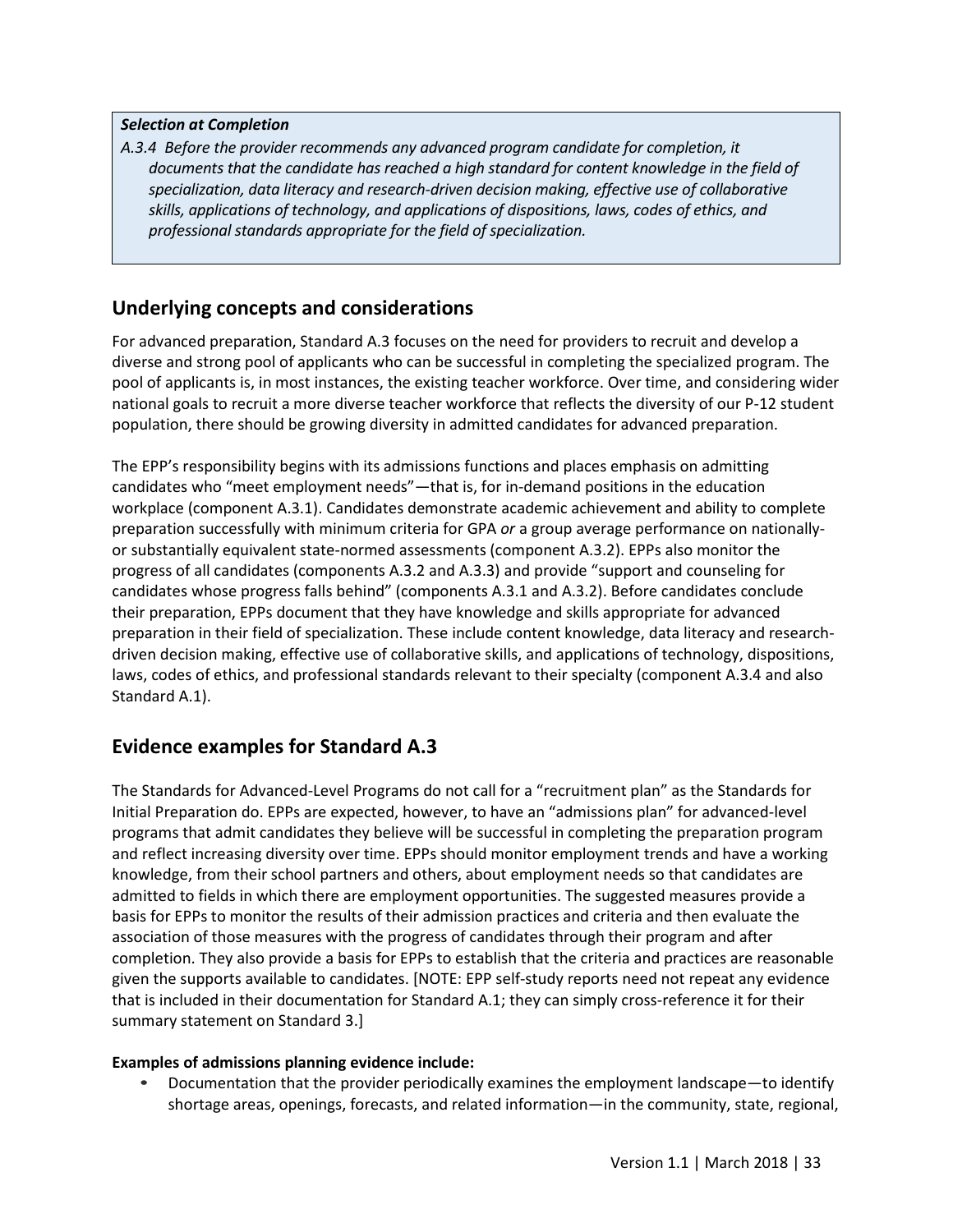***Selection at Completion***

*A.3.4 Before the provider recommends any advanced program candidate for completion, it documents that the candidate has reached a high standard for content knowledge in the field of specialization, data literacy and research-driven decision making, effective use of collaborative skills, applications of technology, and applications of dispositions, laws, codes of ethics, and professional standards appropriate for the field of specialization.*

## Underlying concepts and considerations

For advanced preparation, Standard A.3 focuses on the need for providers to recruit and develop a diverse and strong pool of applicants who can be successful in completing the specialized program. The pool of applicants is, in most instances, the existing teacher workforce. Over time, and considering wider national goals to recruit a more diverse teacher workforce that reflects the diversity of our P-12 student population, there should be growing diversity in admitted candidates for advanced preparation.

The EPP's responsibility begins with its admissions functions and places emphasis on admitting candidates who "meet employment needs"—that is, for in-demand positions in the education workplace (component A.3.1). Candidates demonstrate academic achievement and ability to complete preparation successfully with minimum criteria for GPA *or* a group average performance on nationally- or substantially equivalent state-normed assessments (component A.3.2). EPPs also monitor the progress of all candidates (components A.3.2 and A.3.3) and provide "support and counseling for candidates whose progress falls behind" (components A.3.1 and A.3.2). Before candidates conclude their preparation, EPPs document that they have knowledge and skills appropriate for advanced preparation in their field of specialization. These include content knowledge, data literacy and research-driven decision making, effective use of collaborative skills, and applications of technology, dispositions, laws, codes of ethics, and professional standards relevant to their specialty (component A.3.4 and also Standard A.1).

## Evidence examples for Standard A.3

The Standards for Advanced-Level Programs do not call for a "recruitment plan" as the Standards for Initial Preparation do. EPPs are expected, however, to have an "admissions plan" for advanced-level programs that admit candidates they believe will be successful in completing the preparation program and reflect increasing diversity over time. EPPs should monitor employment trends and have a working knowledge, from their school partners and others, about employment needs so that candidates are admitted to fields in which there are employment opportunities. The suggested measures provide a basis for EPPs to monitor the results of their admission practices and criteria and then evaluate the association of those measures with the progress of candidates through their program and after completion. They also provide a basis for EPPs to establish that the criteria and practices are reasonable given the supports available to candidates. [NOTE: EPP self-study reports need not repeat any evidence that is included in their documentation for Standard A.1; they can simply cross-reference it for their summary statement on Standard 3.]

**Examples of admissions planning evidence include:**

- Documentation that the provider periodically examines the employment landscape—to identify shortage areas, openings, forecasts, and related information—in the community, state, regional,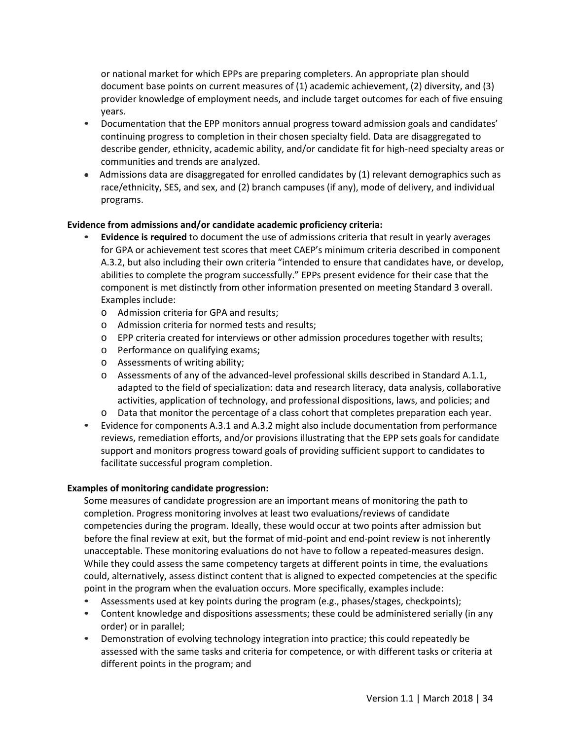or national market for which EPPs are preparing completers. An appropriate plan should document base points on current measures of (1) academic achievement, (2) diversity, and (3) provider knowledge of employment needs, and include target outcomes for each of five ensuing years.

- Documentation that the EPP monitors annual progress toward admission goals and candidates' continuing progress to completion in their chosen specialty field. Data are disaggregated to describe gender, ethnicity, academic ability, and/or candidate fit for high-need specialty areas or communities and trends are analyzed.
- Admissions data are disaggregated for enrolled candidates by (1) relevant demographics such as race/ethnicity, SES, and sex, and (2) branch campuses (if any), mode of delivery, and individual programs.

**Evidence from admissions and/or candidate academic proficiency criteria:**

- **Evidence is required** to document the use of admissions criteria that result in yearly averages for GPA or achievement test scores that meet CAEP's minimum criteria described in component A.3.2, but also including their own criteria "intended to ensure that candidates have, or develop, abilities to complete the program successfully." EPPs present evidence for their case that the component is met distinctly from other information presented on meeting Standard 3 overall. Examples include:
  - Admission criteria for GPA and results;
  - Admission criteria for normed tests and results;
  - EPP criteria created for interviews or other admission procedures together with results;
  - Performance on qualifying exams;
  - Assessments of writing ability;
  - Assessments of any of the advanced-level professional skills described in Standard A.1.1, adapted to the field of specialization: data and research literacy, data analysis, collaborative activities, application of technology, and professional dispositions, laws, and policies; and
  - Data that monitor the percentage of a class cohort that completes preparation each year.
- Evidence for components A.3.1 and A.3.2 might also include documentation from performance reviews, remediation efforts, and/or provisions illustrating that the EPP sets goals for candidate support and monitors progress toward goals of providing sufficient support to candidates to facilitate successful program completion.

**Examples of monitoring candidate progression:**

Some measures of candidate progression are an important means of monitoring the path to completion. Progress monitoring involves at least two evaluations/reviews of candidate competencies during the program. Ideally, these would occur at two points after admission but before the final review at exit, but the format of mid-point and end-point review is not inherently unacceptable. These monitoring evaluations do not have to follow a repeated-measures design. While they could assess the same competency targets at different points in time, the evaluations could, alternatively, assess distinct content that is aligned to expected competencies at the specific point in the program when the evaluation occurs. More specifically, examples include:

- Assessments used at key points during the program (e.g., phases/stages, checkpoints);
- Content knowledge and dispositions assessments; these could be administered serially (in any order) or in parallel;
- Demonstration of evolving technology integration into practice; this could repeatedly be assessed with the same tasks and criteria for competence, or with different tasks or criteria at different points in the program; and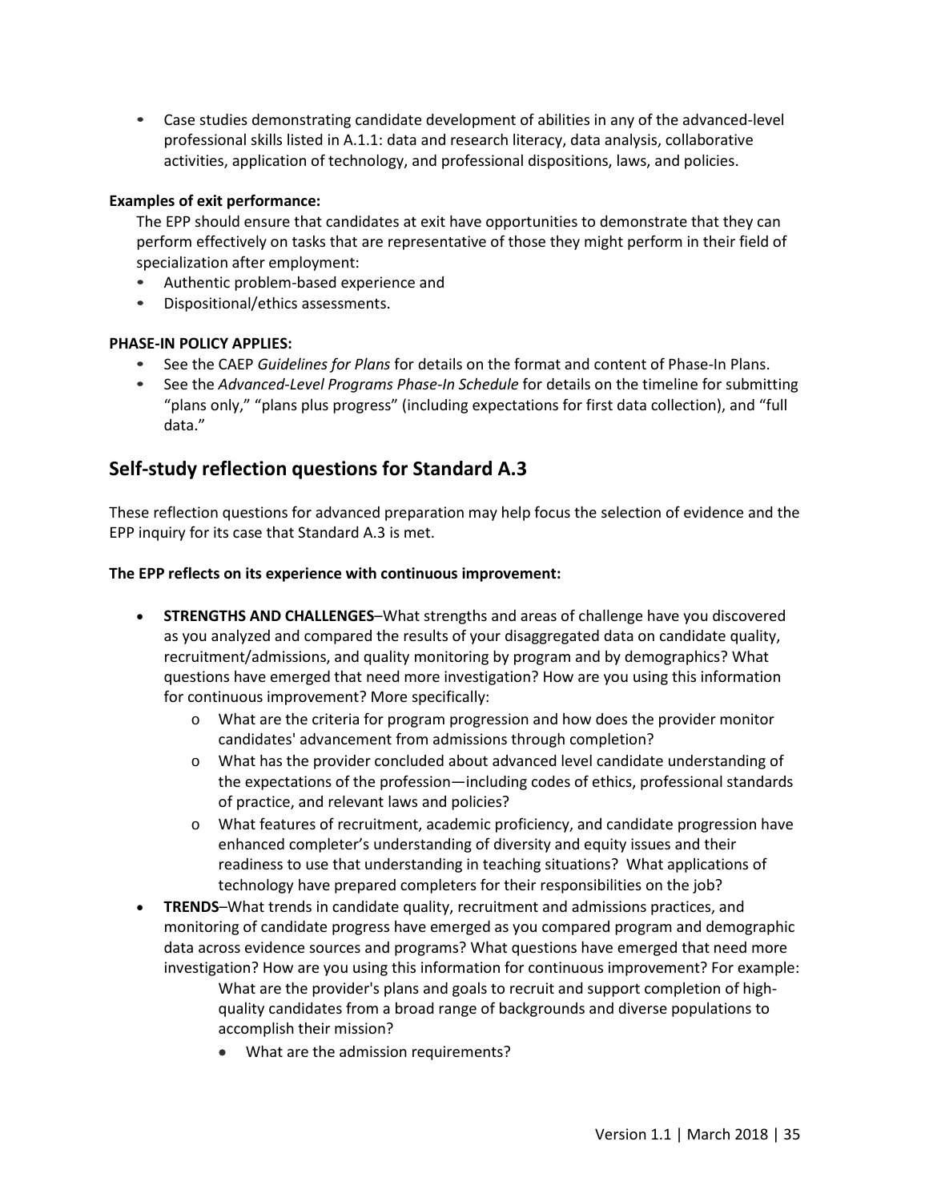- Case studies demonstrating candidate development of abilities in any of the advanced-level professional skills listed in A.1.1: data and research literacy, data analysis, collaborative activities, application of technology, and professional dispositions, laws, and policies.

**Examples of exit performance:**

The EPP should ensure that candidates at exit have opportunities to demonstrate that they can perform effectively on tasks that are representative of those they might perform in their field of specialization after employment:

- Authentic problem-based experience and
- Dispositional/ethics assessments.

**PHASE-IN POLICY APPLIES:**

- See the CAEP *Guidelines for Plans* for details on the format and content of Phase-In Plans.
- See the *Advanced-Level Programs Phase-In Schedule* for details on the timeline for submitting "plans only," "plans plus progress" (including expectations for first data collection), and "full data."

## Self-study reflection questions for Standard A.3

These reflection questions for advanced preparation may help focus the selection of evidence and the EPP inquiry for its case that Standard A.3 is met.

**The EPP reflects on its experience with continuous improvement:**

- **STRENGTHS AND CHALLENGES**–What strengths and areas of challenge have you discovered as you analyzed and compared the results of your disaggregated data on candidate quality, recruitment/admissions, and quality monitoring by program and by demographics? What questions have emerged that need more investigation? How are you using this information for continuous improvement? More specifically:
  - What are the criteria for program progression and how does the provider monitor candidates' advancement from admissions through completion?
  - What has the provider concluded about advanced level candidate understanding of the expectations of the profession—including codes of ethics, professional standards of practice, and relevant laws and policies?
  - What features of recruitment, academic proficiency, and candidate progression have enhanced completer's understanding of diversity and equity issues and their readiness to use that understanding in teaching situations? What applications of technology have prepared completers for their responsibilities on the job?
- **TRENDS**–What trends in candidate quality, recruitment and admissions practices, and monitoring of candidate progress have emerged as you compared program and demographic data across evidence sources and programs? What questions have emerged that need more investigation? How are you using this information for continuous improvement? For example:

  What are the provider's plans and goals to recruit and support completion of high-quality candidates from a broad range of backgrounds and diverse populations to accomplish their mission?

  - What are the admission requirements?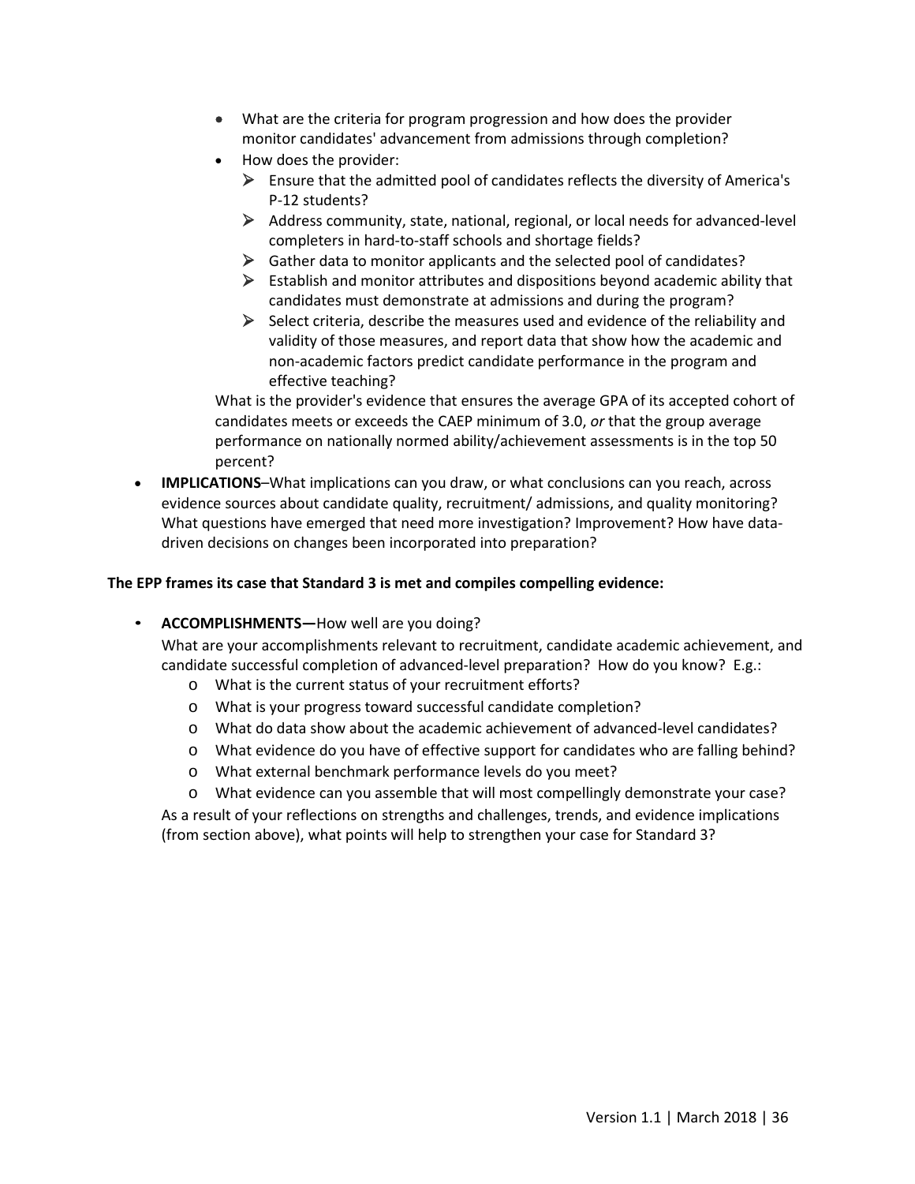- What are the criteria for program progression and how does the provider monitor candidates' advancement from admissions through completion?
- How does the provider:
    - Ensure that the admitted pool of candidates reflects the diversity of America's P-12 students?
    - Address community, state, national, regional, or local needs for advanced-level completers in hard-to-staff schools and shortage fields?
    - Gather data to monitor applicants and the selected pool of candidates?
    - Establish and monitor attributes and dispositions beyond academic ability that candidates must demonstrate at admissions and during the program?
    - Select criteria, describe the measures used and evidence of the reliability and validity of those measures, and report data that show how the academic and non-academic factors predict candidate performance in the program and effective teaching?

  What is the provider's evidence that ensures the average GPA of its accepted cohort of candidates meets or exceeds the CAEP minimum of 3.0, *or* that the group average performance on nationally normed ability/achievement assessments is in the top 50 percent?

- **IMPLICATIONS**–What implications can you draw, or what conclusions can you reach, across evidence sources about candidate quality, recruitment/ admissions, and quality monitoring? What questions have emerged that need more investigation? Improvement? How have data-driven decisions on changes been incorporated into preparation?

**The EPP frames its case that Standard 3 is met and compiles compelling evidence:**

- **ACCOMPLISHMENTS—**How well are you doing?

  What are your accomplishments relevant to recruitment, candidate academic achievement, and candidate successful completion of advanced-level preparation? How do you know? E.g.:
    - What is the current status of your recruitment efforts?
    - What is your progress toward successful candidate completion?
    - What do data show about the academic achievement of advanced-level candidates?
    - What evidence do you have of effective support for candidates who are falling behind?
    - What external benchmark performance levels do you meet?
    - What evidence can you assemble that will most compellingly demonstrate your case?

  As a result of your reflections on strengths and challenges, trends, and evidence implications (from section above), what points will help to strengthen your case for Standard 3?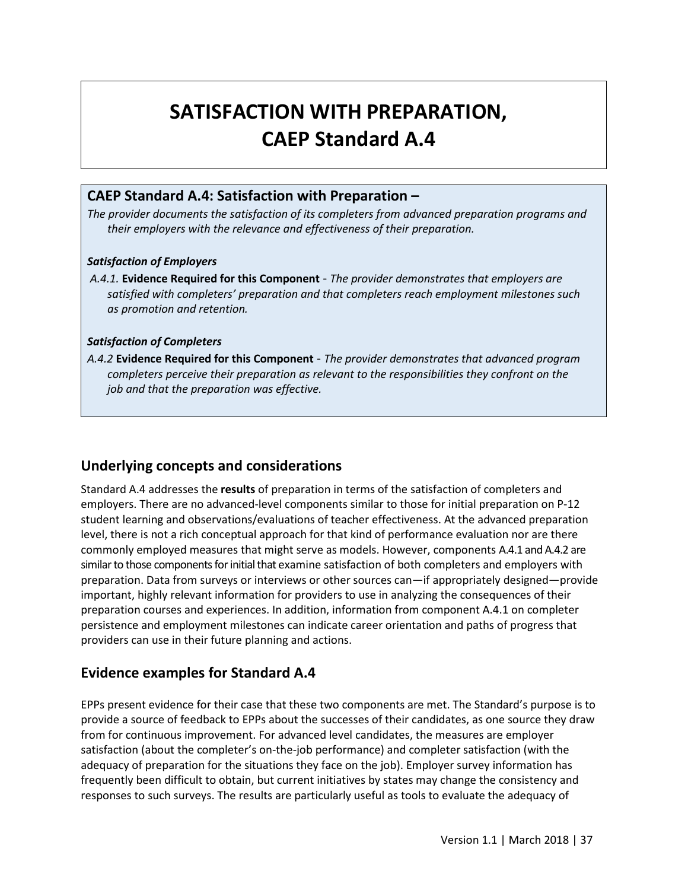# SATISFACTION WITH PREPARATION, CAEP Standard A.4

### CAEP Standard A.4: Satisfaction with Preparation –

*The provider documents the satisfaction of its completers from advanced preparation programs and their employers with the relevance and effectiveness of their preparation.*

#### *Satisfaction of Employers*

*A.4.1.* **Evidence Required for this Component** - *The provider demonstrates that employers are satisfied with completers' preparation and that completers reach employment milestones such as promotion and retention.*

#### *Satisfaction of Completers*

*A.4.2* **Evidence Required for this Component** - *The provider demonstrates that advanced program completers perceive their preparation as relevant to the responsibilities they confront on the job and that the preparation was effective.*

## Underlying concepts and considerations

Standard A.4 addresses the **results** of preparation in terms of the satisfaction of completers and employers. There are no advanced-level components similar to those for initial preparation on P-12 student learning and observations/evaluations of teacher effectiveness. At the advanced preparation level, there is not a rich conceptual approach for that kind of performance evaluation nor are there commonly employed measures that might serve as models. However, components A.4.1 and A.4.2 are similar to those components for initial that examine satisfaction of both completers and employers with preparation. Data from surveys or interviews or other sources can—if appropriately designed—provide important, highly relevant information for providers to use in analyzing the consequences of their preparation courses and experiences. In addition, information from component A.4.1 on completer persistence and employment milestones can indicate career orientation and paths of progress that providers can use in their future planning and actions.

## Evidence examples for Standard A.4

EPPs present evidence for their case that these two components are met. The Standard's purpose is to provide a source of feedback to EPPs about the successes of their candidates, as one source they draw from for continuous improvement. For advanced level candidates, the measures are employer satisfaction (about the completer's on-the-job performance) and completer satisfaction (with the adequacy of preparation for the situations they face on the job). Employer survey information has frequently been difficult to obtain, but current initiatives by states may change the consistency and responses to such surveys. The results are particularly useful as tools to evaluate the adequacy of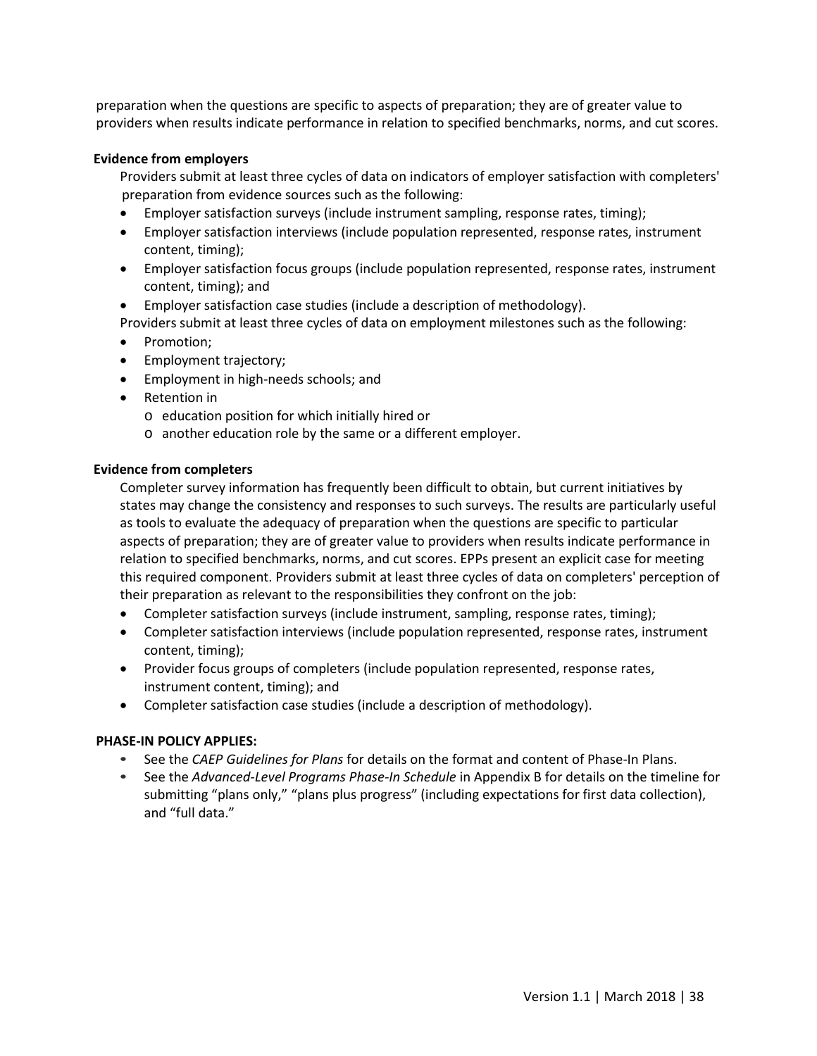preparation when the questions are specific to aspects of preparation; they are of greater value to providers when results indicate performance in relation to specified benchmarks, norms, and cut scores.

**Evidence from employers**

Providers submit at least three cycles of data on indicators of employer satisfaction with completers' preparation from evidence sources such as the following:

- Employer satisfaction surveys (include instrument sampling, response rates, timing);
- Employer satisfaction interviews (include population represented, response rates, instrument content, timing);
- Employer satisfaction focus groups (include population represented, response rates, instrument content, timing); and
- Employer satisfaction case studies (include a description of methodology).

Providers submit at least three cycles of data on employment milestones such as the following:

- Promotion;
- Employment trajectory;
- Employment in high-needs schools; and
- Retention in
  - education position for which initially hired or
  - another education role by the same or a different employer.

**Evidence from completers**

Completer survey information has frequently been difficult to obtain, but current initiatives by states may change the consistency and responses to such surveys. The results are particularly useful as tools to evaluate the adequacy of preparation when the questions are specific to particular aspects of preparation; they are of greater value to providers when results indicate performance in relation to specified benchmarks, norms, and cut scores. EPPs present an explicit case for meeting this required component. Providers submit at least three cycles of data on completers' perception of their preparation as relevant to the responsibilities they confront on the job:

- Completer satisfaction surveys (include instrument, sampling, response rates, timing);
- Completer satisfaction interviews (include population represented, response rates, instrument content, timing);
- Provider focus groups of completers (include population represented, response rates, instrument content, timing); and
- Completer satisfaction case studies (include a description of methodology).

**PHASE-IN POLICY APPLIES:**

- See the *CAEP Guidelines for Plans* for details on the format and content of Phase-In Plans.
- See the *Advanced-Level Programs Phase-In Schedule* in Appendix B for details on the timeline for submitting "plans only," "plans plus progress" (including expectations for first data collection), and "full data."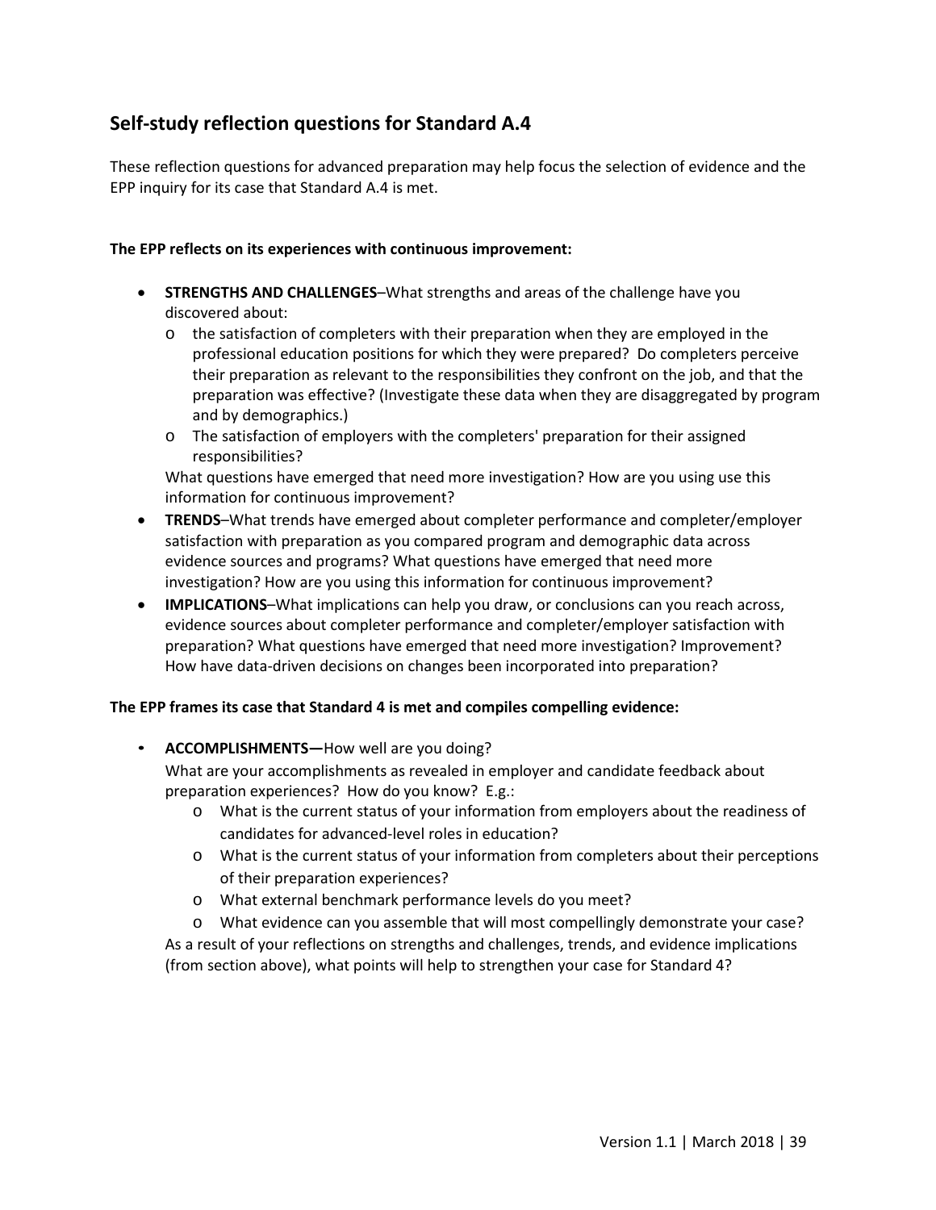## Self-study reflection questions for Standard A.4

These reflection questions for advanced preparation may help focus the selection of evidence and the EPP inquiry for its case that Standard A.4 is met.

**The EPP reflects on its experiences with continuous improvement:**

- **STRENGTHS AND CHALLENGES**–What strengths and areas of the challenge have you discovered about:
  - the satisfaction of completers with their preparation when they are employed in the professional education positions for which they were prepared? Do completers perceive their preparation as relevant to the responsibilities they confront on the job, and that the preparation was effective? (Investigate these data when they are disaggregated by program and by demographics.)
  - The satisfaction of employers with the completers' preparation for their assigned responsibilities?

  What questions have emerged that need more investigation? How are you using use this information for continuous improvement?
- **TRENDS**–What trends have emerged about completer performance and completer/employer satisfaction with preparation as you compared program and demographic data across evidence sources and programs? What questions have emerged that need more investigation? How are you using this information for continuous improvement?
- **IMPLICATIONS**–What implications can help you draw, or conclusions can you reach across, evidence sources about completer performance and completer/employer satisfaction with preparation? What questions have emerged that need more investigation? Improvement? How have data-driven decisions on changes been incorporated into preparation?

**The EPP frames its case that Standard 4 is met and compiles compelling evidence:**

- **ACCOMPLISHMENTS—**How well are you doing?

  What are your accomplishments as revealed in employer and candidate feedback about preparation experiences? How do you know? E.g.:
  - What is the current status of your information from employers about the readiness of candidates for advanced-level roles in education?
  - What is the current status of your information from completers about their perceptions of their preparation experiences?
  - What external benchmark performance levels do you meet?
  - What evidence can you assemble that will most compellingly demonstrate your case?

  As a result of your reflections on strengths and challenges, trends, and evidence implications (from section above), what points will help to strengthen your case for Standard 4?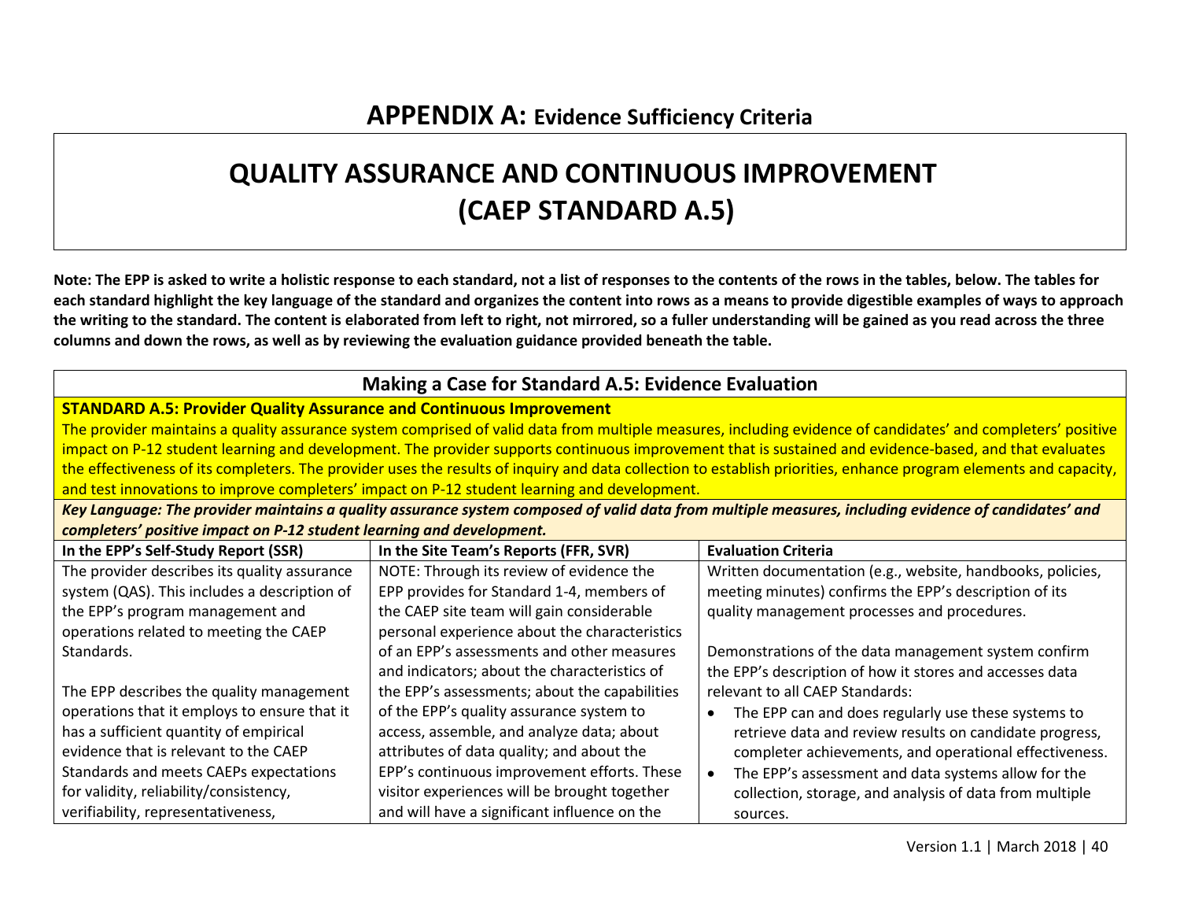# APPENDIX A: Evidence Sufficiency Criteria

## QUALITY ASSURANCE AND CONTINUOUS IMPROVEMENT (CAEP STANDARD A.5)

**Note: The EPP is asked to write a holistic response to each standard, not a list of responses to the contents of the rows in the tables, below. The tables for each standard highlight the key language of the standard and organizes the content into rows as a means to provide digestible examples of ways to approach the writing to the standard. The content is elaborated from left to right, not mirrored, so a fuller understanding will be gained as you read across the three columns and down the rows, as well as by reviewing the evaluation guidance provided beneath the table.**

### Making a Case for Standard A.5: Evidence Evaluation

**STANDARD A.5: Provider Quality Assurance and Continuous Improvement**

The provider maintains a quality assurance system comprised of valid data from multiple measures, including evidence of candidates' and completers' positive impact on P-12 student learning and development. The provider supports continuous improvement that is sustained and evidence-based, and that evaluates the effectiveness of its completers. The provider uses the results of inquiry and data collection to establish priorities, enhance program elements and capacity, and test innovations to improve completers' impact on P-12 student learning and development.

***Key Language: The provider maintains a quality assurance system composed of valid data from multiple measures, including evidence of candidates' and completers' positive impact on P-12 student learning and development.***

| In the EPP's Self-Study Report (SSR) | In the Site Team's Reports (FFR, SVR) | Evaluation Criteria |
|---|---|---|
| The provider describes its quality assurance system (QAS). This includes a description of the EPP's program management and operations related to meeting the CAEP Standards.<br><br>The EPP describes the quality management operations that it employs to ensure that it has a sufficient quantity of empirical evidence that is relevant to the CAEP Standards and meets CAEPs expectations for validity, reliability/consistency, verifiability, representativeness, | NOTE: Through its review of evidence the EPP provides for Standard 1-4, members of the CAEP site team will gain considerable personal experience about the characteristics of an EPP's assessments and other measures and indicators; about the characteristics of the EPP's assessments; about the capabilities of the EPP's quality assurance system to access, assemble, and analyze data; about attributes of data quality; and about the EPP's continuous improvement efforts. These visitor experiences will be brought together and will have a significant influence on the | Written documentation (e.g., website, handbooks, policies, meeting minutes) confirms the EPP's description of its quality management processes and procedures.<br><br>Demonstrations of the data management system confirm the EPP's description of how it stores and accesses data relevant to all CAEP Standards:<br>• The EPP can and does regularly use these systems to retrieve data and review results on candidate progress, completer achievements, and operational effectiveness.<br>• The EPP's assessment and data systems allow for the collection, storage, and analysis of data from multiple sources. |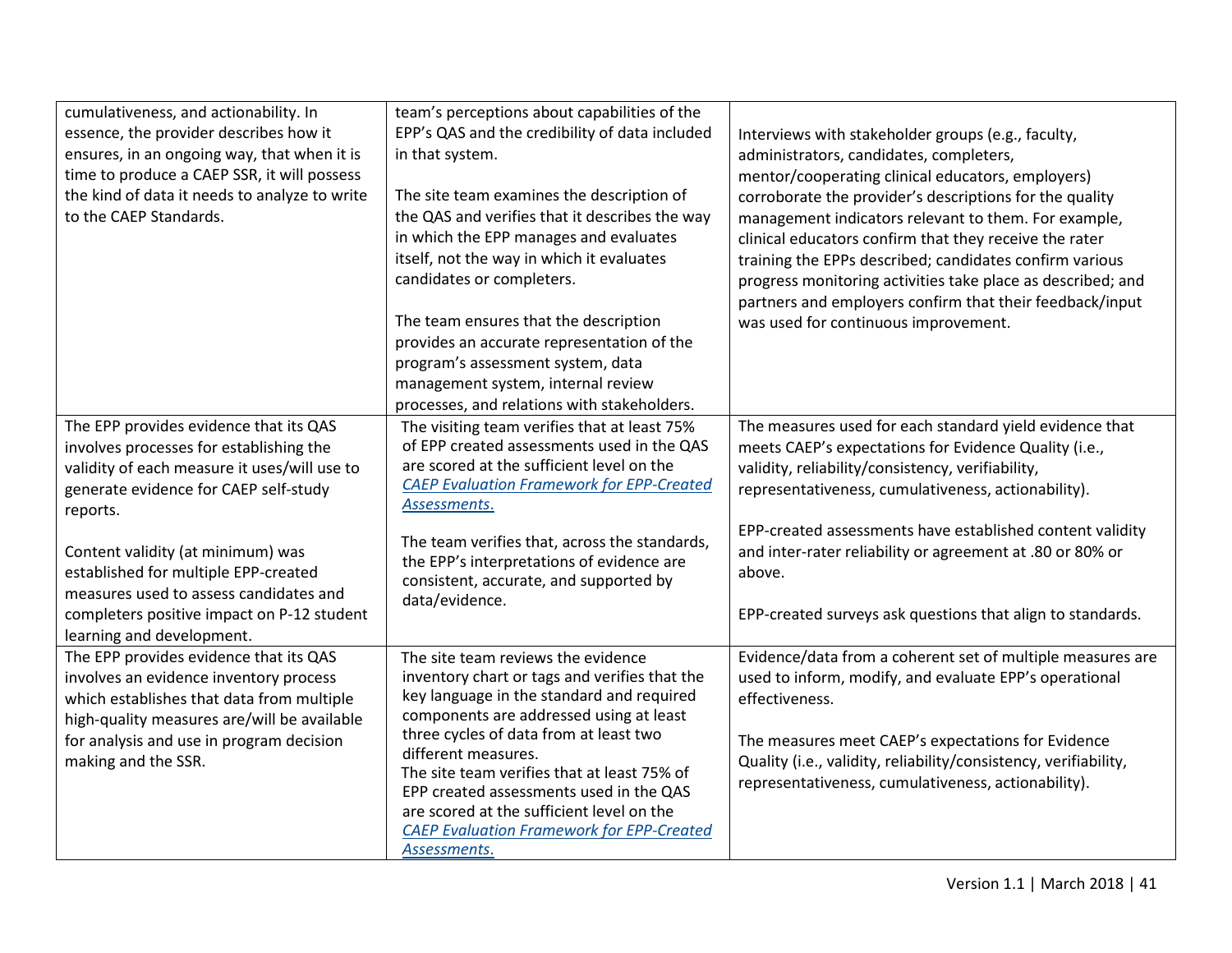| | | |
|---|---|---|
| cumulativeness, and actionability. In essence, the provider describes how it ensures, in an ongoing way, that when it is time to produce a CAEP SSR, it will possess the kind of data it needs to analyze to write to the CAEP Standards. | team's perceptions about capabilities of the EPP's QAS and the credibility of data included in that system.<br><br>The site team examines the description of the QAS and verifies that it describes the way in which the EPP manages and evaluates itself, not the way in which it evaluates candidates or completers.<br><br>The team ensures that the description provides an accurate representation of the program's assessment system, data management system, internal review processes, and relations with stakeholders. | Interviews with stakeholder groups (e.g., faculty, administrators, candidates, completers, mentor/cooperating clinical educators, employers) corroborate the provider's descriptions for the quality management indicators relevant to them. For example, clinical educators confirm that they receive the rater training the EPPs described; candidates confirm various progress monitoring activities take place as described; and partners and employers confirm that their feedback/input was used for continuous improvement. |
| The EPP provides evidence that its QAS involves processes for establishing the validity of each measure it uses/will use to generate evidence for CAEP self-study reports.<br><br>Content validity (at minimum) was established for multiple EPP-created measures used to assess candidates and completers positive impact on P-12 student learning and development. | The visiting team verifies that at least 75% of EPP created assessments used in the QAS are scored at the sufficient level on the *CAEP Evaluation Framework for EPP-Created Assessments*.<br><br>The team verifies that, across the standards, the EPP's interpretations of evidence are consistent, accurate, and supported by data/evidence. | The measures used for each standard yield evidence that meets CAEP's expectations for Evidence Quality (i.e., validity, reliability/consistency, verifiability, representativeness, cumulativeness, actionability).<br><br>EPP-created assessments have established content validity and inter-rater reliability or agreement at .80 or 80% or above.<br><br>EPP-created surveys ask questions that align to standards. |
| The EPP provides evidence that its QAS involves an evidence inventory process which establishes that data from multiple high-quality measures are/will be available for analysis and use in program decision making and the SSR. | The site team reviews the evidence inventory chart or tags and verifies that the key language in the standard and required components are addressed using at least three cycles of data from at least two different measures.<br>The site team verifies that at least 75% of EPP created assessments used in the QAS are scored at the sufficient level on the *CAEP Evaluation Framework for EPP-Created Assessments*. | Evidence/data from a coherent set of multiple measures are used to inform, modify, and evaluate EPP's operational effectiveness.<br><br>The measures meet CAEP's expectations for Evidence Quality (i.e., validity, reliability/consistency, verifiability, representativeness, cumulativeness, actionability). |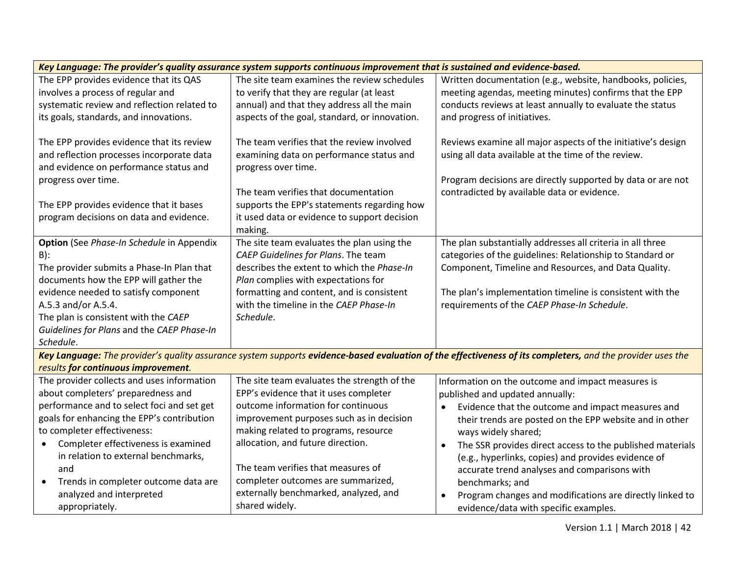| | | |
|---|---|---|
| ***Key Language: The provider's quality assurance system supports continuous improvement that is sustained and evidence-based.*** | | |
| The EPP provides evidence that its QAS involves a process of regular and systematic review and reflection related to its goals, standards, and innovations.<br><br>The EPP provides evidence that its review and reflection processes incorporate data and evidence on performance status and progress over time.<br><br>The EPP provides evidence that it bases program decisions on data and evidence. | The site team examines the review schedules to verify that they are regular (at least annual) and that they address all the main aspects of the goal, standard, or innovation.<br><br>The team verifies that the review involved examining data on performance status and progress over time.<br><br>The team verifies that documentation supports the EPP's statements regarding how it used data or evidence to support decision making. | Written documentation (e.g., website, handbooks, policies, meeting agendas, meeting minutes) confirms that the EPP conducts reviews at least annually to evaluate the status and progress of initiatives.<br><br>Reviews examine all major aspects of the initiative's design using all data available at the time of the review.<br><br>Program decisions are directly supported by data or are not contradicted by available data or evidence. |
| **Option** (See *Phase-In Schedule* in Appendix B):<br>The provider submits a Phase-In Plan that documents how the EPP will gather the evidence needed to satisfy component A.5.3 and/or A.5.4.<br>The plan is consistent with the *CAEP Guidelines for Plans* and the *CAEP Phase-In Schedule*. | The site team evaluates the plan using the *CAEP Guidelines for Plans*. The team describes the extent to which the *Phase-In Plan* complies with expectations for formatting and content, and is consistent with the timeline in the *CAEP Phase-In Schedule*. | The plan substantially addresses all criteria in all three categories of the guidelines: Relationship to Standard or Component, Timeline and Resources, and Data Quality.<br><br>The plan's implementation timeline is consistent with the requirements of the *CAEP Phase-In Schedule*. |
| ***Key Language:*** *The provider's quality assurance system supports* ***evidence-based evaluation of the effectiveness of its completers,*** *and the provider uses the results* ***for continuous improvement****.* | | |
| The provider collects and uses information about completers' preparedness and performance and to select foci and set get goals for enhancing the EPP's contribution to completer effectiveness:<br>• Completer effectiveness is examined in relation to external benchmarks, and<br>• Trends in completer outcome data are analyzed and interpreted appropriately. | The site team evaluates the strength of the EPP's evidence that it uses completer outcome information for continuous improvement purposes such as in decision making related to programs, resource allocation, and future direction.<br><br>The team verifies that measures of completer outcomes are summarized, externally benchmarked, analyzed, and shared widely. | Information on the outcome and impact measures is published and updated annually:<br>• Evidence that the outcome and impact measures and their trends are posted on the EPP website and in other ways widely shared;<br>• The SSR provides direct access to the published materials (e.g., hyperlinks, copies) and provides evidence of accurate trend analyses and comparisons with benchmarks; and<br>• Program changes and modifications are directly linked to evidence/data with specific examples. |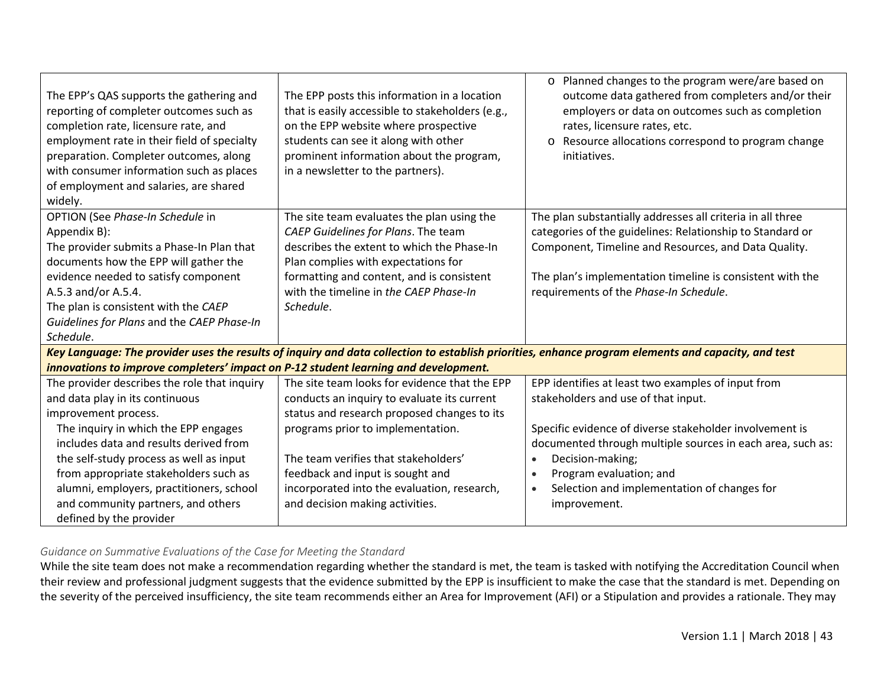| | | |
|---|---|---|
| The EPP's QAS supports the gathering and reporting of completer outcomes such as completion rate, licensure rate, and employment rate in their field of specialty preparation. Completer outcomes, along with consumer information such as places of employment and salaries, are shared widely. | The EPP posts this information in a location that is easily accessible to stakeholders (e.g., on the EPP website where prospective students can see it along with other prominent information about the program, in a newsletter to the partners). | o Planned changes to the program were/are based on outcome data gathered from completers and/or their employers or data on outcomes such as completion rates, licensure rates, etc.<br>o Resource allocations correspond to program change initiatives. |
| OPTION (See *Phase-In Schedule* in Appendix B):<br>The provider submits a Phase-In Plan that documents how the EPP will gather the evidence needed to satisfy component A.5.3 and/or A.5.4.<br>The plan is consistent with the *CAEP Guidelines for Plans* and the *CAEP Phase-In Schedule*. | The site team evaluates the plan using the *CAEP Guidelines for Plans*. The team describes the extent to which the Phase-In Plan complies with expectations for formatting and content, and is consistent with the timeline in *the CAEP Phase-In Schedule*. | The plan substantially addresses all criteria in all three categories of the guidelines: Relationship to Standard or Component, Timeline and Resources, and Data Quality.<br><br>The plan's implementation timeline is consistent with the requirements of the *Phase-In Schedule*. |
| ***Key Language: The provider uses the results of inquiry and data collection to establish priorities, enhance program elements and capacity, and test innovations to improve completers' impact on P-12 student learning and development.*** | | |
| The provider describes the role that inquiry and data play in its continuous improvement process.<br>The inquiry in which the EPP engages includes data and results derived from the self-study process as well as input from appropriate stakeholders such as alumni, employers, practitioners, school and community partners, and others defined by the provider | The site team looks for evidence that the EPP conducts an inquiry to evaluate its current status and research proposed changes to its programs prior to implementation.<br><br>The team verifies that stakeholders' feedback and input is sought and incorporated into the evaluation, research, and decision making activities. | EPP identifies at least two examples of input from stakeholders and use of that input.<br><br>Specific evidence of diverse stakeholder involvement is documented through multiple sources in each area, such as:<br>• Decision-making;<br>• Program evaluation; and<br>• Selection and implementation of changes for improvement. |

*Guidance on Summative Evaluations of the Case for Meeting the Standard*

While the site team does not make a recommendation regarding whether the standard is met, the team is tasked with notifying the Accreditation Council when their review and professional judgment suggests that the evidence submitted by the EPP is insufficient to make the case that the standard is met. Depending on the severity of the perceived insufficiency, the site team recommends either an Area for Improvement (AFI) or a Stipulation and provides a rationale. They may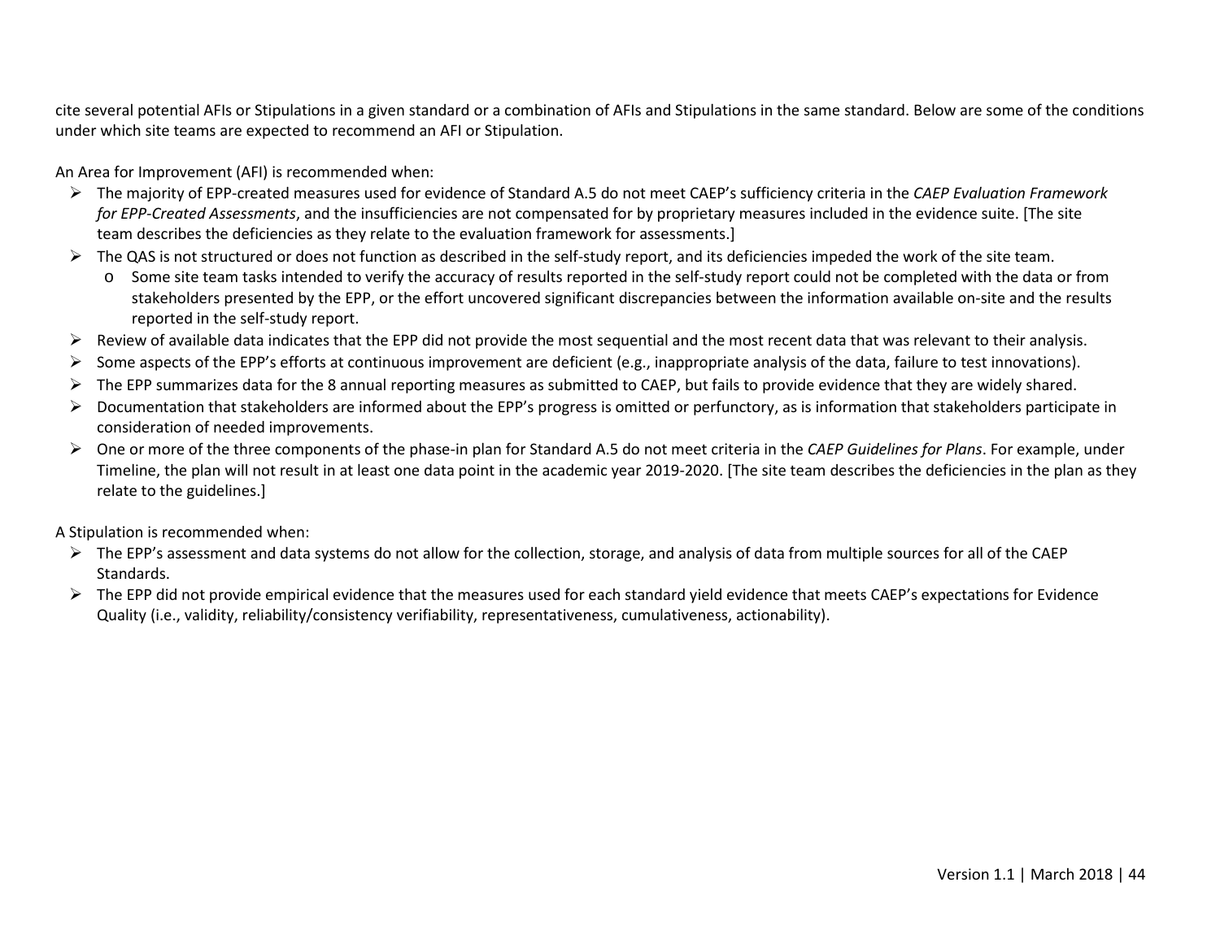cite several potential AFIs or Stipulations in a given standard or a combination of AFIs and Stipulations in the same standard. Below are some of the conditions under which site teams are expected to recommend an AFI or Stipulation.

An Area for Improvement (AFI) is recommended when:

- The majority of EPP-created measures used for evidence of Standard A.5 do not meet CAEP's sufficiency criteria in the *CAEP Evaluation Framework for EPP-Created Assessments*, and the insufficiencies are not compensated for by proprietary measures included in the evidence suite. [The site team describes the deficiencies as they relate to the evaluation framework for assessments.]
- The QAS is not structured or does not function as described in the self-study report, and its deficiencies impeded the work of the site team.
  - Some site team tasks intended to verify the accuracy of results reported in the self-study report could not be completed with the data or from stakeholders presented by the EPP, or the effort uncovered significant discrepancies between the information available on-site and the results reported in the self-study report.
- Review of available data indicates that the EPP did not provide the most sequential and the most recent data that was relevant to their analysis.
- Some aspects of the EPP's efforts at continuous improvement are deficient (e.g., inappropriate analysis of the data, failure to test innovations).
- The EPP summarizes data for the 8 annual reporting measures as submitted to CAEP, but fails to provide evidence that they are widely shared.
- Documentation that stakeholders are informed about the EPP's progress is omitted or perfunctory, as is information that stakeholders participate in consideration of needed improvements.
- One or more of the three components of the phase-in plan for Standard A.5 do not meet criteria in the *CAEP Guidelines for Plans*. For example, under Timeline, the plan will not result in at least one data point in the academic year 2019-2020. [The site team describes the deficiencies in the plan as they relate to the guidelines.]

A Stipulation is recommended when:

- The EPP's assessment and data systems do not allow for the collection, storage, and analysis of data from multiple sources for all of the CAEP Standards.
- The EPP did not provide empirical evidence that the measures used for each standard yield evidence that meets CAEP's expectations for Evidence Quality (i.e., validity, reliability/consistency verifiability, representativeness, cumulativeness, actionability).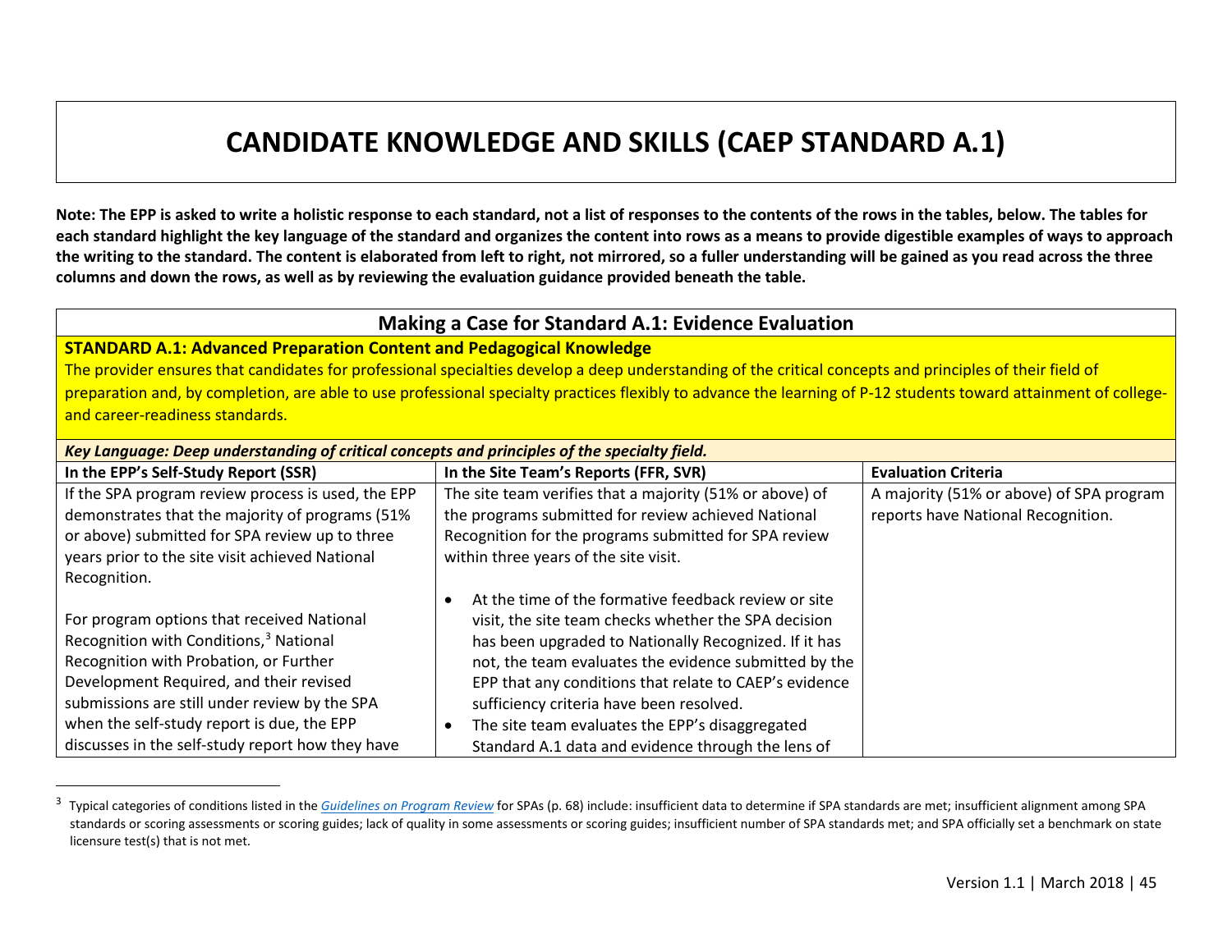# CANDIDATE KNOWLEDGE AND SKILLS (CAEP STANDARD A.1)

**Note: The EPP is asked to write a holistic response to each standard, not a list of responses to the contents of the rows in the tables, below. The tables for each standard highlight the key language of the standard and organizes the content into rows as a means to provide digestible examples of ways to approach the writing to the standard. The content is elaborated from left to right, not mirrored, so a fuller understanding will be gained as you read across the three columns and down the rows, as well as by reviewing the evaluation guidance provided beneath the table.**

## Making a Case for Standard A.1: Evidence Evaluation

**STANDARD A.1: Advanced Preparation Content and Pedagogical Knowledge**

The provider ensures that candidates for professional specialties develop a deep understanding of the critical concepts and principles of their field of preparation and, by completion, are able to use professional specialty practices flexibly to advance the learning of P-12 students toward attainment of college- and career-readiness standards.

***Key Language: Deep understanding of critical concepts and principles of the specialty field.***

| In the EPP's Self-Study Report (SSR) | In the Site Team's Reports (FFR, SVR) | Evaluation Criteria |
| --- | --- | --- |
| If the SPA program review process is used, the EPP demonstrates that the majority of programs (51% or above) submitted for SPA review up to three years prior to the site visit achieved National Recognition.<br><br>For program options that received National Recognition with Conditions,[3] National Recognition with Probation, or Further Development Required, and their revised submissions are still under review by the SPA when the self-study report is due, the EPP discusses in the self-study report how they have | The site team verifies that a majority (51% or above) of the programs submitted for review achieved National Recognition for the programs submitted for SPA review within three years of the site visit.<br><br>• At the time of the formative feedback review or site visit, the site team checks whether the SPA decision has been upgraded to Nationally Recognized. If it has not, the team evaluates the evidence submitted by the EPP that any conditions that relate to CAEP's evidence sufficiency criteria have been resolved.<br>• The site team evaluates the EPP's disaggregated Standard A.1 data and evidence through the lens of | A majority (51% or above) of SPA program reports have National Recognition. |

[3] Typical categories of conditions listed in the *Guidelines on Program Review* for SPAs (p. 68) include: insufficient data to determine if SPA standards are met; insufficient alignment among SPA standards or scoring assessments or scoring guides; lack of quality in some assessments or scoring guides; insufficient number of SPA standards met; and SPA officially set a benchmark on state licensure test(s) that is not met.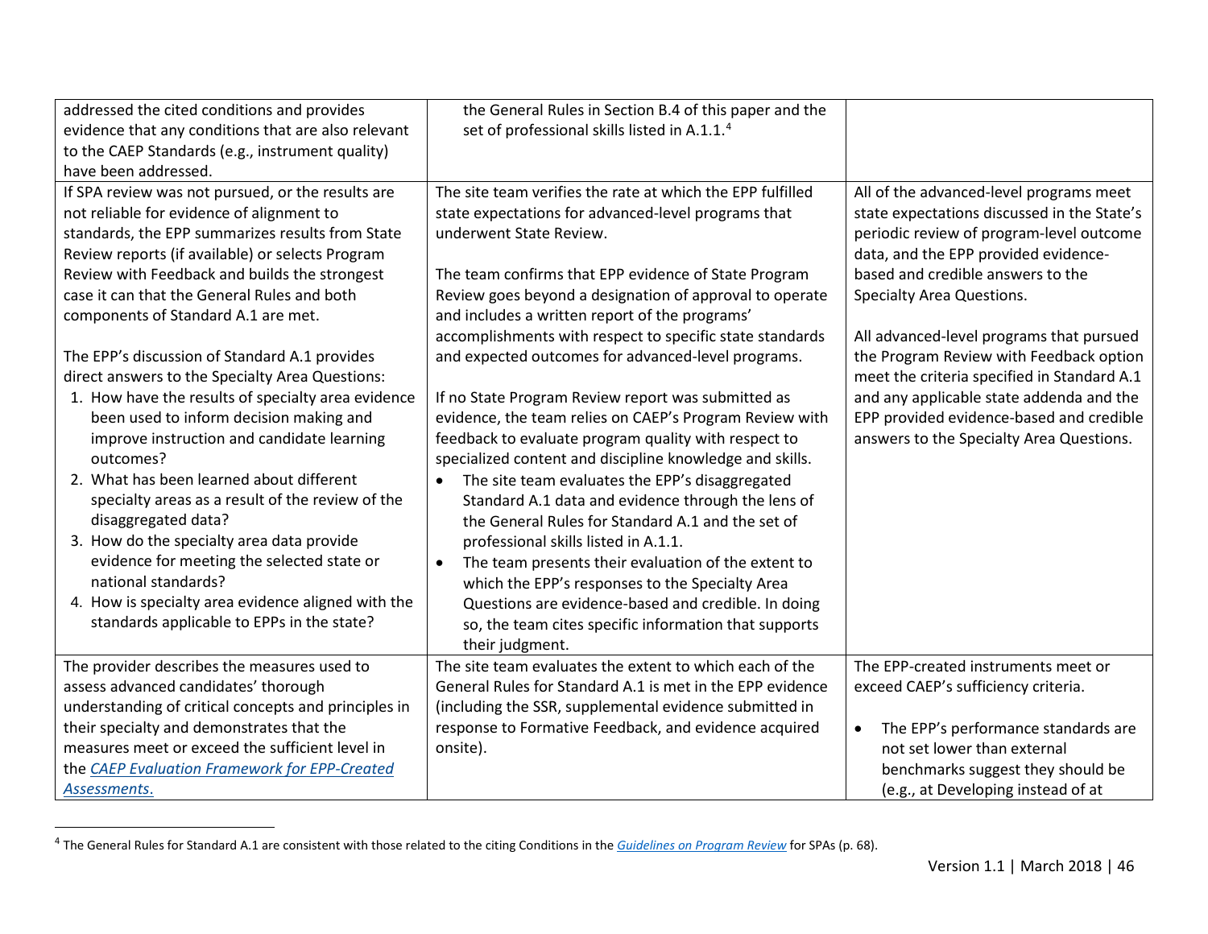| | | |
|---|---|---|
| addressed the cited conditions and provides evidence that any conditions that are also relevant to the CAEP Standards (e.g., instrument quality) have been addressed. | the General Rules in Section B.4 of this paper and the set of professional skills listed in A.1.1.[4] | |
| If SPA review was not pursued, or the results are not reliable for evidence of alignment to standards, the EPP summarizes results from State Review reports (if available) or selects Program Review with Feedback and builds the strongest case it can that the General Rules and both components of Standard A.1 are met.<br><br>The EPP's discussion of Standard A.1 provides direct answers to the Specialty Area Questions:<br>1. How have the results of specialty area evidence been used to inform decision making and improve instruction and candidate learning outcomes?<br>2. What has been learned about different specialty areas as a result of the review of the disaggregated data?<br>3. How do the specialty area data provide evidence for meeting the selected state or national standards?<br>4. How is specialty area evidence aligned with the standards applicable to EPPs in the state? | The site team verifies the rate at which the EPP fulfilled state expectations for advanced-level programs that underwent State Review.<br><br>The team confirms that EPP evidence of State Program Review goes beyond a designation of approval to operate and includes a written report of the programs' accomplishments with respect to specific state standards and expected outcomes for advanced-level programs.<br><br>If no State Program Review report was submitted as evidence, the team relies on CAEP's Program Review with feedback to evaluate program quality with respect to specialized content and discipline knowledge and skills.<br>• The site team evaluates the EPP's disaggregated Standard A.1 data and evidence through the lens of the General Rules for Standard A.1 and the set of professional skills listed in A.1.1.<br>• The team presents their evaluation of the extent to which the EPP's responses to the Specialty Area Questions are evidence-based and credible. In doing so, the team cites specific information that supports their judgment. | All of the advanced-level programs meet state expectations discussed in the State's periodic review of program-level outcome data, and the EPP provided evidence-based and credible answers to the Specialty Area Questions.<br><br>All advanced-level programs that pursued the Program Review with Feedback option meet the criteria specified in Standard A.1 and any applicable state addenda and the EPP provided evidence-based and credible answers to the Specialty Area Questions. |
| The provider describes the measures used to assess advanced candidates' thorough understanding of critical concepts and principles in their specialty and demonstrates that the measures meet or exceed the sufficient level in the *CAEP Evaluation Framework for EPP-Created Assessments*. | The site team evaluates the extent to which each of the General Rules for Standard A.1 is met in the EPP evidence (including the SSR, supplemental evidence submitted in response to Formative Feedback, and evidence acquired onsite). | The EPP-created instruments meet or exceed CAEP's sufficiency criteria.<br><br>• The EPP's performance standards are not set lower than external benchmarks suggest they should be (e.g., at Developing instead of at |

[4] The General Rules for Standard A.1 are consistent with those related to the citing Conditions in the *Guidelines on Program Review* for SPAs (p. 68).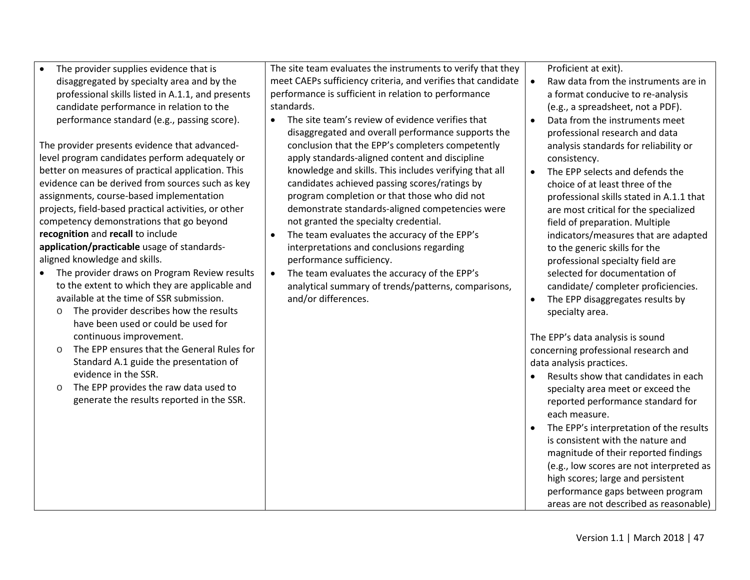| | | |
|---|---|---|
| • The provider supplies evidence that is disaggregated by specialty area and by the professional skills listed in A.1.1, and presents candidate performance in relation to the performance standard (e.g., passing score).<br><br>The provider presents evidence that advanced-level program candidates perform adequately or better on measures of practical application. This evidence can be derived from sources such as key assignments, course-based implementation projects, field-based practical activities, or other competency demonstrations that go beyond **recognition** and **recall** to include **application/practicable** usage of standards-aligned knowledge and skills.<br>• The provider draws on Program Review results to the extent to which they are applicable and available at the time of SSR submission.<br>&nbsp;&nbsp;&nbsp;&nbsp;o The provider describes how the results have been used or could be used for continuous improvement.<br>&nbsp;&nbsp;&nbsp;&nbsp;o The EPP ensures that the General Rules for Standard A.1 guide the presentation of evidence in the SSR.<br>&nbsp;&nbsp;&nbsp;&nbsp;o The EPP provides the raw data used to generate the results reported in the SSR. | The site team evaluates the instruments to verify that they meet CAEPs sufficiency criteria, and verifies that candidate performance is sufficient in relation to performance standards.<br>• The site team's review of evidence verifies that disaggregated and overall performance supports the conclusion that the EPP's completers competently apply standards-aligned content and discipline knowledge and skills. This includes verifying that all candidates achieved passing scores/ratings by program completion or that those who did not demonstrate standards-aligned competencies were not granted the specialty credential.<br>• The team evaluates the accuracy of the EPP's interpretations and conclusions regarding performance sufficiency.<br>• The team evaluates the accuracy of the EPP's analytical summary of trends/patterns, comparisons, and/or differences. | Proficient at exit).<br>• Raw data from the instruments are in a format conducive to re-analysis (e.g., a spreadsheet, not a PDF).<br>• Data from the instruments meet professional research and data analysis standards for reliability or consistency.<br>• The EPP selects and defends the choice of at least three of the professional skills stated in A.1.1 that are most critical for the specialized field of preparation. Multiple indicators/measures that are adapted to the generic skills for the professional specialty field are selected for documentation of candidate/ completer proficiencies.<br>• The EPP disaggregates results by specialty area.<br><br>The EPP's data analysis is sound concerning professional research and data analysis practices.<br>• Results show that candidates in each specialty area meet or exceed the reported performance standard for each measure.<br>• The EPP's interpretation of the results is consistent with the nature and magnitude of their reported findings (e.g., low scores are not interpreted as high scores; large and persistent performance gaps between program areas are not described as reasonable) |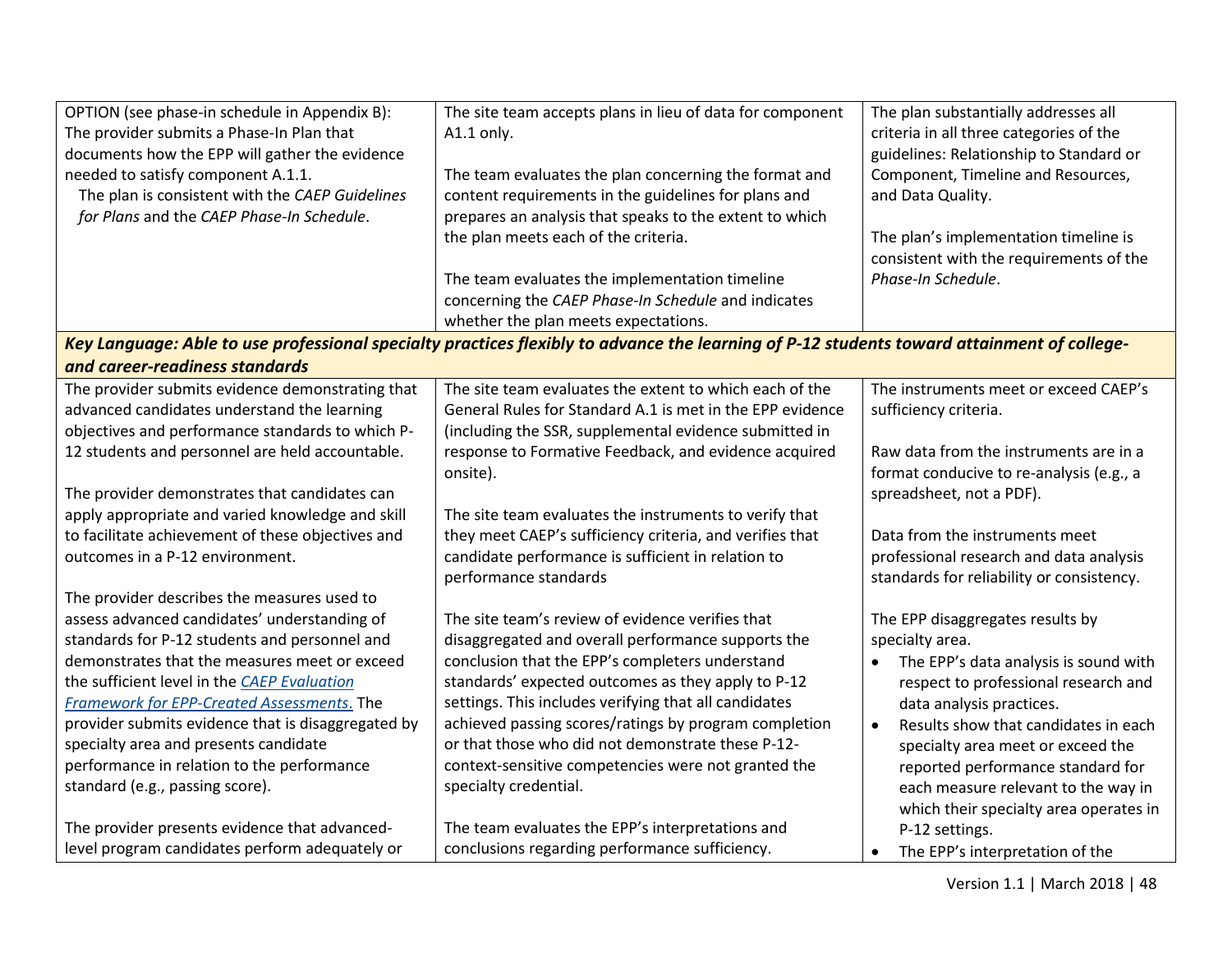| | | |
|---|---|---|
| OPTION (see phase-in schedule in Appendix B): The provider submits a Phase-In Plan that documents how the EPP will gather the evidence needed to satisfy component A.1.1.<br>The plan is consistent with the *CAEP Guidelines for Plans* and the *CAEP Phase-In Schedule*. | The site team accepts plans in lieu of data for component A1.1 only.<br><br>The team evaluates the plan concerning the format and content requirements in the guidelines for plans and prepares an analysis that speaks to the extent to which the plan meets each of the criteria.<br><br>The team evaluates the implementation timeline concerning the *CAEP Phase-In Schedule* and indicates whether the plan meets expectations. | The plan substantially addresses all criteria in all three categories of the guidelines: Relationship to Standard or Component, Timeline and Resources, and Data Quality.<br><br>The plan's implementation timeline is consistent with the requirements of the *Phase-In Schedule*. |
| ***Key Language: Able to use professional specialty practices flexibly to advance the learning of P-12 students toward attainment of college- and career-readiness standards*** | | |
| The provider submits evidence demonstrating that advanced candidates understand the learning objectives and performance standards to which P-12 students and personnel are held accountable.<br><br>The provider demonstrates that candidates can apply appropriate and varied knowledge and skill to facilitate achievement of these objectives and outcomes in a P-12 environment.<br><br>The provider describes the measures used to assess advanced candidates' understanding of standards for P-12 students and personnel and demonstrates that the measures meet or exceed the sufficient level in the [*CAEP Evaluation Framework for EPP-Created Assessments.*]() The provider submits evidence that is disaggregated by specialty area and presents candidate performance in relation to the performance standard (e.g., passing score).<br><br>The provider presents evidence that advanced-level program candidates perform adequately or | The site team evaluates the extent to which each of the General Rules for Standard A.1 is met in the EPP evidence (including the SSR, supplemental evidence submitted in response to Formative Feedback, and evidence acquired onsite).<br><br>The site team evaluates the instruments to verify that they meet CAEP's sufficiency criteria, and verifies that candidate performance is sufficient in relation to performance standards<br><br>The site team's review of evidence verifies that disaggregated and overall performance supports the conclusion that the EPP's completers understand standards' expected outcomes as they apply to P-12 settings. This includes verifying that all candidates achieved passing scores/ratings by program completion or that those who did not demonstrate these P-12-context-sensitive competencies were not granted the specialty credential.<br><br>The team evaluates the EPP's interpretations and conclusions regarding performance sufficiency. | The instruments meet or exceed CAEP's sufficiency criteria.<br><br>Raw data from the instruments are in a format conducive to re-analysis (e.g., a spreadsheet, not a PDF).<br><br>Data from the instruments meet professional research and data analysis standards for reliability or consistency.<br><br>The EPP disaggregates results by specialty area.<br>• The EPP's data analysis is sound with respect to professional research and data analysis practices.<br>• Results show that candidates in each specialty area meet or exceed the reported performance standard for each measure relevant to the way in which their specialty area operates in P-12 settings.<br>• The EPP's interpretation of the |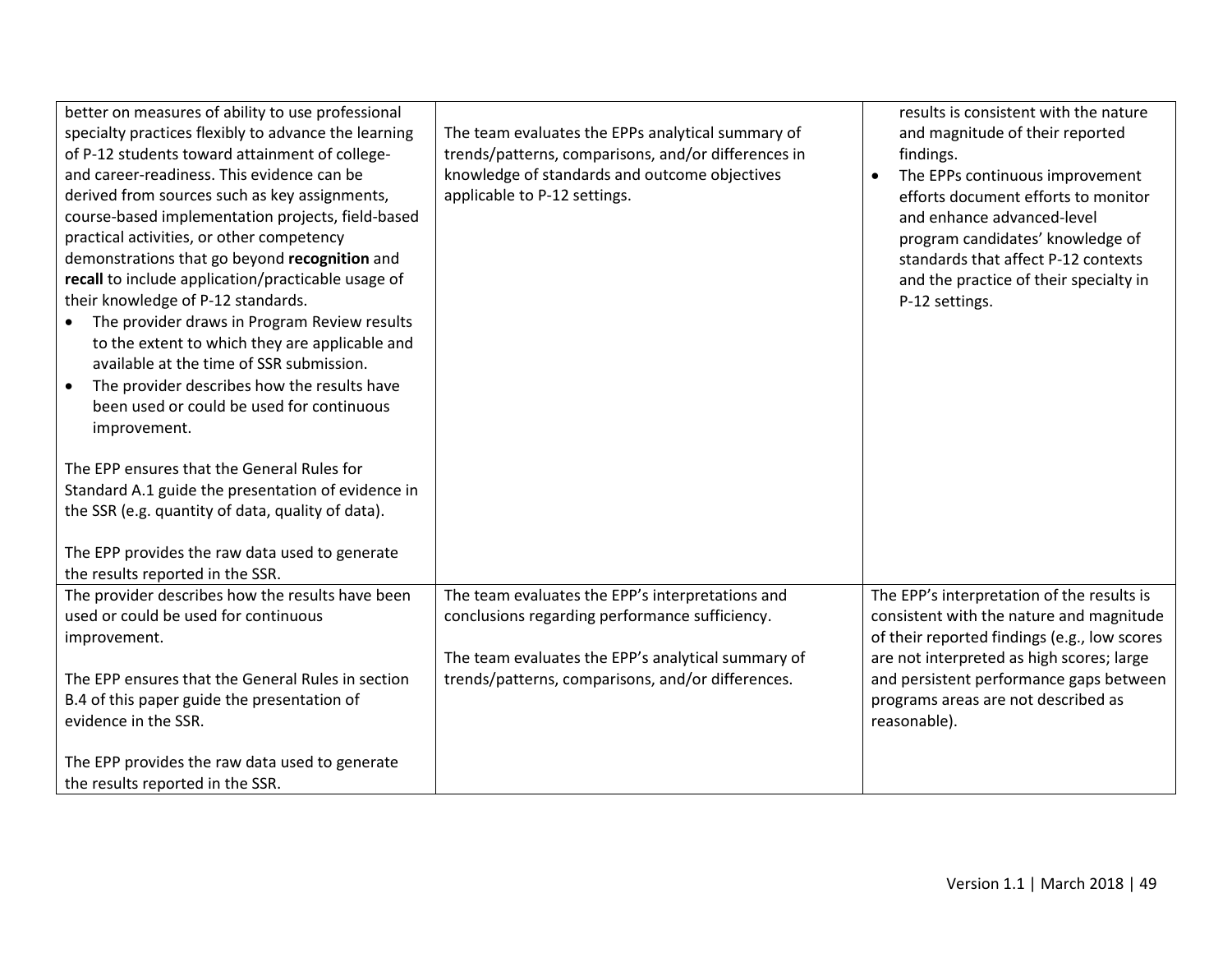| | | |
|---|---|---|
| better on measures of ability to use professional specialty practices flexibly to advance the learning of P-12 students toward attainment of college- and career-readiness. This evidence can be derived from sources such as key assignments, course-based implementation projects, field-based practical activities, or other competency demonstrations that go beyond **recognition** and **recall** to include application/practicable usage of their knowledge of P-12 standards.<br>• The provider draws in Program Review results to the extent to which they are applicable and available at the time of SSR submission.<br>• The provider describes how the results have been used or could be used for continuous improvement.<br><br>The EPP ensures that the General Rules for Standard A.1 guide the presentation of evidence in the SSR (e.g. quantity of data, quality of data).<br><br>The EPP provides the raw data used to generate the results reported in the SSR. | The team evaluates the EPPs analytical summary of trends/patterns, comparisons, and/or differences in knowledge of standards and outcome objectives applicable to P-12 settings. | results is consistent with the nature and magnitude of their reported findings.<br>• The EPPs continuous improvement efforts document efforts to monitor and enhance advanced-level program candidates' knowledge of standards that affect P-12 contexts and the practice of their specialty in P-12 settings. |
| The provider describes how the results have been used or could be used for continuous improvement.<br><br>The EPP ensures that the General Rules in section B.4 of this paper guide the presentation of evidence in the SSR.<br><br>The EPP provides the raw data used to generate the results reported in the SSR. | The team evaluates the EPP's interpretations and conclusions regarding performance sufficiency.<br><br>The team evaluates the EPP's analytical summary of trends/patterns, comparisons, and/or differences. | The EPP's interpretation of the results is consistent with the nature and magnitude of their reported findings (e.g., low scores are not interpreted as high scores; large and persistent performance gaps between programs areas are not described as reasonable). |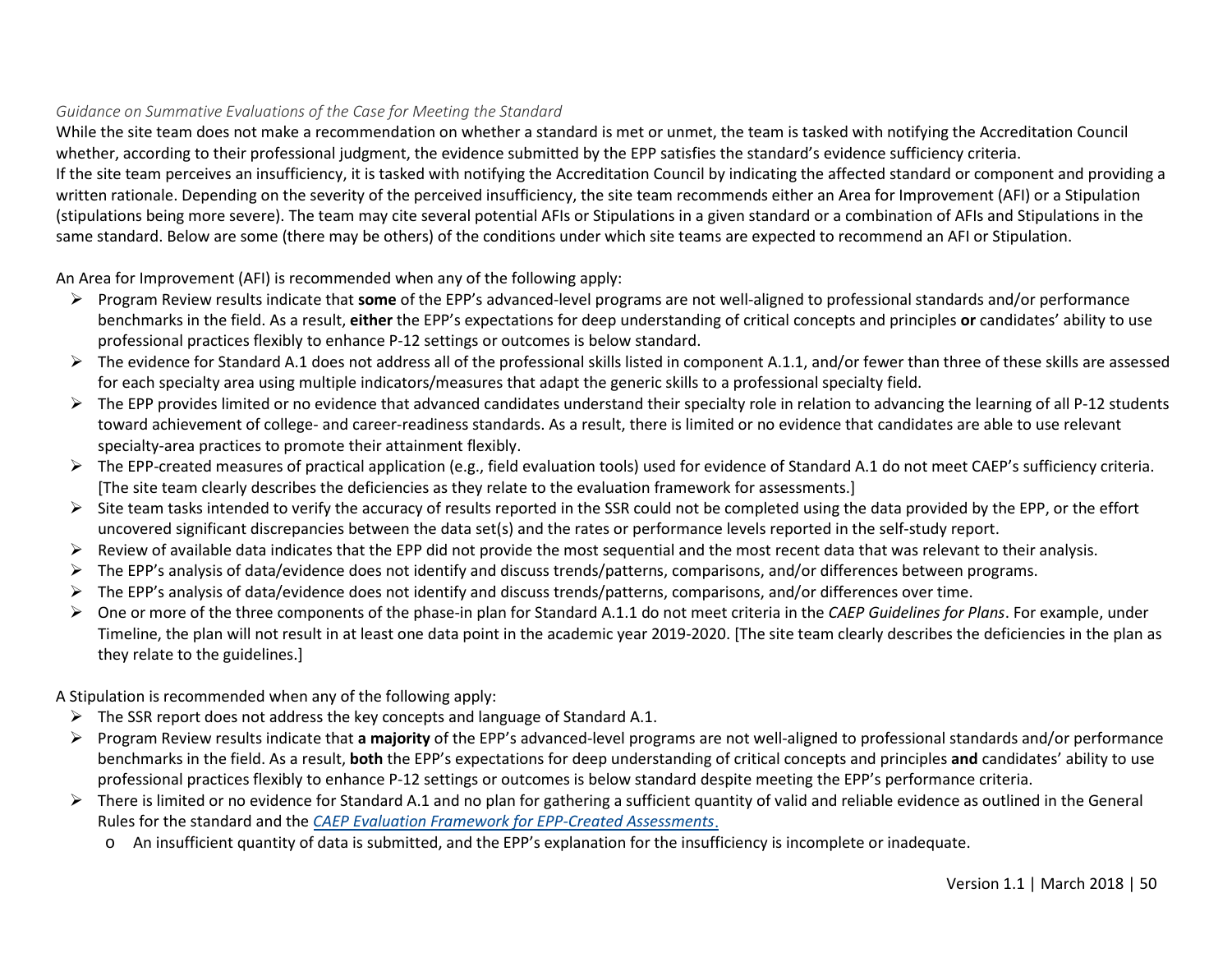*Guidance on Summative Evaluations of the Case for Meeting the Standard*

While the site team does not make a recommendation on whether a standard is met or unmet, the team is tasked with notifying the Accreditation Council whether, according to their professional judgment, the evidence submitted by the EPP satisfies the standard's evidence sufficiency criteria.

If the site team perceives an insufficiency, it is tasked with notifying the Accreditation Council by indicating the affected standard or component and providing a written rationale. Depending on the severity of the perceived insufficiency, the site team recommends either an Area for Improvement (AFI) or a Stipulation (stipulations being more severe). The team may cite several potential AFIs or Stipulations in a given standard or a combination of AFIs and Stipulations in the same standard. Below are some (there may be others) of the conditions under which site teams are expected to recommend an AFI or Stipulation.

An Area for Improvement (AFI) is recommended when any of the following apply:

- Program Review results indicate that **some** of the EPP's advanced-level programs are not well-aligned to professional standards and/or performance benchmarks in the field. As a result, **either** the EPP's expectations for deep understanding of critical concepts and principles **or** candidates' ability to use professional practices flexibly to enhance P-12 settings or outcomes is below standard.
- The evidence for Standard A.1 does not address all of the professional skills listed in component A.1.1, and/or fewer than three of these skills are assessed for each specialty area using multiple indicators/measures that adapt the generic skills to a professional specialty field.
- The EPP provides limited or no evidence that advanced candidates understand their specialty role in relation to advancing the learning of all P-12 students toward achievement of college- and career-readiness standards. As a result, there is limited or no evidence that candidates are able to use relevant specialty-area practices to promote their attainment flexibly.
- The EPP-created measures of practical application (e.g., field evaluation tools) used for evidence of Standard A.1 do not meet CAEP's sufficiency criteria. [The site team clearly describes the deficiencies as they relate to the evaluation framework for assessments.]
- Site team tasks intended to verify the accuracy of results reported in the SSR could not be completed using the data provided by the EPP, or the effort uncovered significant discrepancies between the data set(s) and the rates or performance levels reported in the self-study report.
- Review of available data indicates that the EPP did not provide the most sequential and the most recent data that was relevant to their analysis.
- The EPP's analysis of data/evidence does not identify and discuss trends/patterns, comparisons, and/or differences between programs.
- The EPP's analysis of data/evidence does not identify and discuss trends/patterns, comparisons, and/or differences over time.
- One or more of the three components of the phase-in plan for Standard A.1.1 do not meet criteria in the *CAEP Guidelines for Plans*. For example, under Timeline, the plan will not result in at least one data point in the academic year 2019-2020. [The site team clearly describes the deficiencies in the plan as they relate to the guidelines.]

A Stipulation is recommended when any of the following apply:

- The SSR report does not address the key concepts and language of Standard A.1.
- Program Review results indicate that **a majority** of the EPP's advanced-level programs are not well-aligned to professional standards and/or performance benchmarks in the field. As a result, **both** the EPP's expectations for deep understanding of critical concepts and principles **and** candidates' ability to use professional practices flexibly to enhance P-12 settings or outcomes is below standard despite meeting the EPP's performance criteria.
- There is limited or no evidence for Standard A.1 and no plan for gathering a sufficient quantity of valid and reliable evidence as outlined in the General Rules for the standard and the *CAEP Evaluation Framework for EPP-Created Assessments*.
  - An insufficient quantity of data is submitted, and the EPP's explanation for the insufficiency is incomplete or inadequate.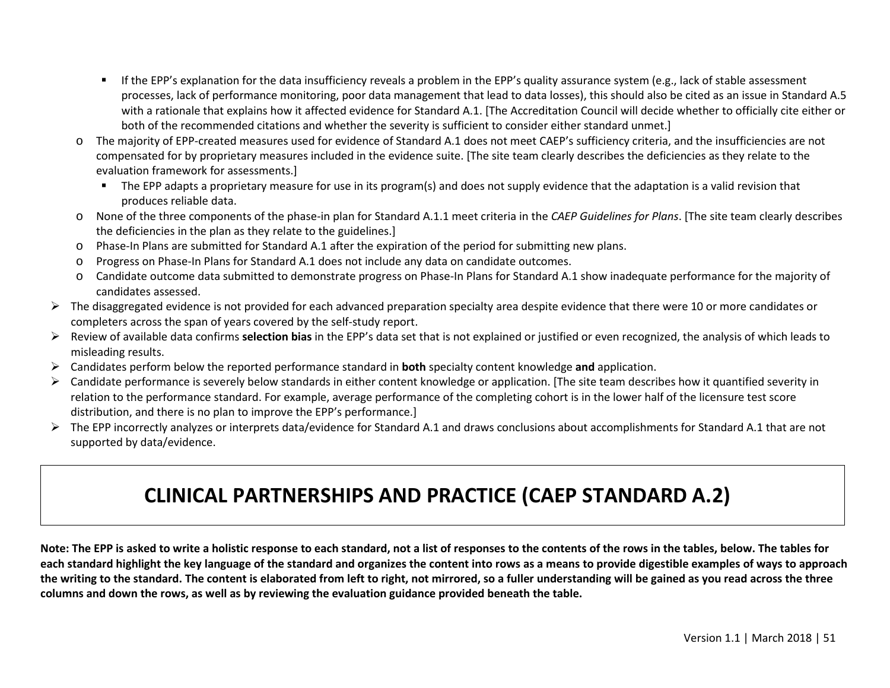- If the EPP's explanation for the data insufficiency reveals a problem in the EPP's quality assurance system (e.g., lack of stable assessment processes, lack of performance monitoring, poor data management that lead to data losses), this should also be cited as an issue in Standard A.5 with a rationale that explains how it affected evidence for Standard A.1. [The Accreditation Council will decide whether to officially cite either or both of the recommended citations and whether the severity is sufficient to consider either standard unmet.]
  - The majority of EPP-created measures used for evidence of Standard A.1 does not meet CAEP's sufficiency criteria, and the insufficiencies are not compensated for by proprietary measures included in the evidence suite. [The site team clearly describes the deficiencies as they relate to the evaluation framework for assessments.]
    - The EPP adapts a proprietary measure for use in its program(s) and does not supply evidence that the adaptation is a valid revision that produces reliable data.
  - None of the three components of the phase-in plan for Standard A.1.1 meet criteria in the *CAEP Guidelines for Plans*. [The site team clearly describes the deficiencies in the plan as they relate to the guidelines.]
  - Phase-In Plans are submitted for Standard A.1 after the expiration of the period for submitting new plans.
  - Progress on Phase-In Plans for Standard A.1 does not include any data on candidate outcomes.
  - Candidate outcome data submitted to demonstrate progress on Phase-In Plans for Standard A.1 show inadequate performance for the majority of candidates assessed.
- The disaggregated evidence is not provided for each advanced preparation specialty area despite evidence that there were 10 or more candidates or completers across the span of years covered by the self-study report.
- Review of available data confirms **selection bias** in the EPP's data set that is not explained or justified or even recognized, the analysis of which leads to misleading results.
- Candidates perform below the reported performance standard in **both** specialty content knowledge **and** application.
- Candidate performance is severely below standards in either content knowledge or application. [The site team describes how it quantified severity in relation to the performance standard. For example, average performance of the completing cohort is in the lower half of the licensure test score distribution, and there is no plan to improve the EPP's performance.]
- The EPP incorrectly analyzes or interprets data/evidence for Standard A.1 and draws conclusions about accomplishments for Standard A.1 that are not supported by data/evidence.

# CLINICAL PARTNERSHIPS AND PRACTICE (CAEP STANDARD A.2)

**Note: The EPP is asked to write a holistic response to each standard, not a list of responses to the contents of the rows in the tables, below. The tables for each standard highlight the key language of the standard and organizes the content into rows as a means to provide digestible examples of ways to approach the writing to the standard. The content is elaborated from left to right, not mirrored, so a fuller understanding will be gained as you read across the three columns and down the rows, as well as by reviewing the evaluation guidance provided beneath the table.**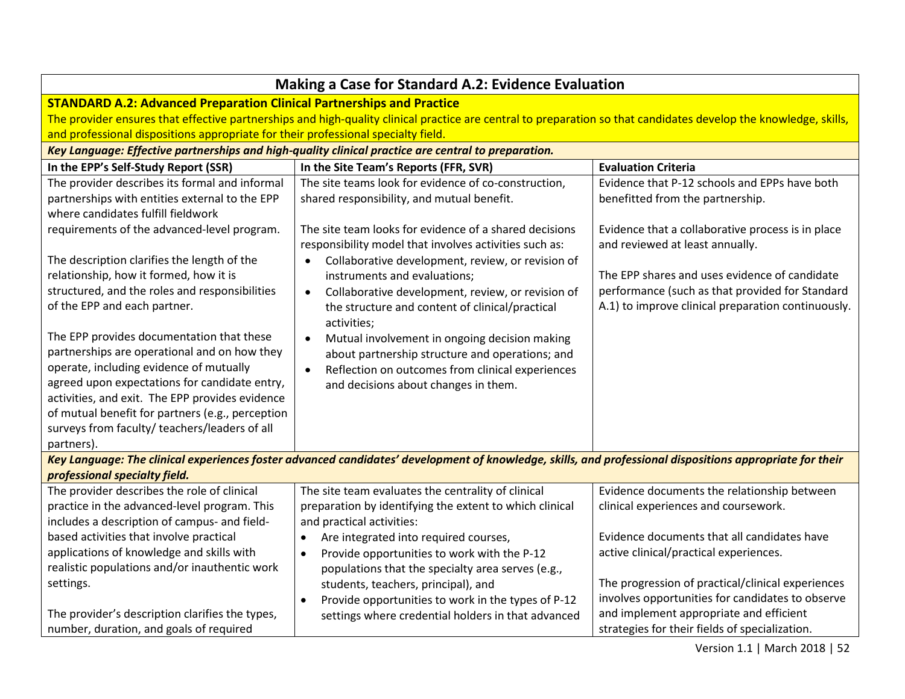## Making a Case for Standard A.2: Evidence Evaluation

**STANDARD A.2: Advanced Preparation Clinical Partnerships and Practice**

The provider ensures that effective partnerships and high-quality clinical practice are central to preparation so that candidates develop the knowledge, skills, and professional dispositions appropriate for their professional specialty field.

***Key Language: Effective partnerships and high-quality clinical practice are central to preparation.***

| In the EPP's Self-Study Report (SSR) | In the Site Team's Reports (FFR, SVR) | Evaluation Criteria |
|---|---|---|
| The provider describes its formal and informal partnerships with entities external to the EPP where candidates fulfill fieldwork requirements of the advanced-level program.<br><br>The description clarifies the length of the relationship, how it formed, how it is structured, and the roles and responsibilities of the EPP and each partner.<br><br>The EPP provides documentation that these partnerships are operational and on how they operate, including evidence of mutually agreed upon expectations for candidate entry, activities, and exit. The EPP provides evidence of mutual benefit for partners (e.g., perception surveys from faculty/ teachers/leaders of all partners). | The site teams look for evidence of co-construction, shared responsibility, and mutual benefit.<br><br>The site team looks for evidence of a shared decisions responsibility model that involves activities such as:<br>• Collaborative development, review, or revision of instruments and evaluations;<br>• Collaborative development, review, or revision of the structure and content of clinical/practical activities;<br>• Mutual involvement in ongoing decision making about partnership structure and operations; and<br>• Reflection on outcomes from clinical experiences and decisions about changes in them. | Evidence that P-12 schools and EPPs have both benefitted from the partnership.<br><br>Evidence that a collaborative process is in place and reviewed at least annually.<br><br>The EPP shares and uses evidence of candidate performance (such as that provided for Standard A.1) to improve clinical preparation continuously. |

***Key Language: The clinical experiences foster advanced candidates' development of knowledge, skills, and professional dispositions appropriate for their professional specialty field.***

| In the EPP's Self-Study Report (SSR) | In the Site Team's Reports (FFR, SVR) | Evaluation Criteria |
|---|---|---|
| The provider describes the role of clinical practice in the advanced-level program. This includes a description of campus- and field-based activities that involve practical applications of knowledge and skills with realistic populations and/or inauthentic work settings.<br><br>The provider's description clarifies the types, number, duration, and goals of required | The site team evaluates the centrality of clinical preparation by identifying the extent to which clinical and practical activities:<br>• Are integrated into required courses,<br>• Provide opportunities to work with the P-12 populations that the specialty area serves (e.g., students, teachers, principal), and<br>• Provide opportunities to work in the types of P-12 settings where credential holders in that advanced | Evidence documents the relationship between clinical experiences and coursework.<br><br>Evidence documents that all candidates have active clinical/practical experiences.<br><br>The progression of practical/clinical experiences involves opportunities for candidates to observe and implement appropriate and efficient strategies for their fields of specialization. |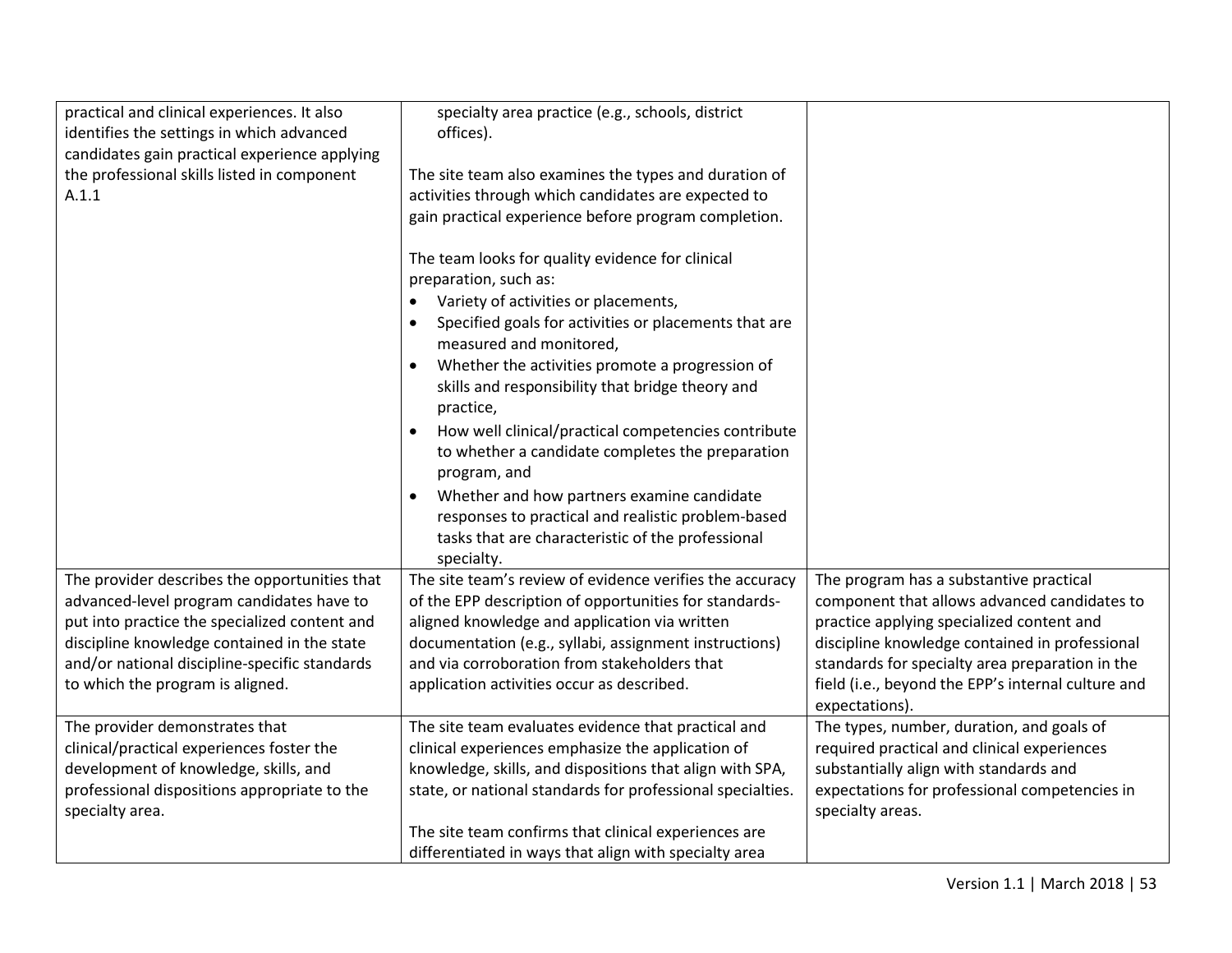| | | |
|---|---|---|
| practical and clinical experiences. It also identifies the settings in which advanced candidates gain practical experience applying the professional skills listed in component A.1.1 | specialty area practice (e.g., schools, district offices).<br><br>The site team also examines the types and duration of activities through which candidates are expected to gain practical experience before program completion.<br><br>The team looks for quality evidence for clinical preparation, such as:<br>• Variety of activities or placements,<br>• Specified goals for activities or placements that are measured and monitored,<br>• Whether the activities promote a progression of skills and responsibility that bridge theory and practice,<br>• How well clinical/practical competencies contribute to whether a candidate completes the preparation program, and<br>• Whether and how partners examine candidate responses to practical and realistic problem-based tasks that are characteristic of the professional specialty. | |
| The provider describes the opportunities that advanced-level program candidates have to put into practice the specialized content and discipline knowledge contained in the state and/or national discipline-specific standards to which the program is aligned. | The site team's review of evidence verifies the accuracy of the EPP description of opportunities for standards-aligned knowledge and application via written documentation (e.g., syllabi, assignment instructions) and via corroboration from stakeholders that application activities occur as described. | The program has a substantive practical component that allows advanced candidates to practice applying specialized content and discipline knowledge contained in professional standards for specialty area preparation in the field (i.e., beyond the EPP's internal culture and expectations). |
| The provider demonstrates that clinical/practical experiences foster the development of knowledge, skills, and professional dispositions appropriate to the specialty area. | The site team evaluates evidence that practical and clinical experiences emphasize the application of knowledge, skills, and dispositions that align with SPA, state, or national standards for professional specialties.<br><br>The site team confirms that clinical experiences are differentiated in ways that align with specialty area | The types, number, duration, and goals of required practical and clinical experiences substantially align with standards and expectations for professional competencies in specialty areas. |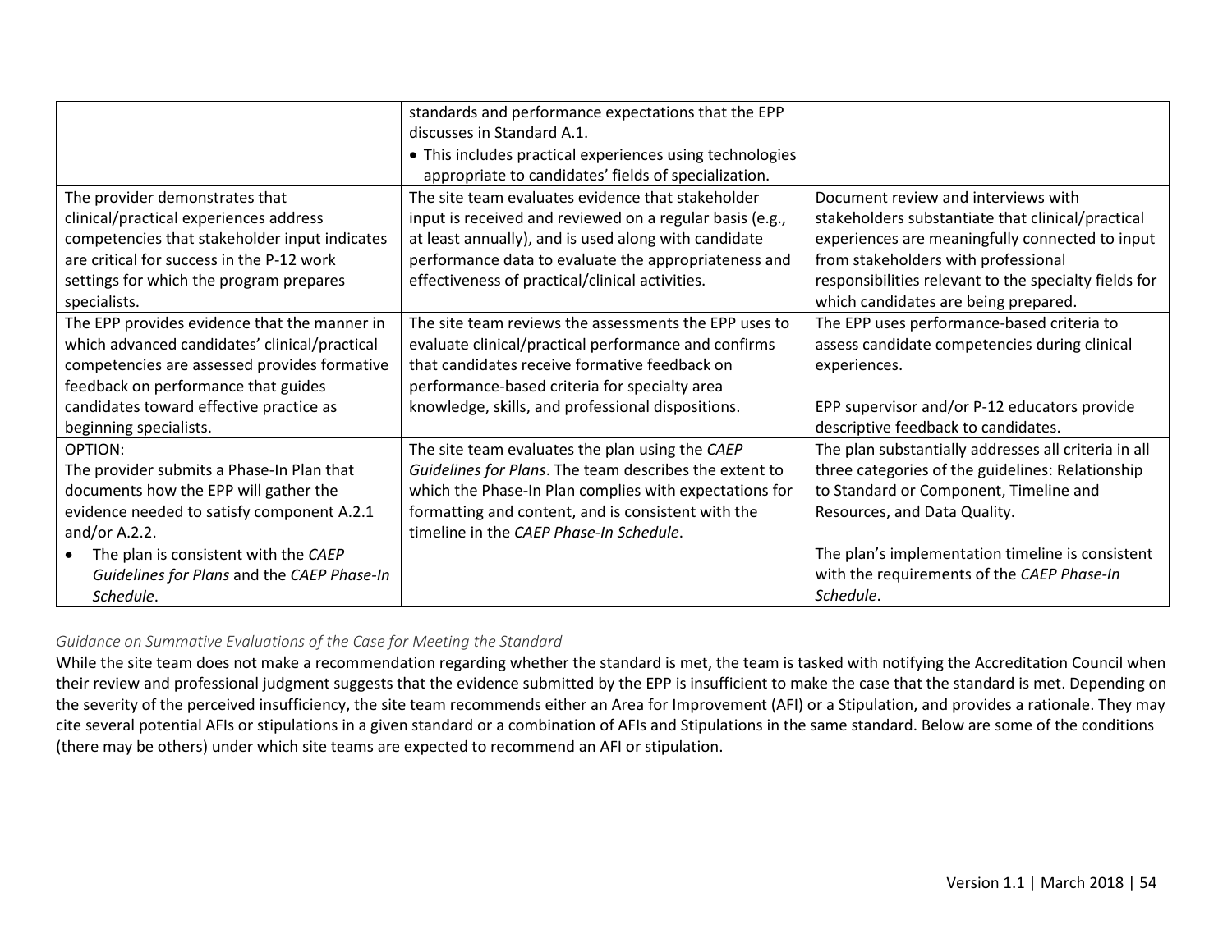| | | |
|---|---|---|
| | standards and performance expectations that the EPP discusses in Standard A.1.<br>• This includes practical experiences using technologies appropriate to candidates' fields of specialization. | |
| The provider demonstrates that clinical/practical experiences address competencies that stakeholder input indicates are critical for success in the P-12 work settings for which the program prepares specialists. | The site team evaluates evidence that stakeholder input is received and reviewed on a regular basis (e.g., at least annually), and is used along with candidate performance data to evaluate the appropriateness and effectiveness of practical/clinical activities. | Document review and interviews with stakeholders substantiate that clinical/practical experiences are meaningfully connected to input from stakeholders with professional responsibilities relevant to the specialty fields for which candidates are being prepared. |
| The EPP provides evidence that the manner in which advanced candidates' clinical/practical competencies are assessed provides formative feedback on performance that guides candidates toward effective practice as beginning specialists. | The site team reviews the assessments the EPP uses to evaluate clinical/practical performance and confirms that candidates receive formative feedback on performance-based criteria for specialty area knowledge, skills, and professional dispositions. | The EPP uses performance-based criteria to assess candidate competencies during clinical experiences.<br><br>EPP supervisor and/or P-12 educators provide descriptive feedback to candidates. |
| OPTION:<br>The provider submits a Phase-In Plan that documents how the EPP will gather the evidence needed to satisfy component A.2.1 and/or A.2.2.<br>• The plan is consistent with the *CAEP Guidelines for Plans* and the *CAEP Phase-In Schedule*. | The site team evaluates the plan using the *CAEP Guidelines for Plans*. The team describes the extent to which the Phase-In Plan complies with expectations for formatting and content, and is consistent with the timeline in the *CAEP Phase-In Schedule*. | The plan substantially addresses all criteria in all three categories of the guidelines: Relationship to Standard or Component, Timeline and Resources, and Data Quality.<br><br>The plan's implementation timeline is consistent with the requirements of the *CAEP Phase-In Schedule*. |

*Guidance on Summative Evaluations of the Case for Meeting the Standard*

While the site team does not make a recommendation regarding whether the standard is met, the team is tasked with notifying the Accreditation Council when their review and professional judgment suggests that the evidence submitted by the EPP is insufficient to make the case that the standard is met. Depending on the severity of the perceived insufficiency, the site team recommends either an Area for Improvement (AFI) or a Stipulation, and provides a rationale. They may cite several potential AFIs or stipulations in a given standard or a combination of AFIs and Stipulations in the same standard. Below are some of the conditions (there may be others) under which site teams are expected to recommend an AFI or stipulation.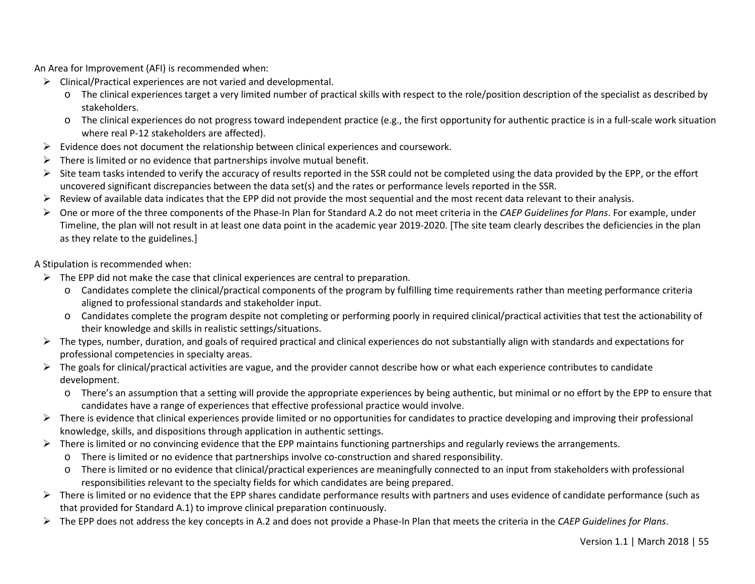An Area for Improvement (AFI) is recommended when:

- Clinical/Practical experiences are not varied and developmental.
  - The clinical experiences target a very limited number of practical skills with respect to the role/position description of the specialist as described by stakeholders.
  - The clinical experiences do not progress toward independent practice (e.g., the first opportunity for authentic practice is in a full-scale work situation where real P-12 stakeholders are affected).
- Evidence does not document the relationship between clinical experiences and coursework.
- There is limited or no evidence that partnerships involve mutual benefit.
- Site team tasks intended to verify the accuracy of results reported in the SSR could not be completed using the data provided by the EPP, or the effort uncovered significant discrepancies between the data set(s) and the rates or performance levels reported in the SSR.
- Review of available data indicates that the EPP did not provide the most sequential and the most recent data relevant to their analysis.
- One or more of the three components of the Phase-In Plan for Standard A.2 do not meet criteria in the *CAEP Guidelines for Plans*. For example, under Timeline, the plan will not result in at least one data point in the academic year 2019-2020. [The site team clearly describes the deficiencies in the plan as they relate to the guidelines.]

A Stipulation is recommended when:

- The EPP did not make the case that clinical experiences are central to preparation.
  - Candidates complete the clinical/practical components of the program by fulfilling time requirements rather than meeting performance criteria aligned to professional standards and stakeholder input.
  - Candidates complete the program despite not completing or performing poorly in required clinical/practical activities that test the actionability of their knowledge and skills in realistic settings/situations.
- The types, number, duration, and goals of required practical and clinical experiences do not substantially align with standards and expectations for professional competencies in specialty areas.
- The goals for clinical/practical activities are vague, and the provider cannot describe how or what each experience contributes to candidate development.
  - There's an assumption that a setting will provide the appropriate experiences by being authentic, but minimal or no effort by the EPP to ensure that candidates have a range of experiences that effective professional practice would involve.
- There is evidence that clinical experiences provide limited or no opportunities for candidates to practice developing and improving their professional knowledge, skills, and dispositions through application in authentic settings.
- There is limited or no convincing evidence that the EPP maintains functioning partnerships and regularly reviews the arrangements.
  - There is limited or no evidence that partnerships involve co-construction and shared responsibility.
  - There is limited or no evidence that clinical/practical experiences are meaningfully connected to an input from stakeholders with professional responsibilities relevant to the specialty fields for which candidates are being prepared.
- There is limited or no evidence that the EPP shares candidate performance results with partners and uses evidence of candidate performance (such as that provided for Standard A.1) to improve clinical preparation continuously.
- The EPP does not address the key concepts in A.2 and does not provide a Phase-In Plan that meets the criteria in the *CAEP Guidelines for Plans*.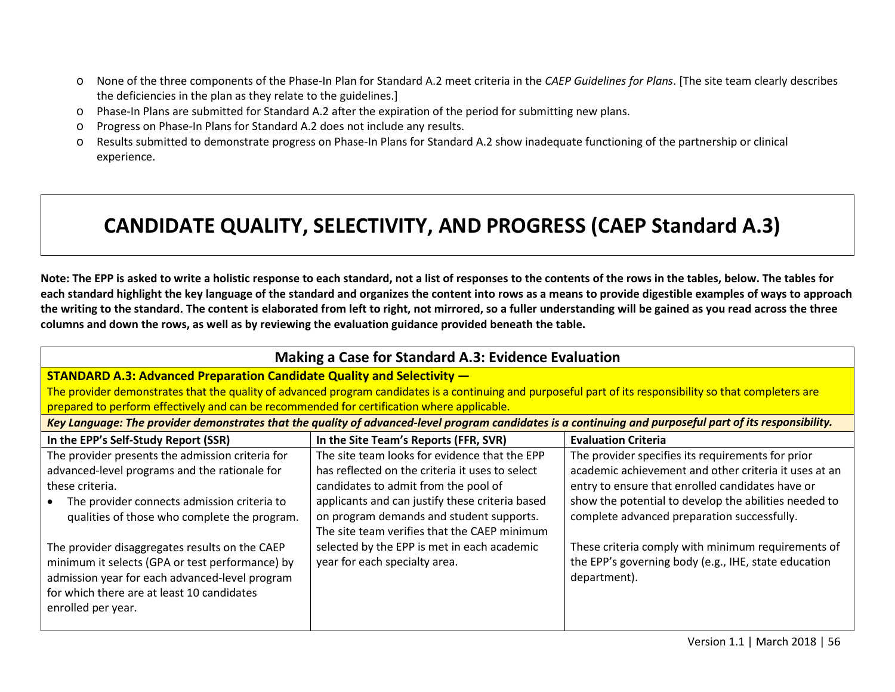- None of the three components of the Phase-In Plan for Standard A.2 meet criteria in the *CAEP Guidelines for Plans*. [The site team clearly describes the deficiencies in the plan as they relate to the guidelines.]
- Phase-In Plans are submitted for Standard A.2 after the expiration of the period for submitting new plans.
- Progress on Phase-In Plans for Standard A.2 does not include any results.
- Results submitted to demonstrate progress on Phase-In Plans for Standard A.2 show inadequate functioning of the partnership or clinical experience.

# CANDIDATE QUALITY, SELECTIVITY, AND PROGRESS (CAEP Standard A.3)

**Note: The EPP is asked to write a holistic response to each standard, not a list of responses to the contents of the rows in the tables, below. The tables for each standard highlight the key language of the standard and organizes the content into rows as a means to provide digestible examples of ways to approach the writing to the standard. The content is elaborated from left to right, not mirrored, so a fuller understanding will be gained as you read across the three columns and down the rows, as well as by reviewing the evaluation guidance provided beneath the table.**

| Making a Case for Standard A.3: Evidence Evaluation | | |
|---|---|---|
| **STANDARD A.3: Advanced Preparation Candidate Quality and Selectivity —** The provider demonstrates that the quality of advanced program candidates is a continuing and purposeful part of its responsibility so that completers are prepared to perform effectively and can be recommended for certification where applicable. | | |
| ***Key Language: The provider demonstrates that the quality of advanced-level program candidates is a continuing and purposeful part of its responsibility.*** | | |
| **In the EPP's Self-Study Report (SSR)** | **In the Site Team's Reports (FFR, SVR)** | **Evaluation Criteria** |
| The provider presents the admission criteria for advanced-level programs and the rationale for these criteria.<br>• The provider connects admission criteria to qualities of those who complete the program.<br><br>The provider disaggregates results on the CAEP minimum it selects (GPA or test performance) by admission year for each advanced-level program for which there are at least 10 candidates enrolled per year. | The site team looks for evidence that the EPP has reflected on the criteria it uses to select candidates to admit from the pool of applicants and can justify these criteria based on program demands and student supports. The site team verifies that the CAEP minimum selected by the EPP is met in each academic year for each specialty area. | The provider specifies its requirements for prior academic achievement and other criteria it uses at an entry to ensure that enrolled candidates have or show the potential to develop the abilities needed to complete advanced preparation successfully.<br><br>These criteria comply with minimum requirements of the EPP's governing body (e.g., IHE, state education department). |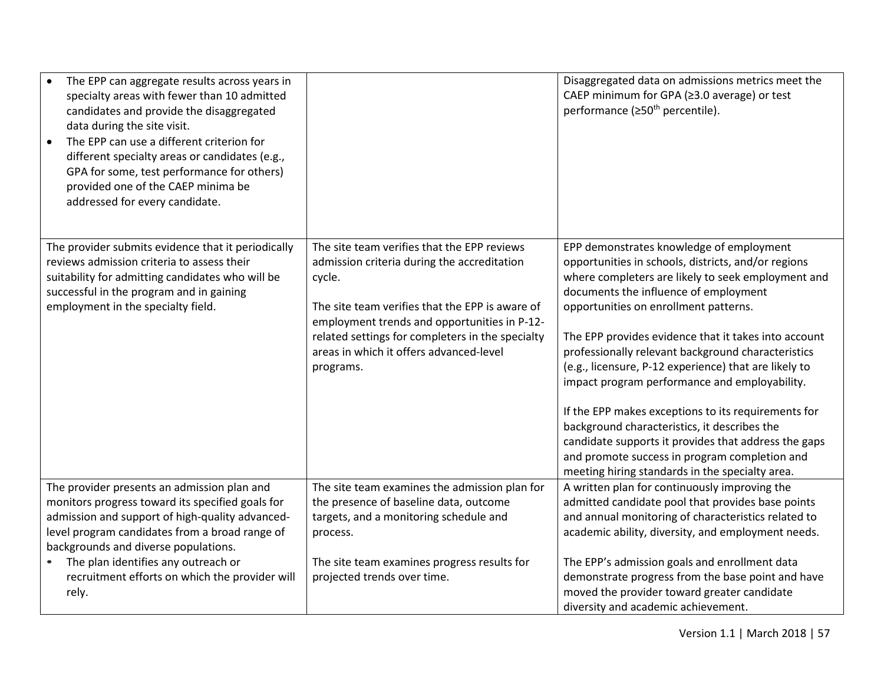| | | |
|---|---|---|
| • The EPP can aggregate results across years in specialty areas with fewer than 10 admitted candidates and provide the disaggregated data during the site visit.<br>• The EPP can use a different criterion for different specialty areas or candidates (e.g., GPA for some, test performance for others) provided one of the CAEP minima be addressed for every candidate. | | Disaggregated data on admissions metrics meet the CAEP minimum for GPA (≥3.0 average) or test performance (≥50th percentile). |
| The provider submits evidence that it periodically reviews admission criteria to assess their suitability for admitting candidates who will be successful in the program and in gaining employment in the specialty field. | The site team verifies that the EPP reviews admission criteria during the accreditation cycle.<br><br>The site team verifies that the EPP is aware of employment trends and opportunities in P-12-related settings for completers in the specialty areas in which it offers advanced-level programs. | EPP demonstrates knowledge of employment opportunities in schools, districts, and/or regions where completers are likely to seek employment and documents the influence of employment opportunities on enrollment patterns.<br><br>The EPP provides evidence that it takes into account professionally relevant background characteristics (e.g., licensure, P-12 experience) that are likely to impact program performance and employability.<br><br>If the EPP makes exceptions to its requirements for background characteristics, it describes the candidate supports it provides that address the gaps and promote success in program completion and meeting hiring standards in the specialty area. |
| The provider presents an admission plan and monitors progress toward its specified goals for admission and support of high-quality advanced-level program candidates from a broad range of backgrounds and diverse populations.<br>• The plan identifies any outreach or recruitment efforts on which the provider will rely. | The site team examines the admission plan for the presence of baseline data, outcome targets, and a monitoring schedule and process.<br><br>The site team examines progress results for projected trends over time. | A written plan for continuously improving the admitted candidate pool that provides base points and annual monitoring of characteristics related to academic ability, diversity, and employment needs.<br><br>The EPP's admission goals and enrollment data demonstrate progress from the base point and have moved the provider toward greater candidate diversity and academic achievement. |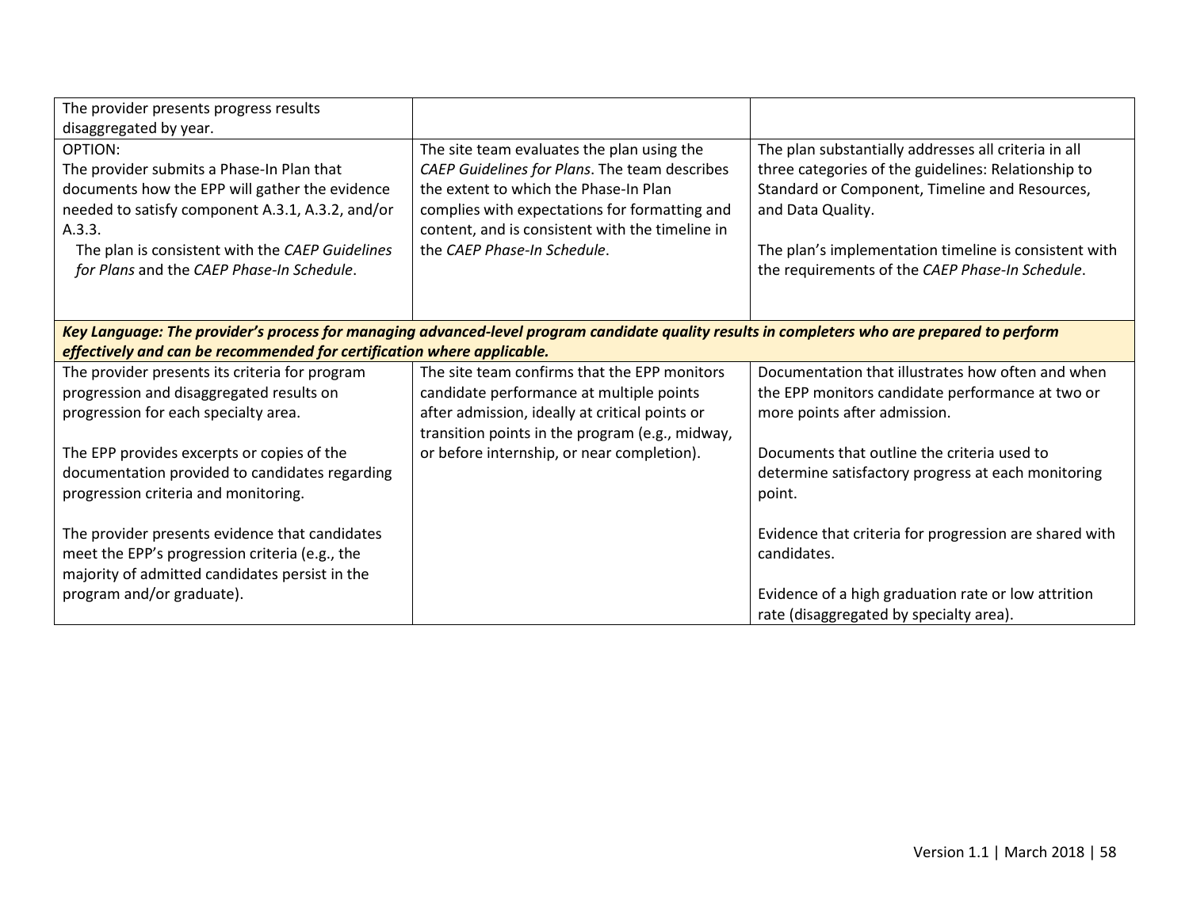| | | |
|---|---|---|
| The provider presents progress results disaggregated by year. | | |
| OPTION:<br>The provider submits a Phase-In Plan that documents how the EPP will gather the evidence needed to satisfy component A.3.1, A.3.2, and/or A.3.3.<br>The plan is consistent with the *CAEP Guidelines for Plans* and the *CAEP Phase-In Schedule*. | The site team evaluates the plan using the *CAEP Guidelines for Plans*. The team describes the extent to which the Phase-In Plan complies with expectations for formatting and content, and is consistent with the timeline in the *CAEP Phase-In Schedule*. | The plan substantially addresses all criteria in all three categories of the guidelines: Relationship to Standard or Component, Timeline and Resources, and Data Quality.<br><br>The plan's implementation timeline is consistent with the requirements of the *CAEP Phase-In Schedule*. |
| ***Key Language: The provider's process for managing advanced-level program candidate quality results in completers who are prepared to perform effectively and can be recommended for certification where applicable.*** | | |
| The provider presents its criteria for program progression and disaggregated results on progression for each specialty area.<br><br>The EPP provides excerpts or copies of the documentation provided to candidates regarding progression criteria and monitoring.<br><br>The provider presents evidence that candidates meet the EPP's progression criteria (e.g., the majority of admitted candidates persist in the program and/or graduate). | The site team confirms that the EPP monitors candidate performance at multiple points after admission, ideally at critical points or transition points in the program (e.g., midway, or before internship, or near completion). | Documentation that illustrates how often and when the EPP monitors candidate performance at two or more points after admission.<br><br>Documents that outline the criteria used to determine satisfactory progress at each monitoring point.<br><br>Evidence that criteria for progression are shared with candidates.<br><br>Evidence of a high graduation rate or low attrition rate (disaggregated by specialty area). |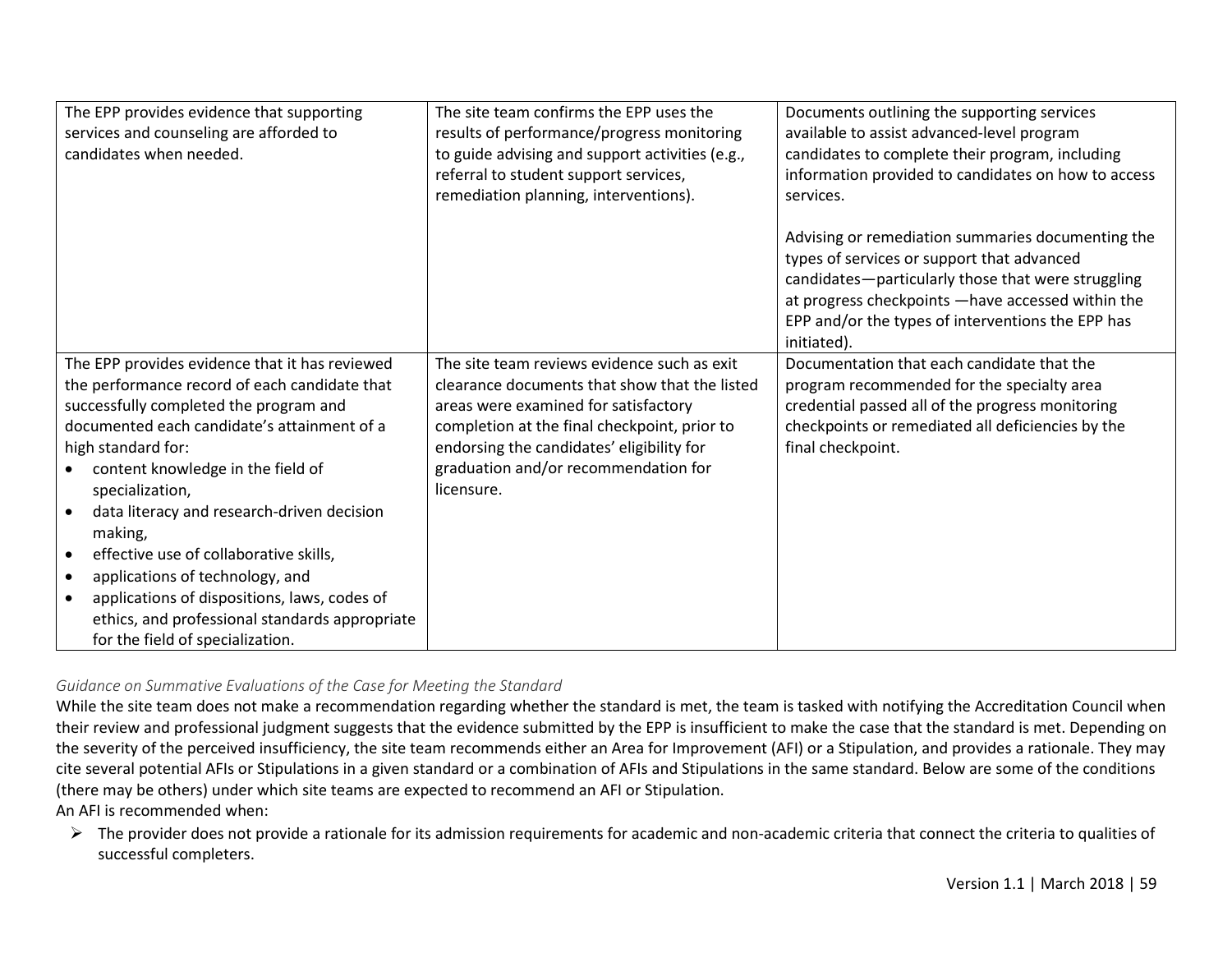| | | |
|---|---|---|
| The EPP provides evidence that supporting services and counseling are afforded to candidates when needed. | The site team confirms the EPP uses the results of performance/progress monitoring to guide advising and support activities (e.g., referral to student support services, remediation planning, interventions). | Documents outlining the supporting services available to assist advanced-level program candidates to complete their program, including information provided to candidates on how to access services.<br><br>Advising or remediation summaries documenting the types of services or support that advanced candidates—particularly those that were struggling at progress checkpoints —have accessed within the EPP and/or the types of interventions the EPP has initiated). |
| The EPP provides evidence that it has reviewed the performance record of each candidate that successfully completed the program and documented each candidate's attainment of a high standard for:<br>• content knowledge in the field of specialization,<br>• data literacy and research-driven decision making,<br>• effective use of collaborative skills,<br>• applications of technology, and<br>• applications of dispositions, laws, codes of ethics, and professional standards appropriate for the field of specialization. | The site team reviews evidence such as exit clearance documents that show that the listed areas were examined for satisfactory completion at the final checkpoint, prior to endorsing the candidates' eligibility for graduation and/or recommendation for licensure. | Documentation that each candidate that the program recommended for the specialty area credential passed all of the progress monitoring checkpoints or remediated all deficiencies by the final checkpoint. |

*Guidance on Summative Evaluations of the Case for Meeting the Standard*

While the site team does not make a recommendation regarding whether the standard is met, the team is tasked with notifying the Accreditation Council when their review and professional judgment suggests that the evidence submitted by the EPP is insufficient to make the case that the standard is met. Depending on the severity of the perceived insufficiency, the site team recommends either an Area for Improvement (AFI) or a Stipulation, and provides a rationale. They may cite several potential AFIs or Stipulations in a given standard or a combination of AFIs and Stipulations in the same standard. Below are some of the conditions (there may be others) under which site teams are expected to recommend an AFI or Stipulation.

An AFI is recommended when:

- The provider does not provide a rationale for its admission requirements for academic and non-academic criteria that connect the criteria to qualities of successful completers.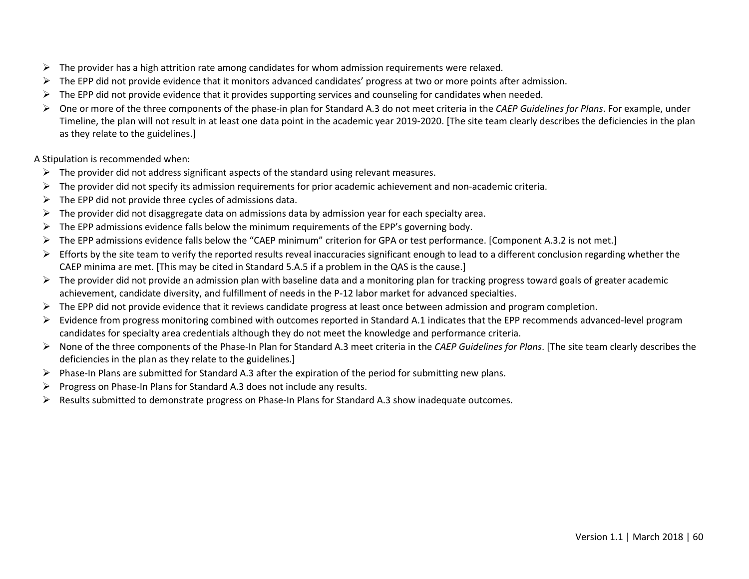- The provider has a high attrition rate among candidates for whom admission requirements were relaxed.
- The EPP did not provide evidence that it monitors advanced candidates' progress at two or more points after admission.
- The EPP did not provide evidence that it provides supporting services and counseling for candidates when needed.
- One or more of the three components of the phase-in plan for Standard A.3 do not meet criteria in the *CAEP Guidelines for Plans*. For example, under Timeline, the plan will not result in at least one data point in the academic year 2019-2020. [The site team clearly describes the deficiencies in the plan as they relate to the guidelines.]

A Stipulation is recommended when:

- The provider did not address significant aspects of the standard using relevant measures.
- The provider did not specify its admission requirements for prior academic achievement and non-academic criteria.
- The EPP did not provide three cycles of admissions data.
- The provider did not disaggregate data on admissions data by admission year for each specialty area.
- The EPP admissions evidence falls below the minimum requirements of the EPP's governing body.
- The EPP admissions evidence falls below the "CAEP minimum" criterion for GPA or test performance. [Component A.3.2 is not met.]
- Efforts by the site team to verify the reported results reveal inaccuracies significant enough to lead to a different conclusion regarding whether the CAEP minima are met. [This may be cited in Standard 5.A.5 if a problem in the QAS is the cause.]
- The provider did not provide an admission plan with baseline data and a monitoring plan for tracking progress toward goals of greater academic achievement, candidate diversity, and fulfillment of needs in the P-12 labor market for advanced specialties.
- The EPP did not provide evidence that it reviews candidate progress at least once between admission and program completion.
- Evidence from progress monitoring combined with outcomes reported in Standard A.1 indicates that the EPP recommends advanced-level program candidates for specialty area credentials although they do not meet the knowledge and performance criteria.
- None of the three components of the Phase-In Plan for Standard A.3 meet criteria in the *CAEP Guidelines for Plans*. [The site team clearly describes the deficiencies in the plan as they relate to the guidelines.]
- Phase-In Plans are submitted for Standard A.3 after the expiration of the period for submitting new plans.
- Progress on Phase-In Plans for Standard A.3 does not include any results.
- Results submitted to demonstrate progress on Phase-In Plans for Standard A.3 show inadequate outcomes.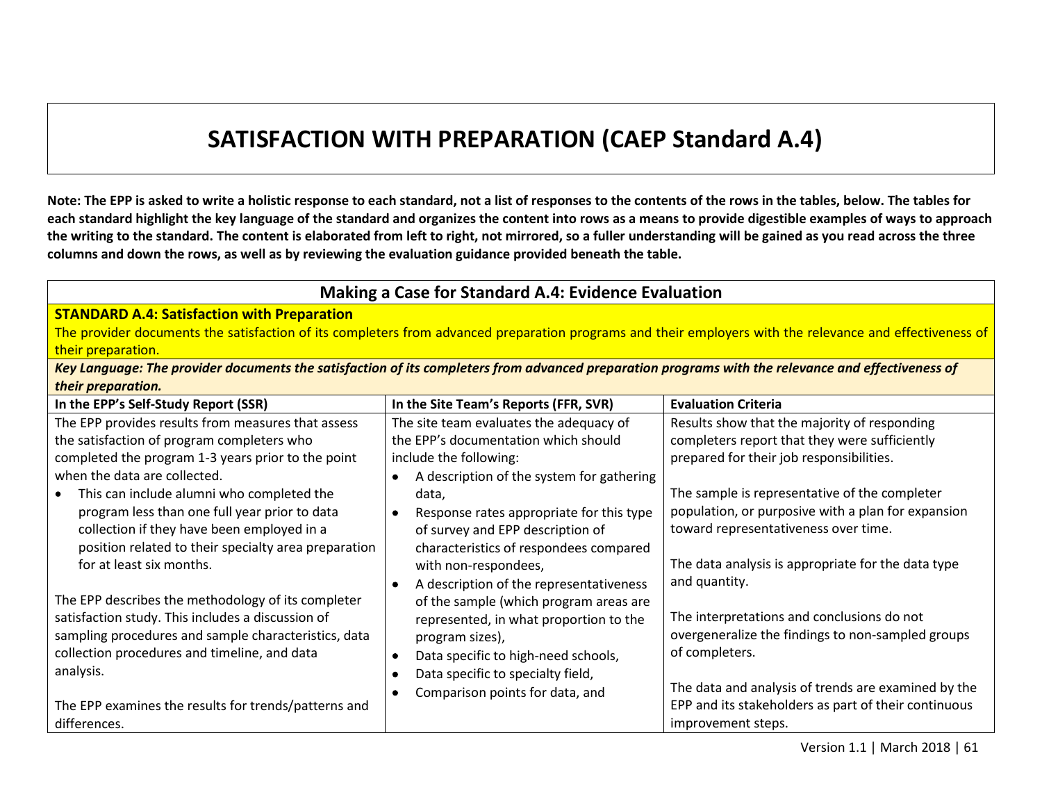# SATISFACTION WITH PREPARATION (CAEP Standard A.4)

**Note: The EPP is asked to write a holistic response to each standard, not a list of responses to the contents of the rows in the tables, below. The tables for each standard highlight the key language of the standard and organizes the content into rows as a means to provide digestible examples of ways to approach the writing to the standard. The content is elaborated from left to right, not mirrored, so a fuller understanding will be gained as you read across the three columns and down the rows, as well as by reviewing the evaluation guidance provided beneath the table.**

## Making a Case for Standard A.4: Evidence Evaluation

**STANDARD A.4: Satisfaction with Preparation**

The provider documents the satisfaction of its completers from advanced preparation programs and their employers with the relevance and effectiveness of their preparation.

***Key Language: The provider documents the satisfaction of its completers from advanced preparation programs with the relevance and effectiveness of their preparation.***

| In the EPP's Self-Study Report (SSR) | In the Site Team's Reports (FFR, SVR) | Evaluation Criteria |
|---|---|---|
| The EPP provides results from measures that assess the satisfaction of program completers who completed the program 1-3 years prior to the point when the data are collected.<br>• This can include alumni who completed the program less than one full year prior to data collection if they have been employed in a position related to their specialty area preparation for at least six months.<br><br>The EPP describes the methodology of its completer satisfaction study. This includes a discussion of sampling procedures and sample characteristics, data collection procedures and timeline, and data analysis.<br><br>The EPP examines the results for trends/patterns and differences. | The site team evaluates the adequacy of the EPP's documentation which should include the following:<br>• A description of the system for gathering data,<br>• Response rates appropriate for this type of survey and EPP description of characteristics of respondees compared with non-respondees,<br>• A description of the representativeness of the sample (which program areas are represented, in what proportion to the program sizes),<br>• Data specific to high-need schools,<br>• Data specific to specialty field,<br>• Comparison points for data, and | Results show that the majority of responding completers report that they were sufficiently prepared for their job responsibilities.<br><br>The sample is representative of the completer population, or purposive with a plan for expansion toward representativeness over time.<br><br>The data analysis is appropriate for the data type and quantity.<br><br>The interpretations and conclusions do not overgeneralize the findings to non-sampled groups of completers.<br><br>The data and analysis of trends are examined by the EPP and its stakeholders as part of their continuous improvement steps. |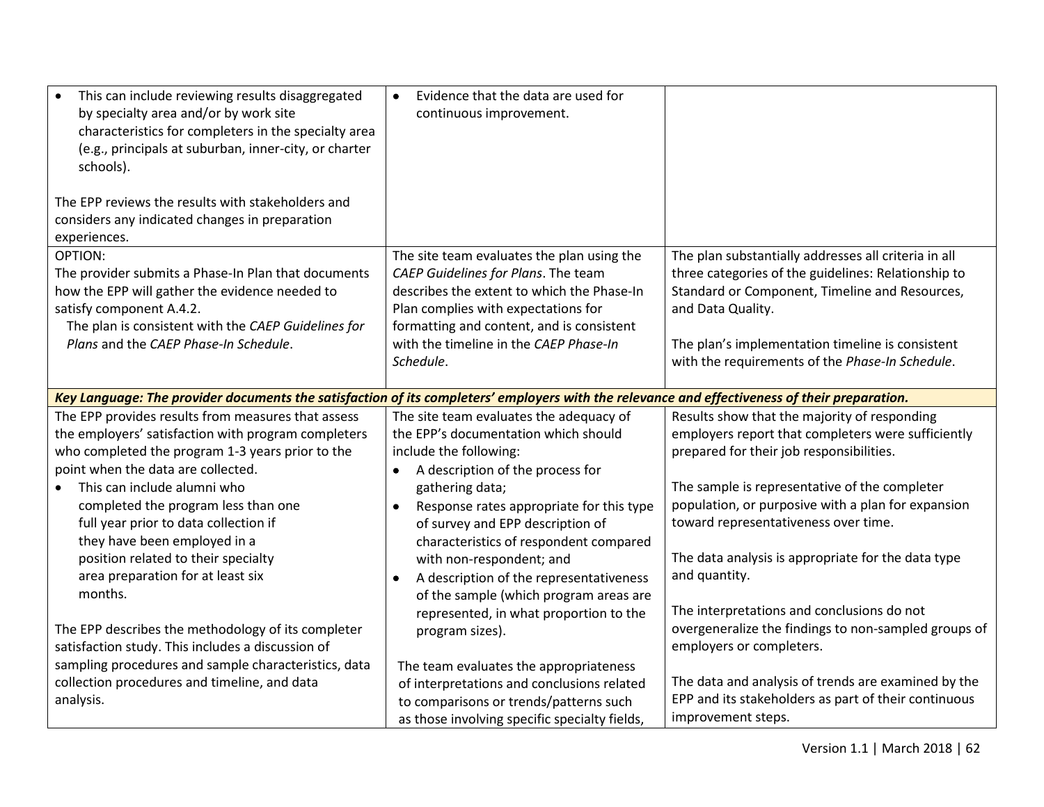| | | |
|---|---|---|
| • This can include reviewing results disaggregated by specialty area and/or by work site characteristics for completers in the specialty area (e.g., principals at suburban, inner-city, or charter schools).<br><br>The EPP reviews the results with stakeholders and considers any indicated changes in preparation experiences. | • Evidence that the data are used for continuous improvement. | |
| OPTION:<br>The provider submits a Phase-In Plan that documents how the EPP will gather the evidence needed to satisfy component A.4.2.<br>The plan is consistent with the *CAEP Guidelines for Plans* and the *CAEP Phase-In Schedule*. | The site team evaluates the plan using the *CAEP Guidelines for Plans*. The team describes the extent to which the Phase-In Plan complies with expectations for formatting and content, and is consistent with the timeline in the *CAEP Phase-In Schedule*. | The plan substantially addresses all criteria in all three categories of the guidelines: Relationship to Standard or Component, Timeline and Resources, and Data Quality.<br><br>The plan's implementation timeline is consistent with the requirements of the *Phase-In Schedule*. |
| ***Key Language: The provider documents the satisfaction of its completers' employers with the relevance and effectiveness of their preparation.*** | | |
| The EPP provides results from measures that assess the employers' satisfaction with program completers who completed the program 1-3 years prior to the point when the data are collected.<br>• This can include alumni who completed the program less than one full year prior to data collection if they have been employed in a position related to their specialty area preparation for at least six months.<br><br>The EPP describes the methodology of its completer satisfaction study. This includes a discussion of sampling procedures and sample characteristics, data collection procedures and timeline, and data analysis. | The site team evaluates the adequacy of the EPP's documentation which should include the following:<br>• A description of the process for gathering data;<br>• Response rates appropriate for this type of survey and EPP description of characteristics of respondent compared with non-respondent; and<br>• A description of the representativeness of the sample (which program areas are represented, in what proportion to the program sizes).<br><br>The team evaluates the appropriateness of interpretations and conclusions related to comparisons or trends/patterns such as those involving specific specialty fields, | Results show that the majority of responding employers report that completers were sufficiently prepared for their job responsibilities.<br><br>The sample is representative of the completer population, or purposive with a plan for expansion toward representativeness over time.<br><br>The data analysis is appropriate for the data type and quantity.<br><br>The interpretations and conclusions do not overgeneralize the findings to non-sampled groups of employers or completers.<br><br>The data and analysis of trends are examined by the EPP and its stakeholders as part of their continuous improvement steps. |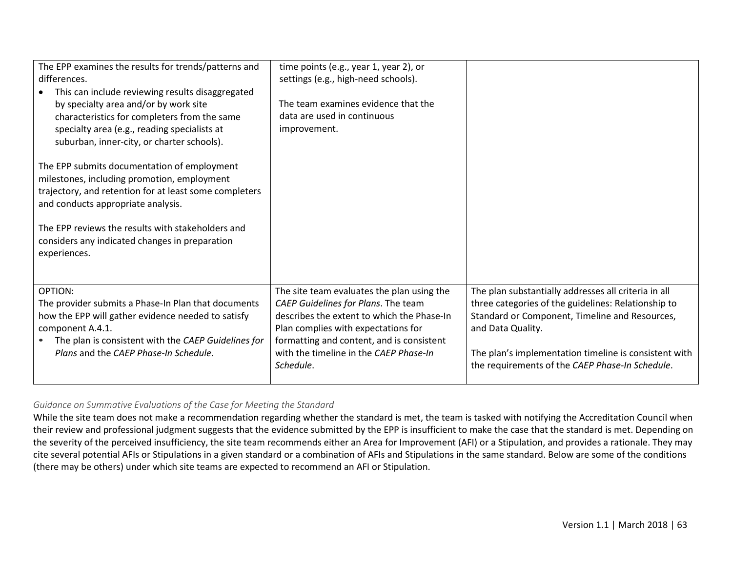| | | |
|---|---|---|
| The EPP examines the results for trends/patterns and differences.<br>• This can include reviewing results disaggregated by specialty area and/or by work site characteristics for completers from the same specialty area (e.g., reading specialists at suburban, inner-city, or charter schools).<br><br>The EPP submits documentation of employment milestones, including promotion, employment trajectory, and retention for at least some completers and conducts appropriate analysis.<br><br>The EPP reviews the results with stakeholders and considers any indicated changes in preparation experiences. | time points (e.g., year 1, year 2), or settings (e.g., high-need schools).<br><br>The team examines evidence that the data are used in continuous improvement. | |
| OPTION:<br>The provider submits a Phase-In Plan that documents how the EPP will gather evidence needed to satisfy component A.4.1.<br>• The plan is consistent with the *CAEP Guidelines for Plans* and the *CAEP Phase-In Schedule*. | The site team evaluates the plan using the *CAEP Guidelines for Plans*. The team describes the extent to which the Phase-In Plan complies with expectations for formatting and content, and is consistent with the timeline in the *CAEP Phase-In Schedule*. | The plan substantially addresses all criteria in all three categories of the guidelines: Relationship to Standard or Component, Timeline and Resources, and Data Quality.<br><br>The plan's implementation timeline is consistent with the requirements of the *CAEP Phase-In Schedule*. |

*Guidance on Summative Evaluations of the Case for Meeting the Standard*

While the site team does not make a recommendation regarding whether the standard is met, the team is tasked with notifying the Accreditation Council when their review and professional judgment suggests that the evidence submitted by the EPP is insufficient to make the case that the standard is met. Depending on the severity of the perceived insufficiency, the site team recommends either an Area for Improvement (AFI) or a Stipulation, and provides a rationale. They may cite several potential AFIs or Stipulations in a given standard or a combination of AFIs and Stipulations in the same standard. Below are some of the conditions (there may be others) under which site teams are expected to recommend an AFI or Stipulation.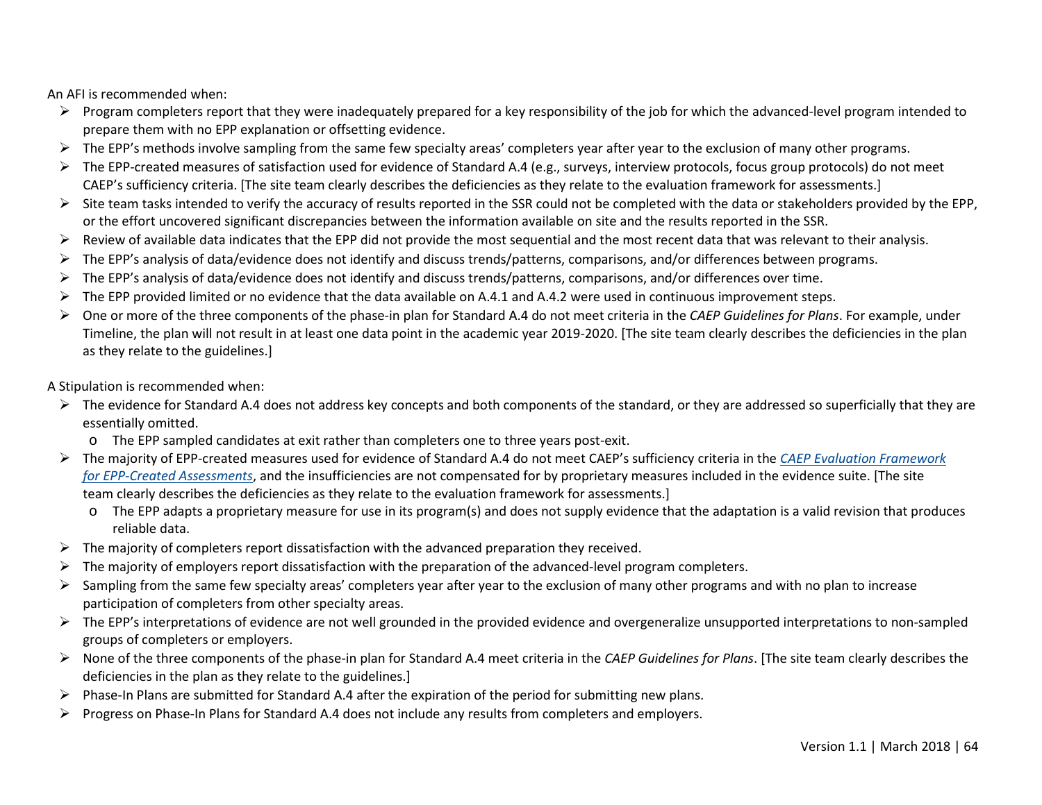An AFI is recommended when:

- Program completers report that they were inadequately prepared for a key responsibility of the job for which the advanced-level program intended to prepare them with no EPP explanation or offsetting evidence.
- The EPP's methods involve sampling from the same few specialty areas' completers year after year to the exclusion of many other programs.
- The EPP-created measures of satisfaction used for evidence of Standard A.4 (e.g., surveys, interview protocols, focus group protocols) do not meet CAEP's sufficiency criteria. [The site team clearly describes the deficiencies as they relate to the evaluation framework for assessments.]
- Site team tasks intended to verify the accuracy of results reported in the SSR could not be completed with the data or stakeholders provided by the EPP, or the effort uncovered significant discrepancies between the information available on site and the results reported in the SSR.
- Review of available data indicates that the EPP did not provide the most sequential and the most recent data that was relevant to their analysis.
- The EPP's analysis of data/evidence does not identify and discuss trends/patterns, comparisons, and/or differences between programs.
- The EPP's analysis of data/evidence does not identify and discuss trends/patterns, comparisons, and/or differences over time.
- The EPP provided limited or no evidence that the data available on A.4.1 and A.4.2 were used in continuous improvement steps.
- One or more of the three components of the phase-in plan for Standard A.4 do not meet criteria in the *CAEP Guidelines for Plans*. For example, under Timeline, the plan will not result in at least one data point in the academic year 2019-2020. [The site team clearly describes the deficiencies in the plan as they relate to the guidelines.]

A Stipulation is recommended when:

- The evidence for Standard A.4 does not address key concepts and both components of the standard, or they are addressed so superficially that they are essentially omitted.
  - The EPP sampled candidates at exit rather than completers one to three years post-exit.
- The majority of EPP-created measures used for evidence of Standard A.4 do not meet CAEP's sufficiency criteria in the *CAEP Evaluation Framework for EPP-Created Assessments*, and the insufficiencies are not compensated for by proprietary measures included in the evidence suite. [The site team clearly describes the deficiencies as they relate to the evaluation framework for assessments.]
  - The EPP adapts a proprietary measure for use in its program(s) and does not supply evidence that the adaptation is a valid revision that produces reliable data.
- The majority of completers report dissatisfaction with the advanced preparation they received.
- The majority of employers report dissatisfaction with the preparation of the advanced-level program completers.
- Sampling from the same few specialty areas' completers year after year to the exclusion of many other programs and with no plan to increase participation of completers from other specialty areas.
- The EPP's interpretations of evidence are not well grounded in the provided evidence and overgeneralize unsupported interpretations to non-sampled groups of completers or employers.
- None of the three components of the phase-in plan for Standard A.4 meet criteria in the *CAEP Guidelines for Plans*. [The site team clearly describes the deficiencies in the plan as they relate to the guidelines.]
- Phase-In Plans are submitted for Standard A.4 after the expiration of the period for submitting new plans.
- Progress on Phase-In Plans for Standard A.4 does not include any results from completers and employers.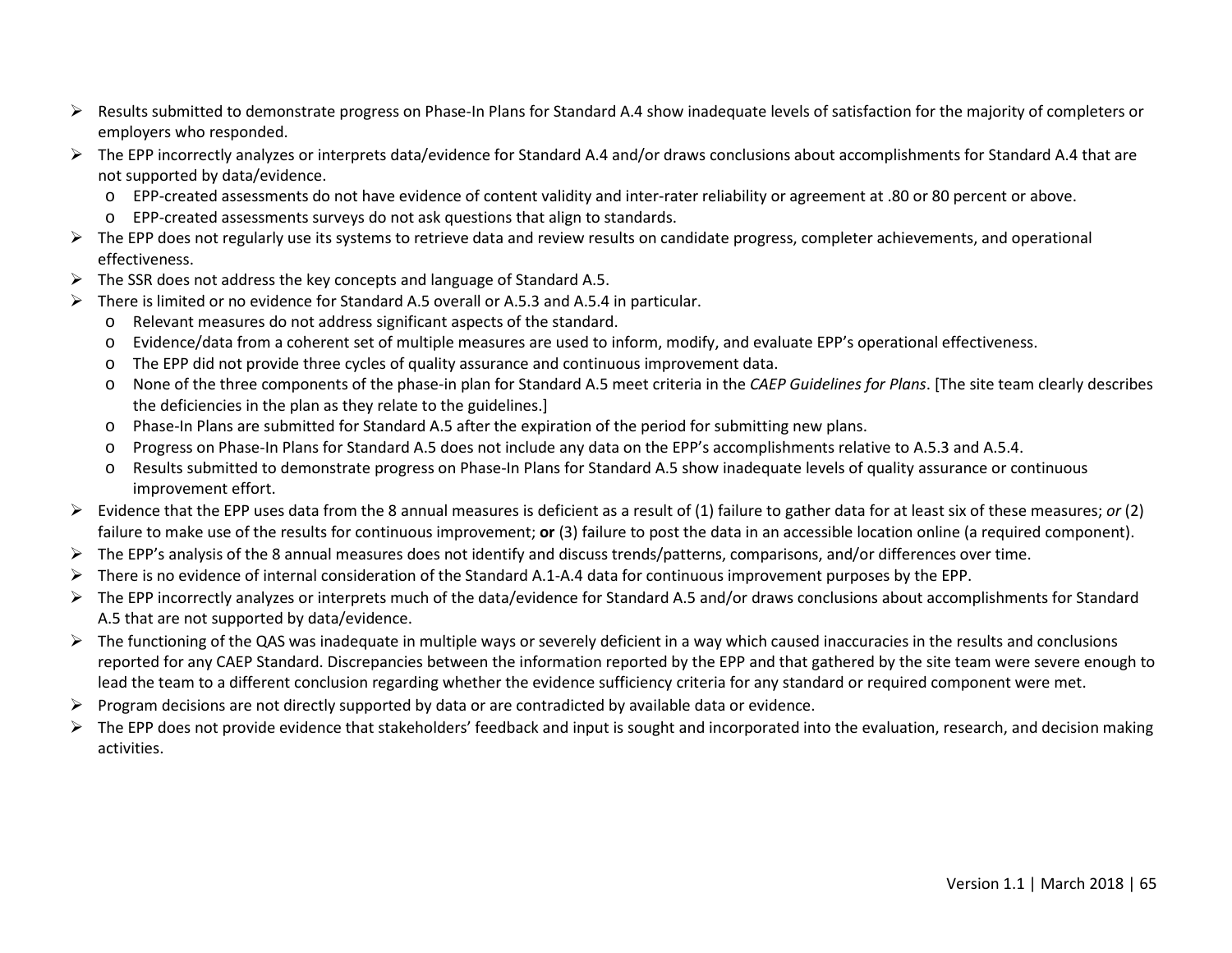- Results submitted to demonstrate progress on Phase-In Plans for Standard A.4 show inadequate levels of satisfaction for the majority of completers or employers who responded.
- The EPP incorrectly analyzes or interprets data/evidence for Standard A.4 and/or draws conclusions about accomplishments for Standard A.4 that are not supported by data/evidence.
  - EPP-created assessments do not have evidence of content validity and inter-rater reliability or agreement at .80 or 80 percent or above.
  - EPP-created assessments surveys do not ask questions that align to standards.
- The EPP does not regularly use its systems to retrieve data and review results on candidate progress, completer achievements, and operational effectiveness.
- The SSR does not address the key concepts and language of Standard A.5.
- There is limited or no evidence for Standard A.5 overall or A.5.3 and A.5.4 in particular.
  - Relevant measures do not address significant aspects of the standard.
  - Evidence/data from a coherent set of multiple measures are used to inform, modify, and evaluate EPP's operational effectiveness.
  - The EPP did not provide three cycles of quality assurance and continuous improvement data.
  - None of the three components of the phase-in plan for Standard A.5 meet criteria in the *CAEP Guidelines for Plans*. [The site team clearly describes the deficiencies in the plan as they relate to the guidelines.]
  - Phase-In Plans are submitted for Standard A.5 after the expiration of the period for submitting new plans.
  - Progress on Phase-In Plans for Standard A.5 does not include any data on the EPP's accomplishments relative to A.5.3 and A.5.4.
  - Results submitted to demonstrate progress on Phase-In Plans for Standard A.5 show inadequate levels of quality assurance or continuous improvement effort.
- Evidence that the EPP uses data from the 8 annual measures is deficient as a result of (1) failure to gather data for at least six of these measures; *or* (2) failure to make use of the results for continuous improvement; **or** (3) failure to post the data in an accessible location online (a required component).
- The EPP's analysis of the 8 annual measures does not identify and discuss trends/patterns, comparisons, and/or differences over time.
- There is no evidence of internal consideration of the Standard A.1-A.4 data for continuous improvement purposes by the EPP.
- The EPP incorrectly analyzes or interprets much of the data/evidence for Standard A.5 and/or draws conclusions about accomplishments for Standard A.5 that are not supported by data/evidence.
- The functioning of the QAS was inadequate in multiple ways or severely deficient in a way which caused inaccuracies in the results and conclusions reported for any CAEP Standard. Discrepancies between the information reported by the EPP and that gathered by the site team were severe enough to lead the team to a different conclusion regarding whether the evidence sufficiency criteria for any standard or required component were met.
- Program decisions are not directly supported by data or are contradicted by available data or evidence.
- The EPP does not provide evidence that stakeholders' feedback and input is sought and incorporated into the evaluation, research, and decision making activities.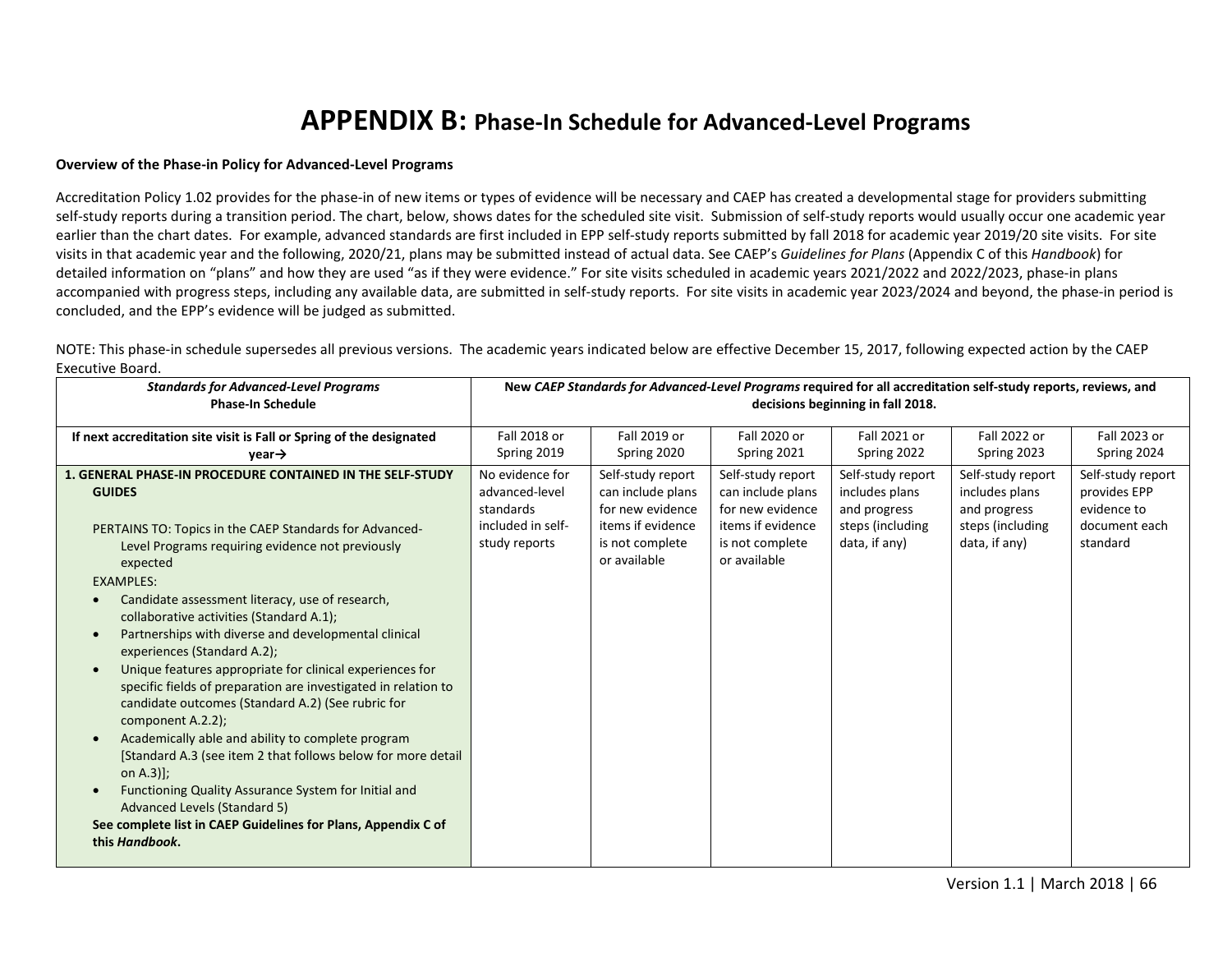# APPENDIX B: Phase-In Schedule for Advanced-Level Programs

**Overview of the Phase-in Policy for Advanced-Level Programs**

Accreditation Policy 1.02 provides for the phase-in of new items or types of evidence will be necessary and CAEP has created a developmental stage for providers submitting self-study reports during a transition period. The chart, below, shows dates for the scheduled site visit. Submission of self-study reports would usually occur one academic year earlier than the chart dates. For example, advanced standards are first included in EPP self-study reports submitted by fall 2018 for academic year 2019/20 site visits. For site visits in that academic year and the following, 2020/21, plans may be submitted instead of actual data. See CAEP's *Guidelines for Plans* (Appendix C of this *Handbook*) for detailed information on "plans" and how they are used "as if they were evidence." For site visits scheduled in academic years 2021/2022 and 2022/2023, phase-in plans accompanied with progress steps, including any available data, are submitted in self-study reports. For site visits in academic year 2023/2024 and beyond, the phase-in period is concluded, and the EPP's evidence will be judged as submitted.

NOTE: This phase-in schedule supersedes all previous versions. The academic years indicated below are effective December 15, 2017, following expected action by the CAEP Executive Board.

| ***Standards for Advanced-Level Programs*** **Phase-In Schedule** | **New *CAEP Standards for Advanced-Level Programs* required for all accreditation self-study reports, reviews, and decisions beginning in fall 2018.** | | | | | |
|---|---|---|---|---|---|---|
| **If next accreditation site visit is Fall or Spring of the designated year→** | Fall 2018 or Spring 2019 | Fall 2019 or Spring 2020 | Fall 2020 or Spring 2021 | Fall 2021 or Spring 2022 | Fall 2022 or Spring 2023 | Fall 2023 or Spring 2024 |
| **1. GENERAL PHASE-IN PROCEDURE CONTAINED IN THE SELF-STUDY GUIDES**<br><br>PERTAINS TO: Topics in the CAEP Standards for Advanced-Level Programs requiring evidence not previously expected<br>EXAMPLES:<br>• Candidate assessment literacy, use of research, collaborative activities (Standard A.1);<br>• Partnerships with diverse and developmental clinical experiences (Standard A.2);<br>• Unique features appropriate for clinical experiences for specific fields of preparation are investigated in relation to candidate outcomes (Standard A.2) (See rubric for component A.2.2);<br>• Academically able and ability to complete program [Standard A.3 (see item 2 that follows below for more detail on A.3)];<br>• Functioning Quality Assurance System for Initial and Advanced Levels (Standard 5)<br>**See complete list in CAEP Guidelines for Plans, Appendix C of this *Handbook*.** | No evidence for advanced-level standards included in self-study reports | Self-study report can include plans for new evidence items if evidence is not complete or available | Self-study report can include plans for new evidence items if evidence is not complete or available | Self-study report includes plans and progress steps (including data, if any) | Self-study report includes plans and progress steps (including data, if any) | Self-study report provides EPP evidence to document each standard |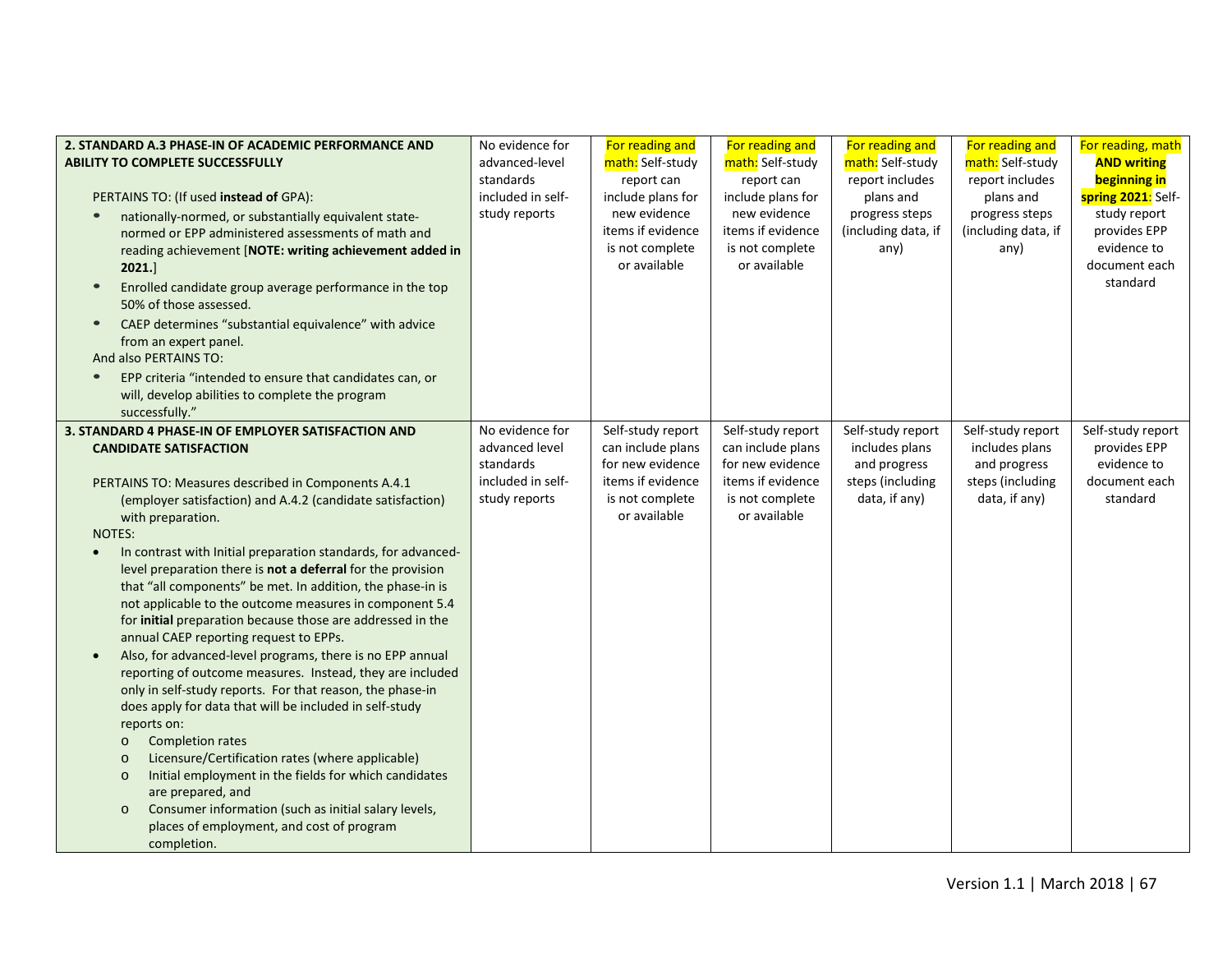| | | | | | | |
|---|---|---|---|---|---|---|
| **2. STANDARD A.3 PHASE-IN OF ACADEMIC PERFORMANCE AND ABILITY TO COMPLETE SUCCESSFULLY**<br><br>PERTAINS TO: (If used **instead of** GPA):<br>• nationally-normed, or substantially equivalent state-normed or EPP administered assessments of math and reading achievement [**NOTE: writing achievement added in 2021.**]<br>• Enrolled candidate group average performance in the top 50% of those assessed.<br>• CAEP determines "substantial equivalence" with advice from an expert panel.<br>And also PERTAINS TO:<br>• EPP criteria "intended to ensure that candidates can, or will, develop abilities to complete the program successfully." | No evidence for advanced-level standards included in self-study reports | For reading and math: Self-study report can include plans for new evidence items if evidence is not complete or available | For reading and math: Self-study report can include plans for new evidence items if evidence is not complete or available | For reading and math: Self-study report includes plans and progress steps (including data, if any) | For reading and math: Self-study report includes plans and progress steps (including data, if any) | For reading, math **AND writing beginning in spring 2021**: Self-study report provides EPP evidence to document each standard |
| **3. STANDARD 4 PHASE-IN OF EMPLOYER SATISFACTION AND CANDIDATE SATISFACTION**<br><br>PERTAINS TO: Measures described in Components A.4.1 (employer satisfaction) and A.4.2 (candidate satisfaction) with preparation.<br>NOTES:<br>• In contrast with Initial preparation standards, for advanced-level preparation there is **not a deferral** for the provision that "all components" be met. In addition, the phase-in is not applicable to the outcome measures in component 5.4 for **initial** preparation because those are addressed in the annual CAEP reporting request to EPPs.<br>• Also, for advanced-level programs, there is no EPP annual reporting of outcome measures. Instead, they are included only in self-study reports. For that reason, the phase-in does apply for data that will be included in self-study reports on:<br>o Completion rates<br>o Licensure/Certification rates (where applicable)<br>o Initial employment in the fields for which candidates are prepared, and<br>o Consumer information (such as initial salary levels, places of employment, and cost of program completion. | No evidence for advanced level standards included in self-study reports | Self-study report can include plans for new evidence items if evidence is not complete or available | Self-study report can include plans for new evidence items if evidence is not complete or available | Self-study report includes plans and progress steps (including data, if any) | Self-study report includes plans and progress steps (including data, if any) | Self-study report provides EPP evidence to document each standard |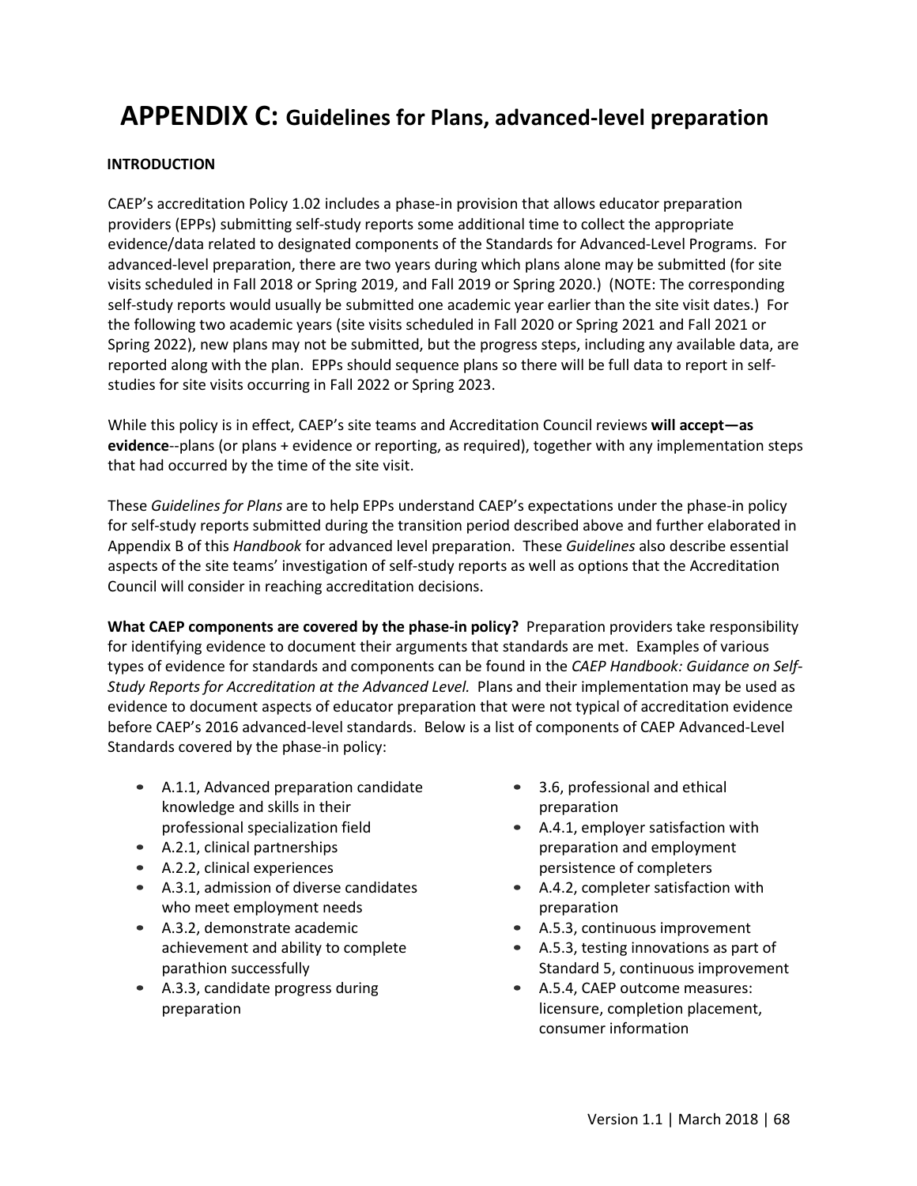# APPENDIX C: Guidelines for Plans, advanced-level preparation

**INTRODUCTION**

CAEP's accreditation Policy 1.02 includes a phase-in provision that allows educator preparation providers (EPPs) submitting self-study reports some additional time to collect the appropriate evidence/data related to designated components of the Standards for Advanced-Level Programs. For advanced-level preparation, there are two years during which plans alone may be submitted (for site visits scheduled in Fall 2018 or Spring 2019, and Fall 2019 or Spring 2020.) (NOTE: The corresponding self-study reports would usually be submitted one academic year earlier than the site visit dates.) For the following two academic years (site visits scheduled in Fall 2020 or Spring 2021 and Fall 2021 or Spring 2022), new plans may not be submitted, but the progress steps, including any available data, are reported along with the plan. EPPs should sequence plans so there will be full data to report in self-studies for site visits occurring in Fall 2022 or Spring 2023.

While this policy is in effect, CAEP's site teams and Accreditation Council reviews **will accept—as evidence**--plans (or plans + evidence or reporting, as required), together with any implementation steps that had occurred by the time of the site visit.

These *Guidelines for Plans* are to help EPPs understand CAEP's expectations under the phase-in policy for self-study reports submitted during the transition period described above and further elaborated in Appendix B of this *Handbook* for advanced level preparation. These *Guidelines* also describe essential aspects of the site teams' investigation of self-study reports as well as options that the Accreditation Council will consider in reaching accreditation decisions.

**What CAEP components are covered by the phase-in policy?** Preparation providers take responsibility for identifying evidence to document their arguments that standards are met. Examples of various types of evidence for standards and components can be found in the *CAEP Handbook: Guidance on Self-Study Reports for Accreditation at the Advanced Level.* Plans and their implementation may be used as evidence to document aspects of educator preparation that were not typical of accreditation evidence before CAEP's 2016 advanced-level standards. Below is a list of components of CAEP Advanced-Level Standards covered by the phase-in policy:

- A.1.1, Advanced preparation candidate knowledge and skills in their professional specialization field
- A.2.1, clinical partnerships
- A.2.2, clinical experiences
- A.3.1, admission of diverse candidates who meet employment needs
- A.3.2, demonstrate academic achievement and ability to complete parathion successfully
- A.3.3, candidate progress during preparation
- 3.6, professional and ethical preparation
- A.4.1, employer satisfaction with preparation and employment persistence of completers
- A.4.2, completer satisfaction with preparation
- A.5.3, continuous improvement
- A.5.3, testing innovations as part of Standard 5, continuous improvement
- A.5.4, CAEP outcome measures: licensure, completion placement, consumer information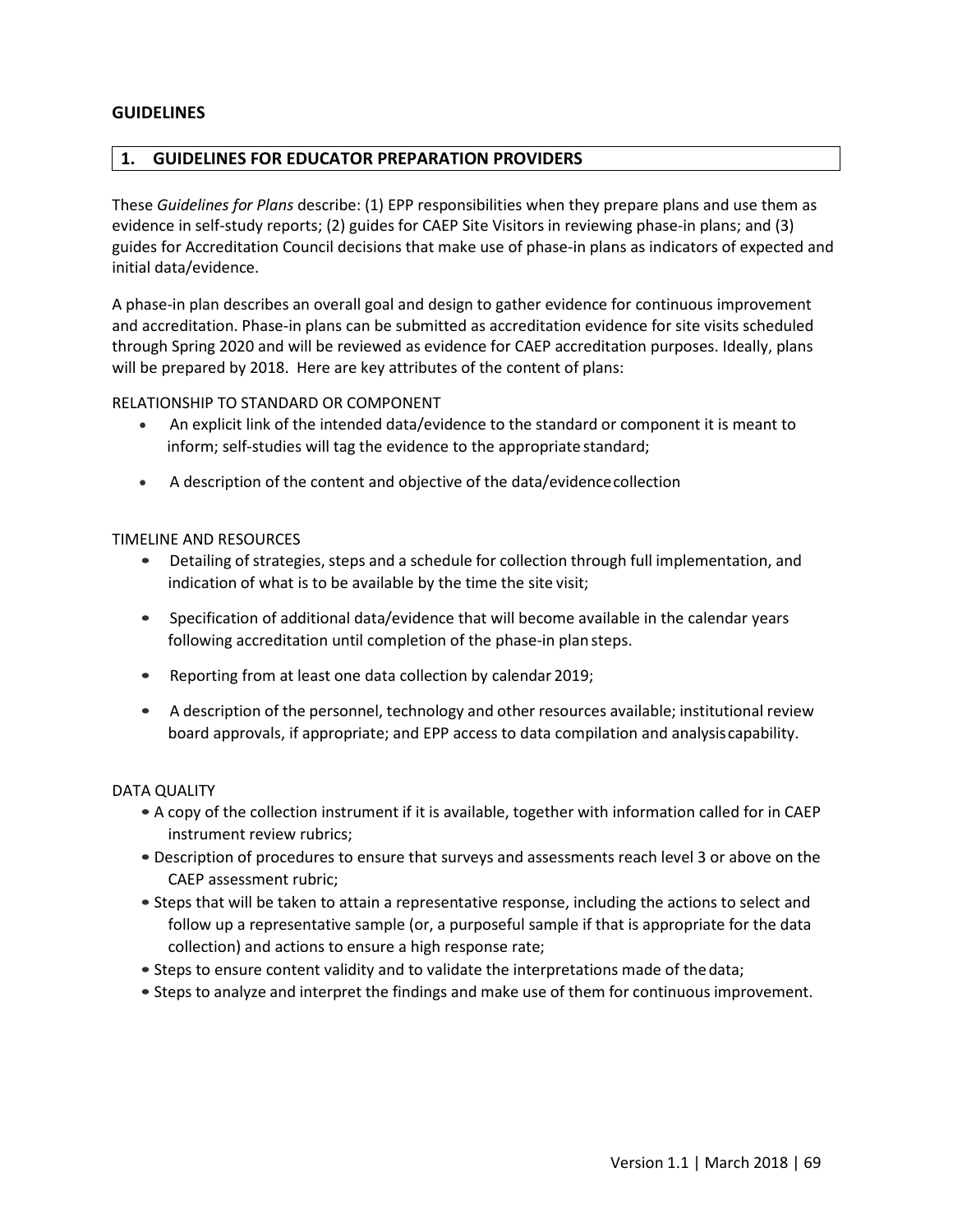## GUIDELINES

### 1. GUIDELINES FOR EDUCATOR PREPARATION PROVIDERS

These *Guidelines for Plans* describe: (1) EPP responsibilities when they prepare plans and use them as evidence in self-study reports; (2) guides for CAEP Site Visitors in reviewing phase-in plans; and (3) guides for Accreditation Council decisions that make use of phase-in plans as indicators of expected and initial data/evidence.

A phase-in plan describes an overall goal and design to gather evidence for continuous improvement and accreditation. Phase-in plans can be submitted as accreditation evidence for site visits scheduled through Spring 2020 and will be reviewed as evidence for CAEP accreditation purposes. Ideally, plans will be prepared by 2018. Here are key attributes of the content of plans:

RELATIONSHIP TO STANDARD OR COMPONENT

- An explicit link of the intended data/evidence to the standard or component it is meant to inform; self-studies will tag the evidence to the appropriate standard;
- A description of the content and objective of the data/evidence collection

TIMELINE AND RESOURCES

- Detailing of strategies, steps and a schedule for collection through full implementation, and indication of what is to be available by the time the site visit;
- Specification of additional data/evidence that will become available in the calendar years following accreditation until completion of the phase-in plan steps.
- Reporting from at least one data collection by calendar 2019;
- A description of the personnel, technology and other resources available; institutional review board approvals, if appropriate; and EPP access to data compilation and analysis capability.

DATA QUALITY

- A copy of the collection instrument if it is available, together with information called for in CAEP instrument review rubrics;
- Description of procedures to ensure that surveys and assessments reach level 3 or above on the CAEP assessment rubric;
- Steps that will be taken to attain a representative response, including the actions to select and follow up a representative sample (or, a purposeful sample if that is appropriate for the data collection) and actions to ensure a high response rate;
- Steps to ensure content validity and to validate the interpretations made of the data;
- Steps to analyze and interpret the findings and make use of them for continuous improvement.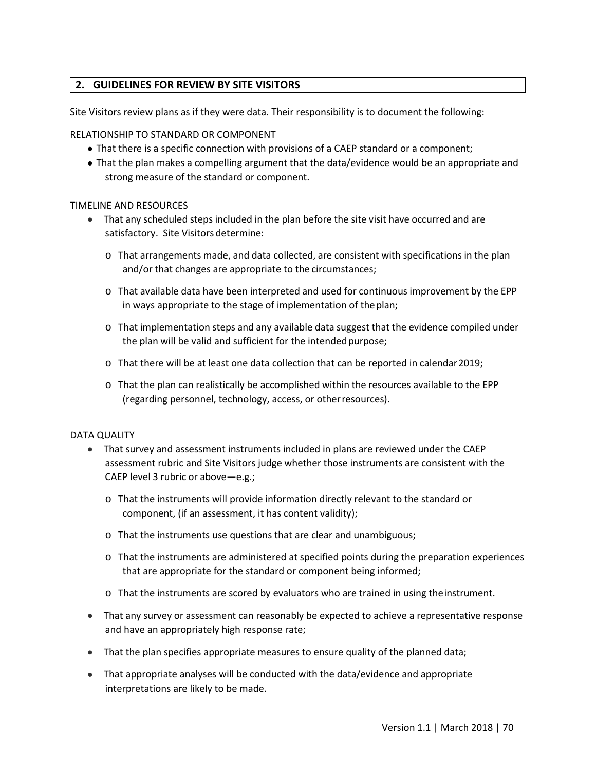## 2. GUIDELINES FOR REVIEW BY SITE VISITORS

Site Visitors review plans as if they were data. Their responsibility is to document the following:

RELATIONSHIP TO STANDARD OR COMPONENT

- That there is a specific connection with provisions of a CAEP standard or a component;
- That the plan makes a compelling argument that the data/evidence would be an appropriate and strong measure of the standard or component.

TIMELINE AND RESOURCES

- That any scheduled steps included in the plan before the site visit have occurred and are satisfactory. Site Visitors determine:
  - That arrangements made, and data collected, are consistent with specifications in the plan and/or that changes are appropriate to the circumstances;
  - That available data have been interpreted and used for continuous improvement by the EPP in ways appropriate to the stage of implementation of the plan;
  - That implementation steps and any available data suggest that the evidence compiled under the plan will be valid and sufficient for the intended purpose;
  - That there will be at least one data collection that can be reported in calendar 2019;
  - That the plan can realistically be accomplished within the resources available to the EPP (regarding personnel, technology, access, or other resources).

DATA QUALITY

- That survey and assessment instruments included in plans are reviewed under the CAEP assessment rubric and Site Visitors judge whether those instruments are consistent with the CAEP level 3 rubric or above—e.g.;
  - That the instruments will provide information directly relevant to the standard or component, (if an assessment, it has content validity);
  - That the instruments use questions that are clear and unambiguous;
  - That the instruments are administered at specified points during the preparation experiences that are appropriate for the standard or component being informed;
  - That the instruments are scored by evaluators who are trained in using the instrument.
- That any survey or assessment can reasonably be expected to achieve a representative response and have an appropriately high response rate;
- That the plan specifies appropriate measures to ensure quality of the planned data;
- That appropriate analyses will be conducted with the data/evidence and appropriate interpretations are likely to be made.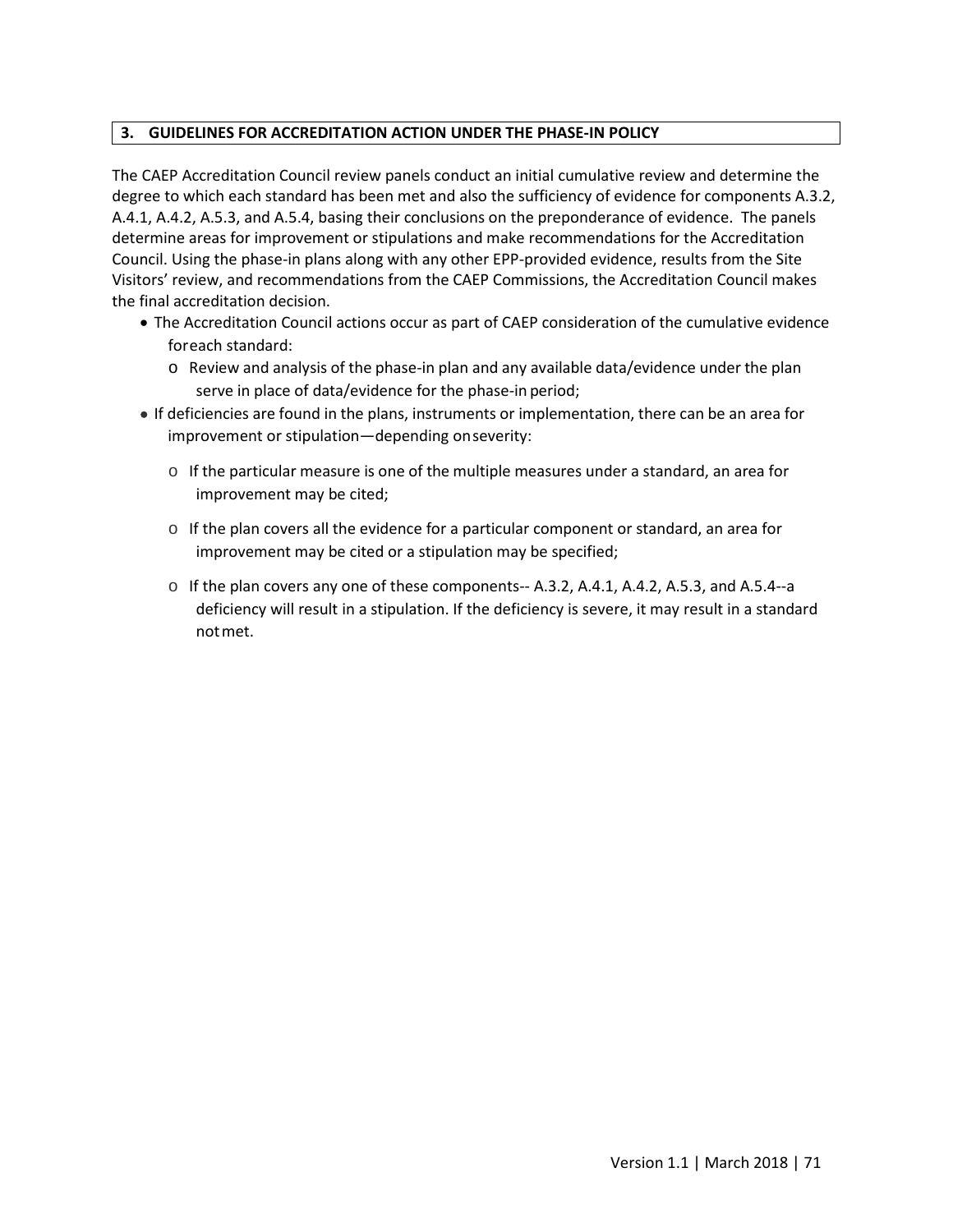## 3. GUIDELINES FOR ACCREDITATION ACTION UNDER THE PHASE-IN POLICY

The CAEP Accreditation Council review panels conduct an initial cumulative review and determine the degree to which each standard has been met and also the sufficiency of evidence for components A.3.2, A.4.1, A.4.2, A.5.3, and A.5.4, basing their conclusions on the preponderance of evidence. The panels determine areas for improvement or stipulations and make recommendations for the Accreditation Council. Using the phase-in plans along with any other EPP-provided evidence, results from the Site Visitors' review, and recommendations from the CAEP Commissions, the Accreditation Council makes the final accreditation decision.

- The Accreditation Council actions occur as part of CAEP consideration of the cumulative evidence for each standard:
  - Review and analysis of the phase-in plan and any available data/evidence under the plan serve in place of data/evidence for the phase-in period;
- If deficiencies are found in the plans, instruments or implementation, there can be an area for improvement or stipulation—depending on severity:
  - If the particular measure is one of the multiple measures under a standard, an area for improvement may be cited;
  - If the plan covers all the evidence for a particular component or standard, an area for improvement may be cited or a stipulation may be specified;
  - If the plan covers any one of these components-- A.3.2, A.4.1, A.4.2, A.5.3, and A.5.4--a deficiency will result in a stipulation. If the deficiency is severe, it may result in a standard not met.